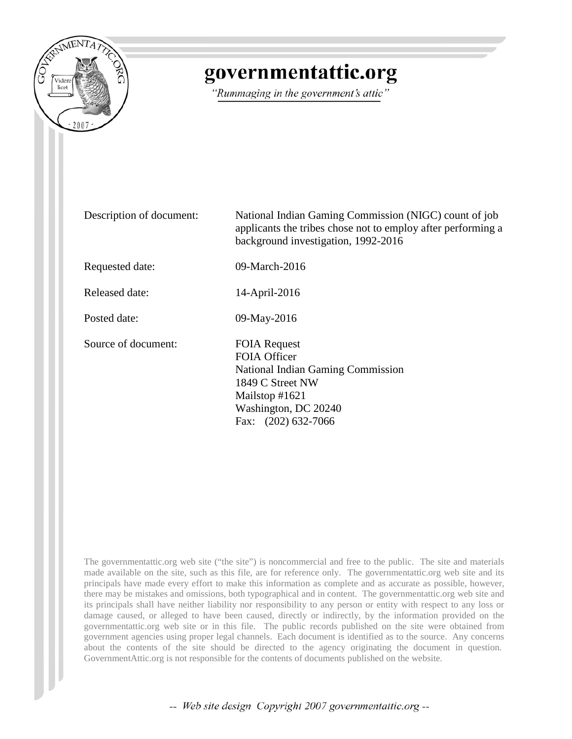# governmentattic.org

*"Rummaging in the government's attic"*

| | |
|---|---|
| Description of document: | National Indian Gaming Commission (NIGC) count of job applicants the tribes chose not to employ after performing a background investigation, 1992-2016 |
| Requested date: | 09-March-2016 |
| Released date: | 14-April-2016 |
| Posted date: | 09-May-2016 |
| Source of document: | FOIA Request<br>FOIA Officer<br>National Indian Gaming Commission<br>1849 C Street NW<br>Mailstop #1621<br>Washington, DC 20240<br>Fax: (202) 632-7066 |

The governmentattic.org web site ("the site") is noncommercial and free to the public. The site and materials made available on the site, such as this file, are for reference only. The governmentattic.org web site and its principals have made every effort to make this information as complete and as accurate as possible, however, there may be mistakes and omissions, both typographical and in content. The governmentattic.org web site and its principals shall have neither liability nor responsibility to any person or entity with respect to any loss or damage caused, or alleged to have been caused, directly or indirectly, by the information provided on the governmentattic.org web site or in this file. The public records published on the site were obtained from government agencies using proper legal channels. Each document is identified as to the source. Any concerns about the contents of the site should be directed to the agency originating the document in question. GovernmentAttic.org is not responsible for the contents of documents published on the website.

-- Web site design Copyright 2007 governmentattic.org --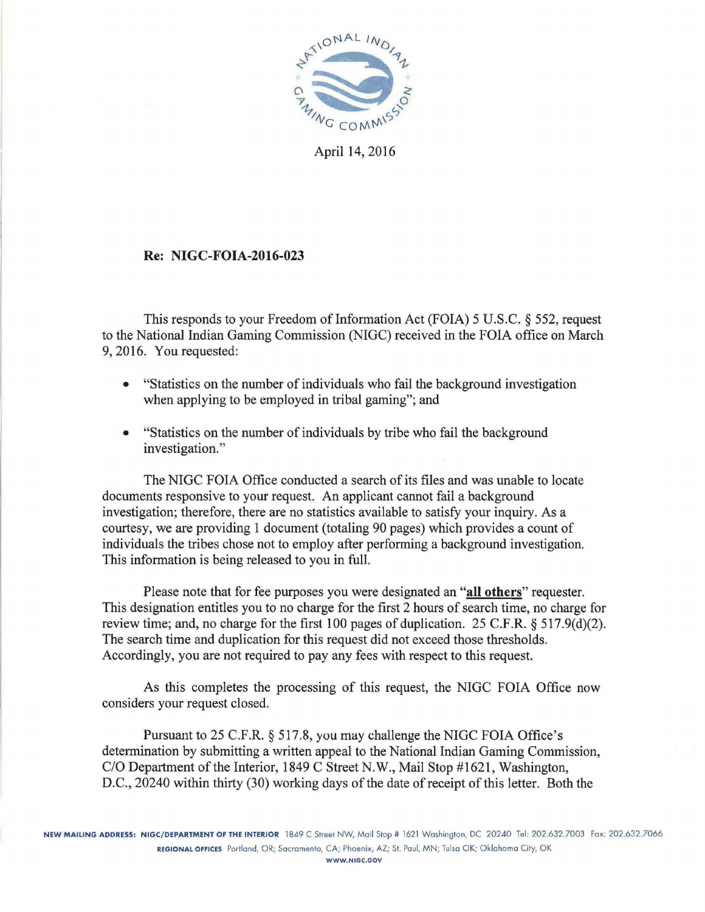April 14, 2016

**Re: NIGC-FOIA-2016-023**

This responds to your Freedom of Information Act (FOIA) 5 U.S.C. § 552, request to the National Indian Gaming Commission (NIGC) received in the FOIA office on March 9, 2016. You requested:

- "Statistics on the number of individuals who fail the background investigation when applying to be employed in tribal gaming"; and
- "Statistics on the number of individuals by tribe who fail the background investigation."

The NIGC FOIA Office conducted a search of its files and was unable to locate documents responsive to your request. An applicant cannot fail a background investigation; therefore, there are no statistics available to satisfy your inquiry. As a courtesy, we are providing 1 document (totaling 90 pages) which provides a count of individuals the tribes chose not to employ after performing a background investigation. This information is being released to you in full.

Please note that for fee purposes you were designated an "**all others**" requester. This designation entitles you to no charge for the first 2 hours of search time, no charge for review time; and, no charge for the first 100 pages of duplication. 25 C.F.R. § 517.9(d)(2). The search time and duplication for this request did not exceed those thresholds. Accordingly, you are not required to pay any fees with respect to this request.

As this completes the processing of this request, the NIGC FOIA Office now considers your request closed.

Pursuant to 25 C.F.R. § 517.8, you may challenge the NIGC FOIA Office's determination by submitting a written appeal to the National Indian Gaming Commission, C/O Department of the Interior, 1849 C Street N.W., Mail Stop #1621, Washington, D.C., 20240 within thirty (30) working days of the date of receipt of this letter. Both the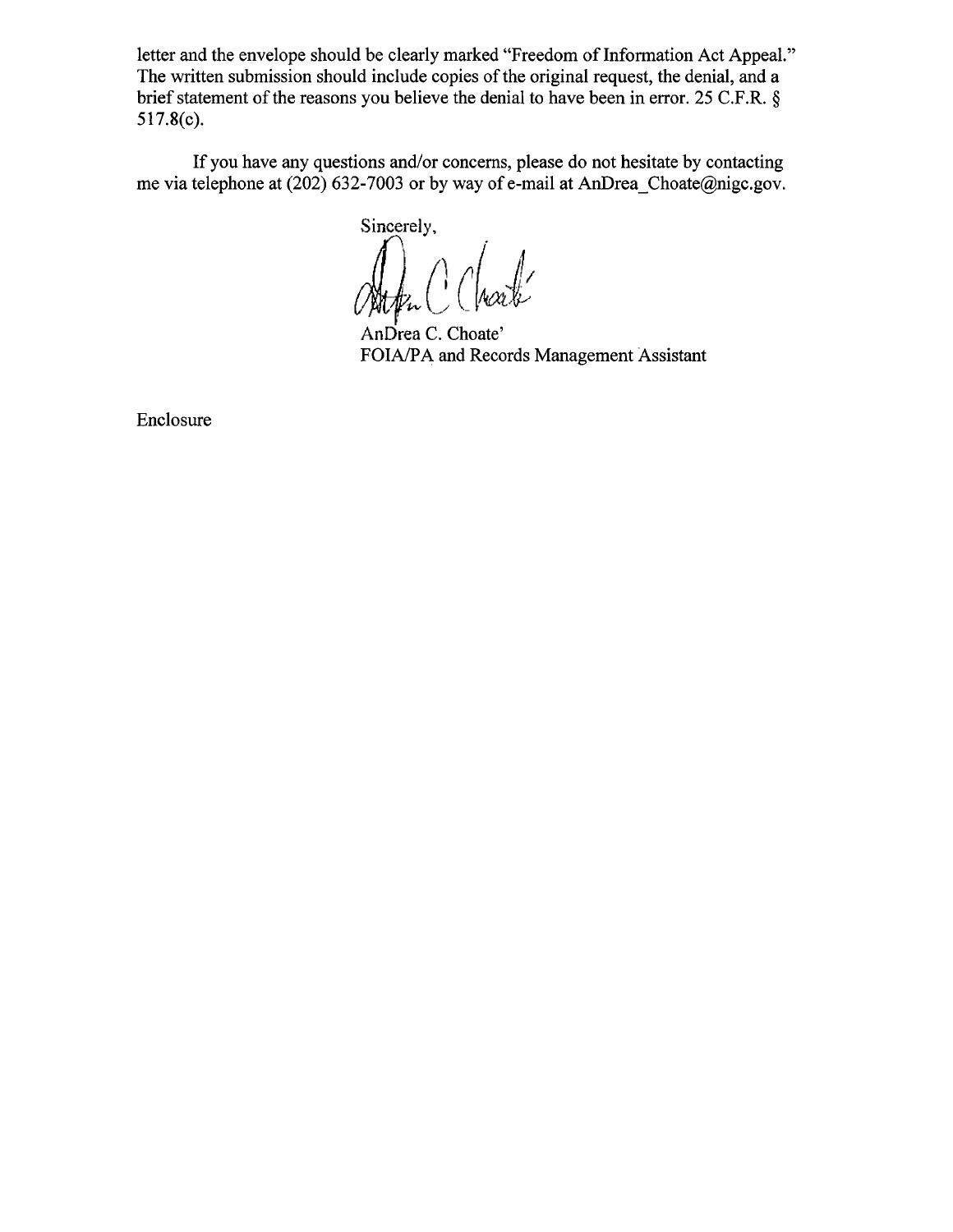letter and the envelope should be clearly marked "Freedom of Information Act Appeal." The written submission should include copies of the original request, the denial, and a brief statement of the reasons you believe the denial to have been in error. 25 C.F.R. § 517.8(c).

If you have any questions and/or concerns, please do not hesitate by contacting me via telephone at (202) 632-7003 or by way of e-mail at AnDrea_Choate@nigc.gov.

Sincerely,

AnDrea C. Choate'
FOIA/PA and Records Management Assistant

Enclosure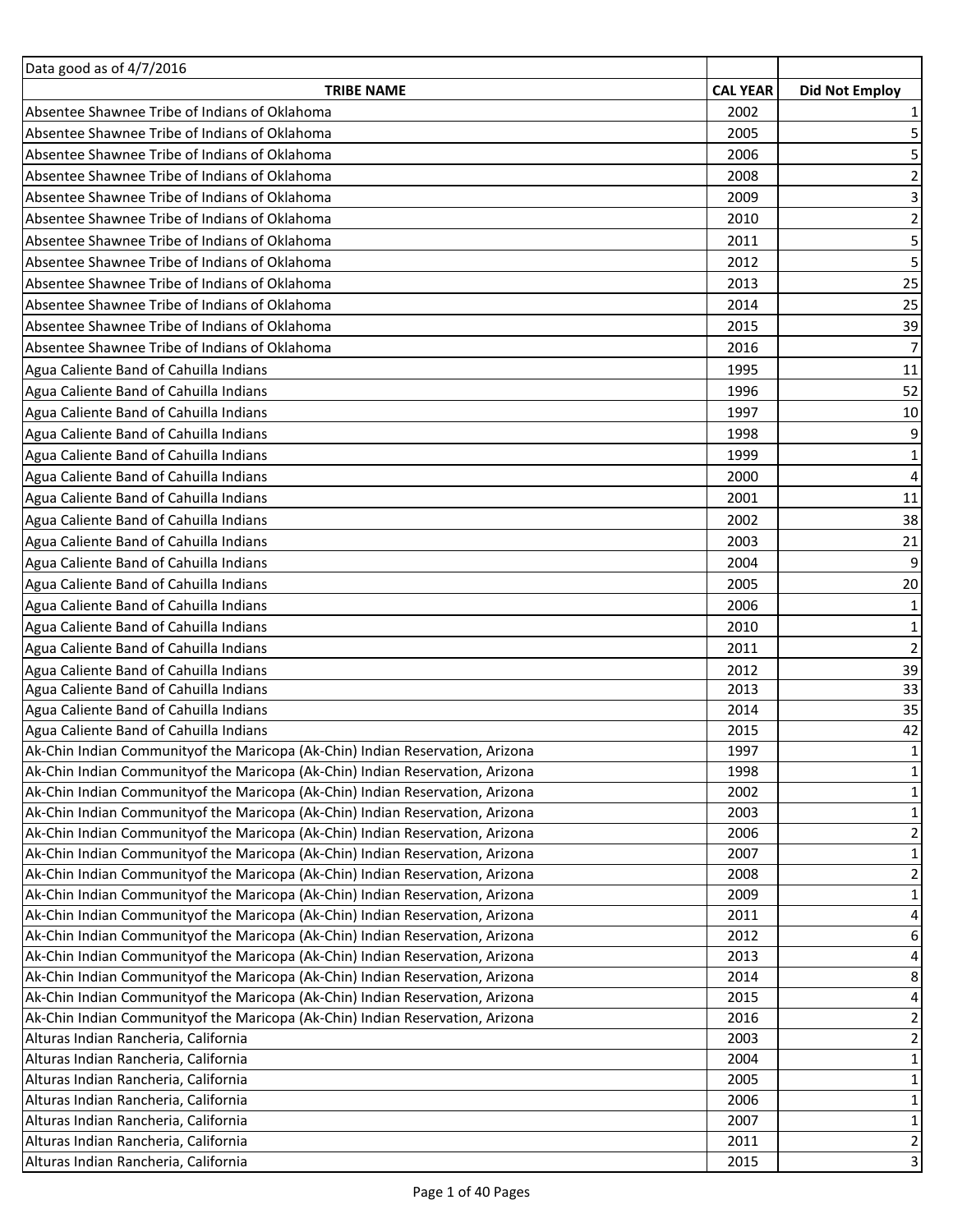| Data good as of 4/7/2016 | | |
|---|---|---|
| **TRIBE NAME** | **CAL YEAR** | **Did Not Employ** |
| Absentee Shawnee Tribe of Indians of Oklahoma | 2002 | 1 |
| Absentee Shawnee Tribe of Indians of Oklahoma | 2005 | 5 |
| Absentee Shawnee Tribe of Indians of Oklahoma | 2006 | 5 |
| Absentee Shawnee Tribe of Indians of Oklahoma | 2008 | 2 |
| Absentee Shawnee Tribe of Indians of Oklahoma | 2009 | 3 |
| Absentee Shawnee Tribe of Indians of Oklahoma | 2010 | 2 |
| Absentee Shawnee Tribe of Indians of Oklahoma | 2011 | 5 |
| Absentee Shawnee Tribe of Indians of Oklahoma | 2012 | 5 |
| Absentee Shawnee Tribe of Indians of Oklahoma | 2013 | 25 |
| Absentee Shawnee Tribe of Indians of Oklahoma | 2014 | 25 |
| Absentee Shawnee Tribe of Indians of Oklahoma | 2015 | 39 |
| Absentee Shawnee Tribe of Indians of Oklahoma | 2016 | 7 |
| Agua Caliente Band of Cahuilla Indians | 1995 | 11 |
| Agua Caliente Band of Cahuilla Indians | 1996 | 52 |
| Agua Caliente Band of Cahuilla Indians | 1997 | 10 |
| Agua Caliente Band of Cahuilla Indians | 1998 | 9 |
| Agua Caliente Band of Cahuilla Indians | 1999 | 1 |
| Agua Caliente Band of Cahuilla Indians | 2000 | 4 |
| Agua Caliente Band of Cahuilla Indians | 2001 | 11 |
| Agua Caliente Band of Cahuilla Indians | 2002 | 38 |
| Agua Caliente Band of Cahuilla Indians | 2003 | 21 |
| Agua Caliente Band of Cahuilla Indians | 2004 | 9 |
| Agua Caliente Band of Cahuilla Indians | 2005 | 20 |
| Agua Caliente Band of Cahuilla Indians | 2006 | 1 |
| Agua Caliente Band of Cahuilla Indians | 2010 | 1 |
| Agua Caliente Band of Cahuilla Indians | 2011 | 2 |
| Agua Caliente Band of Cahuilla Indians | 2012 | 39 |
| Agua Caliente Band of Cahuilla Indians | 2013 | 33 |
| Agua Caliente Band of Cahuilla Indians | 2014 | 35 |
| Agua Caliente Band of Cahuilla Indians | 2015 | 42 |
| Ak-Chin Indian Communityof the Maricopa (Ak-Chin) Indian Reservation, Arizona | 1997 | 1 |
| Ak-Chin Indian Communityof the Maricopa (Ak-Chin) Indian Reservation, Arizona | 1998 | 1 |
| Ak-Chin Indian Communityof the Maricopa (Ak-Chin) Indian Reservation, Arizona | 2002 | 1 |
| Ak-Chin Indian Communityof the Maricopa (Ak-Chin) Indian Reservation, Arizona | 2003 | 1 |
| Ak-Chin Indian Communityof the Maricopa (Ak-Chin) Indian Reservation, Arizona | 2006 | 2 |
| Ak-Chin Indian Communityof the Maricopa (Ak-Chin) Indian Reservation, Arizona | 2007 | 1 |
| Ak-Chin Indian Communityof the Maricopa (Ak-Chin) Indian Reservation, Arizona | 2008 | 2 |
| Ak-Chin Indian Communityof the Maricopa (Ak-Chin) Indian Reservation, Arizona | 2009 | 1 |
| Ak-Chin Indian Communityof the Maricopa (Ak-Chin) Indian Reservation, Arizona | 2011 | 4 |
| Ak-Chin Indian Communityof the Maricopa (Ak-Chin) Indian Reservation, Arizona | 2012 | 6 |
| Ak-Chin Indian Communityof the Maricopa (Ak-Chin) Indian Reservation, Arizona | 2013 | 4 |
| Ak-Chin Indian Communityof the Maricopa (Ak-Chin) Indian Reservation, Arizona | 2014 | 8 |
| Ak-Chin Indian Communityof the Maricopa (Ak-Chin) Indian Reservation, Arizona | 2015 | 4 |
| Ak-Chin Indian Communityof the Maricopa (Ak-Chin) Indian Reservation, Arizona | 2016 | 2 |
| Alturas Indian Rancheria, California | 2003 | 2 |
| Alturas Indian Rancheria, California | 2004 | 1 |
| Alturas Indian Rancheria, California | 2005 | 1 |
| Alturas Indian Rancheria, California | 2006 | 1 |
| Alturas Indian Rancheria, California | 2007 | 1 |
| Alturas Indian Rancheria, California | 2011 | 2 |
| Alturas Indian Rancheria, California | 2015 | 3 |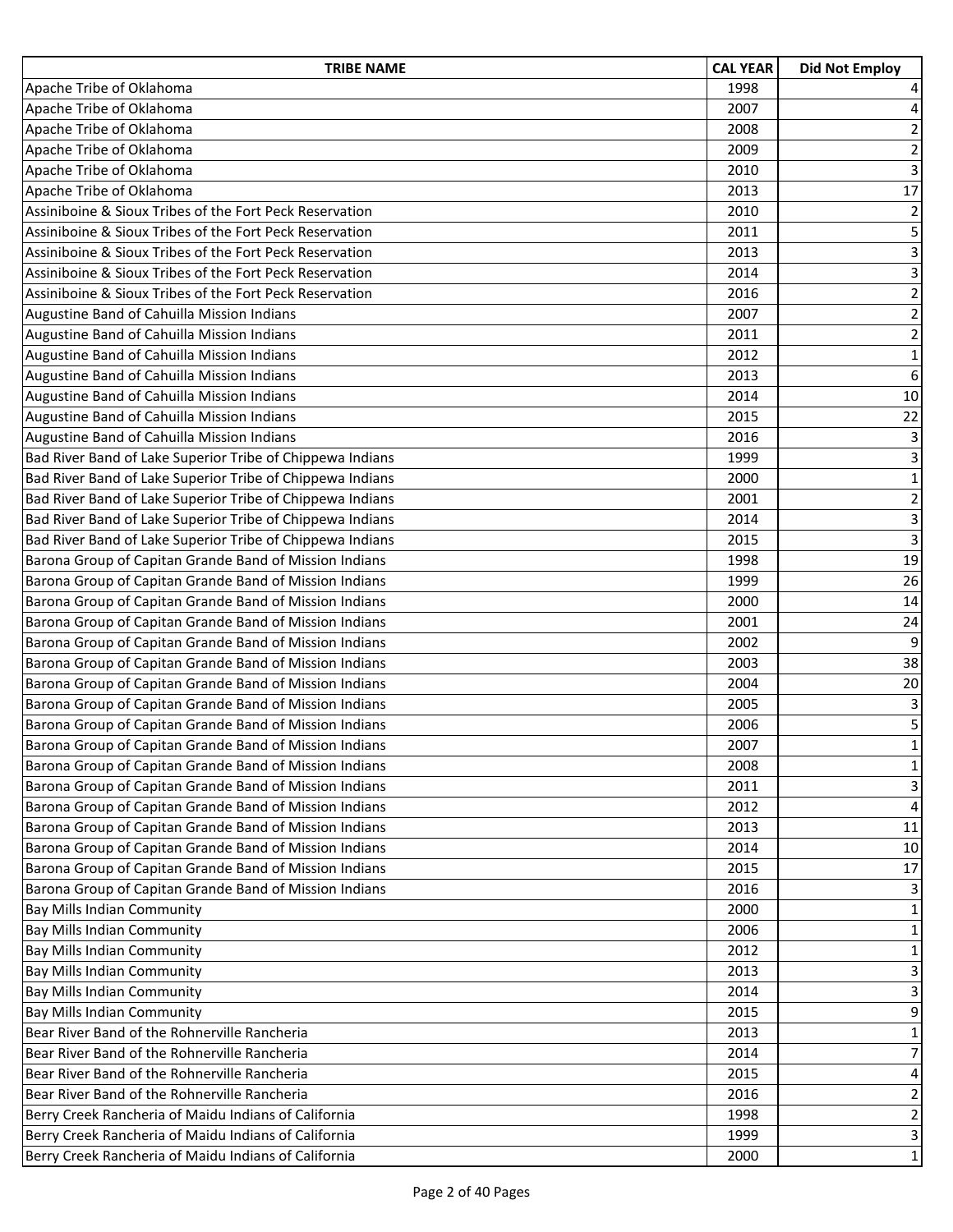| TRIBE NAME | CAL YEAR | Did Not Employ |
|---|---|---|
| Apache Tribe of Oklahoma | 1998 | 4 |
| Apache Tribe of Oklahoma | 2007 | 4 |
| Apache Tribe of Oklahoma | 2008 | 2 |
| Apache Tribe of Oklahoma | 2009 | 2 |
| Apache Tribe of Oklahoma | 2010 | 3 |
| Apache Tribe of Oklahoma | 2013 | 17 |
| Assiniboine & Sioux Tribes of the Fort Peck Reservation | 2010 | 2 |
| Assiniboine & Sioux Tribes of the Fort Peck Reservation | 2011 | 5 |
| Assiniboine & Sioux Tribes of the Fort Peck Reservation | 2013 | 3 |
| Assiniboine & Sioux Tribes of the Fort Peck Reservation | 2014 | 3 |
| Assiniboine & Sioux Tribes of the Fort Peck Reservation | 2016 | 2 |
| Augustine Band of Cahuilla Mission Indians | 2007 | 2 |
| Augustine Band of Cahuilla Mission Indians | 2011 | 2 |
| Augustine Band of Cahuilla Mission Indians | 2012 | 1 |
| Augustine Band of Cahuilla Mission Indians | 2013 | 6 |
| Augustine Band of Cahuilla Mission Indians | 2014 | 10 |
| Augustine Band of Cahuilla Mission Indians | 2015 | 22 |
| Augustine Band of Cahuilla Mission Indians | 2016 | 3 |
| Bad River Band of Lake Superior Tribe of Chippewa Indians | 1999 | 3 |
| Bad River Band of Lake Superior Tribe of Chippewa Indians | 2000 | 1 |
| Bad River Band of Lake Superior Tribe of Chippewa Indians | 2001 | 2 |
| Bad River Band of Lake Superior Tribe of Chippewa Indians | 2014 | 3 |
| Bad River Band of Lake Superior Tribe of Chippewa Indians | 2015 | 3 |
| Barona Group of Capitan Grande Band of Mission Indians | 1998 | 19 |
| Barona Group of Capitan Grande Band of Mission Indians | 1999 | 26 |
| Barona Group of Capitan Grande Band of Mission Indians | 2000 | 14 |
| Barona Group of Capitan Grande Band of Mission Indians | 2001 | 24 |
| Barona Group of Capitan Grande Band of Mission Indians | 2002 | 9 |
| Barona Group of Capitan Grande Band of Mission Indians | 2003 | 38 |
| Barona Group of Capitan Grande Band of Mission Indians | 2004 | 20 |
| Barona Group of Capitan Grande Band of Mission Indians | 2005 | 3 |
| Barona Group of Capitan Grande Band of Mission Indians | 2006 | 5 |
| Barona Group of Capitan Grande Band of Mission Indians | 2007 | 1 |
| Barona Group of Capitan Grande Band of Mission Indians | 2008 | 1 |
| Barona Group of Capitan Grande Band of Mission Indians | 2011 | 3 |
| Barona Group of Capitan Grande Band of Mission Indians | 2012 | 4 |
| Barona Group of Capitan Grande Band of Mission Indians | 2013 | 11 |
| Barona Group of Capitan Grande Band of Mission Indians | 2014 | 10 |
| Barona Group of Capitan Grande Band of Mission Indians | 2015 | 17 |
| Barona Group of Capitan Grande Band of Mission Indians | 2016 | 3 |
| Bay Mills Indian Community | 2000 | 1 |
| Bay Mills Indian Community | 2006 | 1 |
| Bay Mills Indian Community | 2012 | 1 |
| Bay Mills Indian Community | 2013 | 3 |
| Bay Mills Indian Community | 2014 | 3 |
| Bay Mills Indian Community | 2015 | 9 |
| Bear River Band of the Rohnerville Rancheria | 2013 | 1 |
| Bear River Band of the Rohnerville Rancheria | 2014 | 7 |
| Bear River Band of the Rohnerville Rancheria | 2015 | 4 |
| Bear River Band of the Rohnerville Rancheria | 2016 | 2 |
| Berry Creek Rancheria of Maidu Indians of California | 1998 | 2 |
| Berry Creek Rancheria of Maidu Indians of California | 1999 | 3 |
| Berry Creek Rancheria of Maidu Indians of California | 2000 | 1 |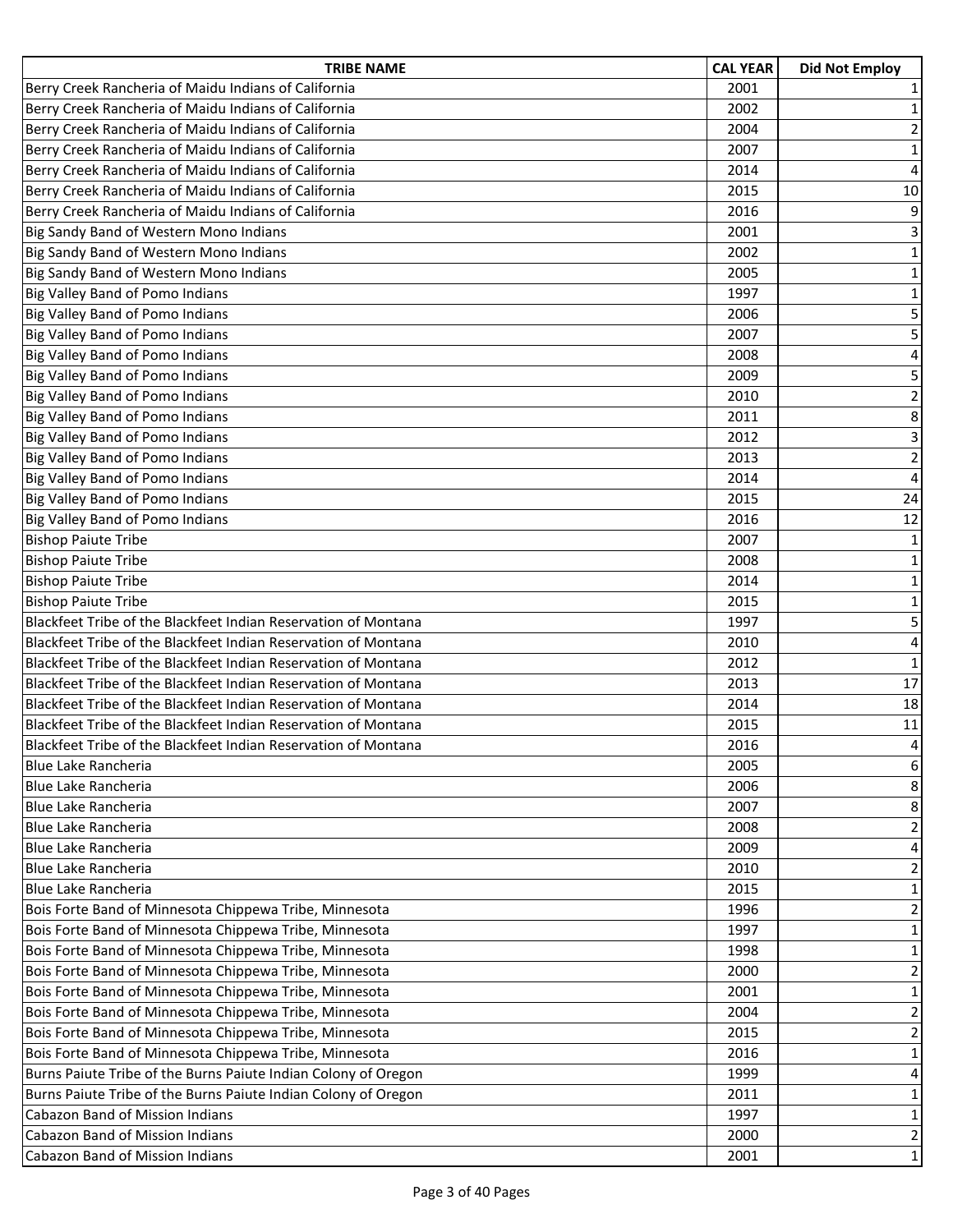| TRIBE NAME | CAL YEAR | Did Not Employ |
| --- | --- | --- |
| Berry Creek Rancheria of Maidu Indians of California | 2001 | 1 |
| Berry Creek Rancheria of Maidu Indians of California | 2002 | 1 |
| Berry Creek Rancheria of Maidu Indians of California | 2004 | 2 |
| Berry Creek Rancheria of Maidu Indians of California | 2007 | 1 |
| Berry Creek Rancheria of Maidu Indians of California | 2014 | 4 |
| Berry Creek Rancheria of Maidu Indians of California | 2015 | 10 |
| Berry Creek Rancheria of Maidu Indians of California | 2016 | 9 |
| Big Sandy Band of Western Mono Indians | 2001 | 3 |
| Big Sandy Band of Western Mono Indians | 2002 | 1 |
| Big Sandy Band of Western Mono Indians | 2005 | 1 |
| Big Valley Band of Pomo Indians | 1997 | 1 |
| Big Valley Band of Pomo Indians | 2006 | 5 |
| Big Valley Band of Pomo Indians | 2007 | 5 |
| Big Valley Band of Pomo Indians | 2008 | 4 |
| Big Valley Band of Pomo Indians | 2009 | 5 |
| Big Valley Band of Pomo Indians | 2010 | 2 |
| Big Valley Band of Pomo Indians | 2011 | 8 |
| Big Valley Band of Pomo Indians | 2012 | 3 |
| Big Valley Band of Pomo Indians | 2013 | 2 |
| Big Valley Band of Pomo Indians | 2014 | 4 |
| Big Valley Band of Pomo Indians | 2015 | 24 |
| Big Valley Band of Pomo Indians | 2016 | 12 |
| Bishop Paiute Tribe | 2007 | 1 |
| Bishop Paiute Tribe | 2008 | 1 |
| Bishop Paiute Tribe | 2014 | 1 |
| Bishop Paiute Tribe | 2015 | 1 |
| Blackfeet Tribe of the Blackfeet Indian Reservation of Montana | 1997 | 5 |
| Blackfeet Tribe of the Blackfeet Indian Reservation of Montana | 2010 | 4 |
| Blackfeet Tribe of the Blackfeet Indian Reservation of Montana | 2012 | 1 |
| Blackfeet Tribe of the Blackfeet Indian Reservation of Montana | 2013 | 17 |
| Blackfeet Tribe of the Blackfeet Indian Reservation of Montana | 2014 | 18 |
| Blackfeet Tribe of the Blackfeet Indian Reservation of Montana | 2015 | 11 |
| Blackfeet Tribe of the Blackfeet Indian Reservation of Montana | 2016 | 4 |
| Blue Lake Rancheria | 2005 | 6 |
| Blue Lake Rancheria | 2006 | 8 |
| Blue Lake Rancheria | 2007 | 8 |
| Blue Lake Rancheria | 2008 | 2 |
| Blue Lake Rancheria | 2009 | 4 |
| Blue Lake Rancheria | 2010 | 2 |
| Blue Lake Rancheria | 2015 | 1 |
| Bois Forte Band of Minnesota Chippewa Tribe, Minnesota | 1996 | 2 |
| Bois Forte Band of Minnesota Chippewa Tribe, Minnesota | 1997 | 1 |
| Bois Forte Band of Minnesota Chippewa Tribe, Minnesota | 1998 | 1 |
| Bois Forte Band of Minnesota Chippewa Tribe, Minnesota | 2000 | 2 |
| Bois Forte Band of Minnesota Chippewa Tribe, Minnesota | 2001 | 1 |
| Bois Forte Band of Minnesota Chippewa Tribe, Minnesota | 2004 | 2 |
| Bois Forte Band of Minnesota Chippewa Tribe, Minnesota | 2015 | 2 |
| Bois Forte Band of Minnesota Chippewa Tribe, Minnesota | 2016 | 1 |
| Burns Paiute Tribe of the Burns Paiute Indian Colony of Oregon | 1999 | 4 |
| Burns Paiute Tribe of the Burns Paiute Indian Colony of Oregon | 2011 | 1 |
| Cabazon Band of Mission Indians | 1997 | 1 |
| Cabazon Band of Mission Indians | 2000 | 2 |
| Cabazon Band of Mission Indians | 2001 | 1 |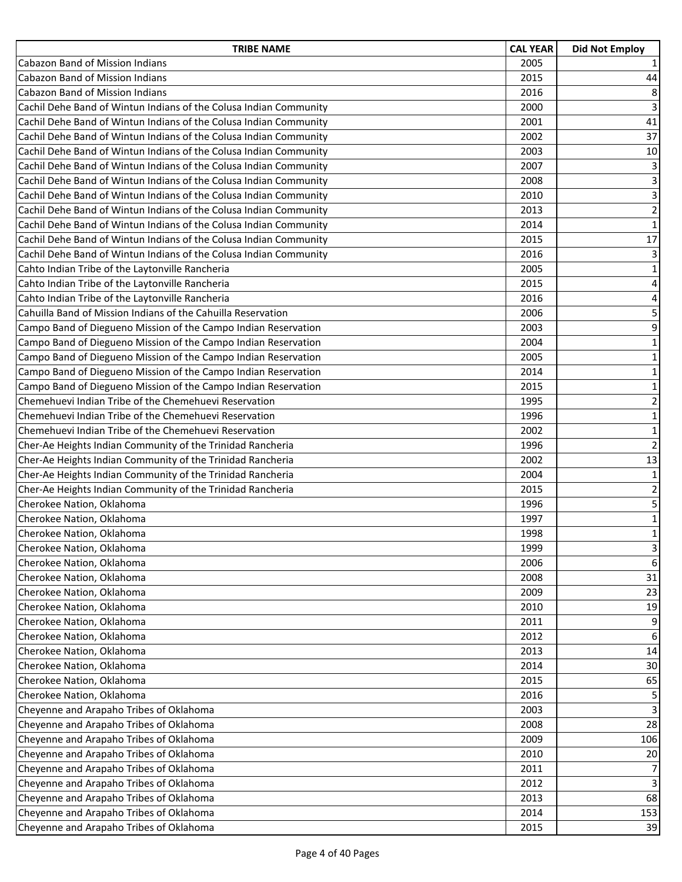| TRIBE NAME | CAL YEAR | Did Not Employ |
|---|---|---|
| Cabazon Band of Mission Indians | 2005 | 1 |
| Cabazon Band of Mission Indians | 2015 | 44 |
| Cabazon Band of Mission Indians | 2016 | 8 |
| Cachil Dehe Band of Wintun Indians of the Colusa Indian Community | 2000 | 3 |
| Cachil Dehe Band of Wintun Indians of the Colusa Indian Community | 2001 | 41 |
| Cachil Dehe Band of Wintun Indians of the Colusa Indian Community | 2002 | 37 |
| Cachil Dehe Band of Wintun Indians of the Colusa Indian Community | 2003 | 10 |
| Cachil Dehe Band of Wintun Indians of the Colusa Indian Community | 2007 | 3 |
| Cachil Dehe Band of Wintun Indians of the Colusa Indian Community | 2008 | 3 |
| Cachil Dehe Band of Wintun Indians of the Colusa Indian Community | 2010 | 3 |
| Cachil Dehe Band of Wintun Indians of the Colusa Indian Community | 2013 | 2 |
| Cachil Dehe Band of Wintun Indians of the Colusa Indian Community | 2014 | 1 |
| Cachil Dehe Band of Wintun Indians of the Colusa Indian Community | 2015 | 17 |
| Cachil Dehe Band of Wintun Indians of the Colusa Indian Community | 2016 | 3 |
| Cahto Indian Tribe of the Laytonville Rancheria | 2005 | 1 |
| Cahto Indian Tribe of the Laytonville Rancheria | 2015 | 4 |
| Cahto Indian Tribe of the Laytonville Rancheria | 2016 | 4 |
| Cahuilla Band of Mission Indians of the Cahuilla Reservation | 2006 | 5 |
| Campo Band of Diegueno Mission of the Campo Indian Reservation | 2003 | 9 |
| Campo Band of Diegueno Mission of the Campo Indian Reservation | 2004 | 1 |
| Campo Band of Diegueno Mission of the Campo Indian Reservation | 2005 | 1 |
| Campo Band of Diegueno Mission of the Campo Indian Reservation | 2014 | 1 |
| Campo Band of Diegueno Mission of the Campo Indian Reservation | 2015 | 1 |
| Chemehuevi Indian Tribe of the Chemehuevi Reservation | 1995 | 2 |
| Chemehuevi Indian Tribe of the Chemehuevi Reservation | 1996 | 1 |
| Chemehuevi Indian Tribe of the Chemehuevi Reservation | 2002 | 1 |
| Cher-Ae Heights Indian Community of the Trinidad Rancheria | 1996 | 2 |
| Cher-Ae Heights Indian Community of the Trinidad Rancheria | 2002 | 13 |
| Cher-Ae Heights Indian Community of the Trinidad Rancheria | 2004 | 1 |
| Cher-Ae Heights Indian Community of the Trinidad Rancheria | 2015 | 2 |
| Cherokee Nation, Oklahoma | 1996 | 5 |
| Cherokee Nation, Oklahoma | 1997 | 1 |
| Cherokee Nation, Oklahoma | 1998 | 1 |
| Cherokee Nation, Oklahoma | 1999 | 3 |
| Cherokee Nation, Oklahoma | 2006 | 6 |
| Cherokee Nation, Oklahoma | 2008 | 31 |
| Cherokee Nation, Oklahoma | 2009 | 23 |
| Cherokee Nation, Oklahoma | 2010 | 19 |
| Cherokee Nation, Oklahoma | 2011 | 9 |
| Cherokee Nation, Oklahoma | 2012 | 6 |
| Cherokee Nation, Oklahoma | 2013 | 14 |
| Cherokee Nation, Oklahoma | 2014 | 30 |
| Cherokee Nation, Oklahoma | 2015 | 65 |
| Cherokee Nation, Oklahoma | 2016 | 5 |
| Cheyenne and Arapaho Tribes of Oklahoma | 2003 | 3 |
| Cheyenne and Arapaho Tribes of Oklahoma | 2008 | 28 |
| Cheyenne and Arapaho Tribes of Oklahoma | 2009 | 106 |
| Cheyenne and Arapaho Tribes of Oklahoma | 2010 | 20 |
| Cheyenne and Arapaho Tribes of Oklahoma | 2011 | 7 |
| Cheyenne and Arapaho Tribes of Oklahoma | 2012 | 3 |
| Cheyenne and Arapaho Tribes of Oklahoma | 2013 | 68 |
| Cheyenne and Arapaho Tribes of Oklahoma | 2014 | 153 |
| Cheyenne and Arapaho Tribes of Oklahoma | 2015 | 39 |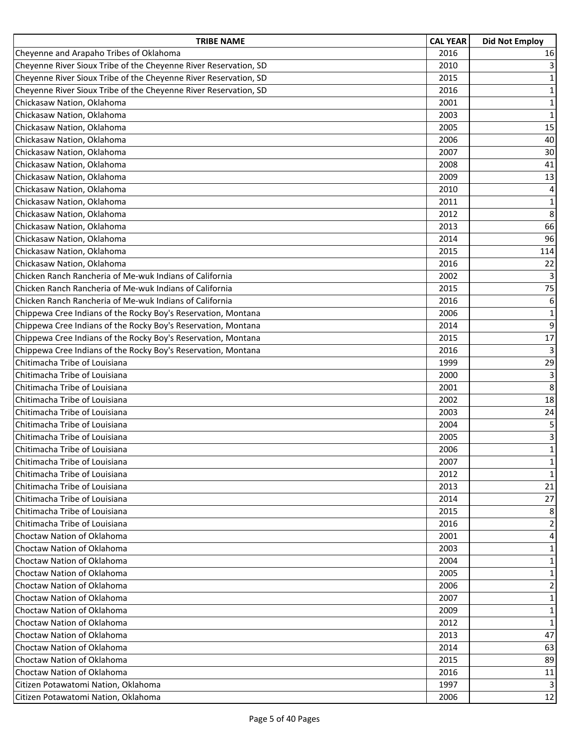| TRIBE NAME | CAL YEAR | Did Not Employ |
| --- | --- | --- |
| Cheyenne and Arapaho Tribes of Oklahoma | 2016 | 16 |
| Cheyenne River Sioux Tribe of the Cheyenne River Reservation, SD | 2010 | 3 |
| Cheyenne River Sioux Tribe of the Cheyenne River Reservation, SD | 2015 | 1 |
| Cheyenne River Sioux Tribe of the Cheyenne River Reservation, SD | 2016 | 1 |
| Chickasaw Nation, Oklahoma | 2001 | 1 |
| Chickasaw Nation, Oklahoma | 2003 | 1 |
| Chickasaw Nation, Oklahoma | 2005 | 15 |
| Chickasaw Nation, Oklahoma | 2006 | 40 |
| Chickasaw Nation, Oklahoma | 2007 | 30 |
| Chickasaw Nation, Oklahoma | 2008 | 41 |
| Chickasaw Nation, Oklahoma | 2009 | 13 |
| Chickasaw Nation, Oklahoma | 2010 | 4 |
| Chickasaw Nation, Oklahoma | 2011 | 1 |
| Chickasaw Nation, Oklahoma | 2012 | 8 |
| Chickasaw Nation, Oklahoma | 2013 | 66 |
| Chickasaw Nation, Oklahoma | 2014 | 96 |
| Chickasaw Nation, Oklahoma | 2015 | 114 |
| Chickasaw Nation, Oklahoma | 2016 | 22 |
| Chicken Ranch Rancheria of Me-wuk Indians of California | 2002 | 3 |
| Chicken Ranch Rancheria of Me-wuk Indians of California | 2015 | 75 |
| Chicken Ranch Rancheria of Me-wuk Indians of California | 2016 | 6 |
| Chippewa Cree Indians of the Rocky Boy's Reservation, Montana | 2006 | 1 |
| Chippewa Cree Indians of the Rocky Boy's Reservation, Montana | 2014 | 9 |
| Chippewa Cree Indians of the Rocky Boy's Reservation, Montana | 2015 | 17 |
| Chippewa Cree Indians of the Rocky Boy's Reservation, Montana | 2016 | 3 |
| Chitimacha Tribe of Louisiana | 1999 | 29 |
| Chitimacha Tribe of Louisiana | 2000 | 3 |
| Chitimacha Tribe of Louisiana | 2001 | 8 |
| Chitimacha Tribe of Louisiana | 2002 | 18 |
| Chitimacha Tribe of Louisiana | 2003 | 24 |
| Chitimacha Tribe of Louisiana | 2004 | 5 |
| Chitimacha Tribe of Louisiana | 2005 | 3 |
| Chitimacha Tribe of Louisiana | 2006 | 1 |
| Chitimacha Tribe of Louisiana | 2007 | 1 |
| Chitimacha Tribe of Louisiana | 2012 | 1 |
| Chitimacha Tribe of Louisiana | 2013 | 21 |
| Chitimacha Tribe of Louisiana | 2014 | 27 |
| Chitimacha Tribe of Louisiana | 2015 | 8 |
| Chitimacha Tribe of Louisiana | 2016 | 2 |
| Choctaw Nation of Oklahoma | 2001 | 4 |
| Choctaw Nation of Oklahoma | 2003 | 1 |
| Choctaw Nation of Oklahoma | 2004 | 1 |
| Choctaw Nation of Oklahoma | 2005 | 1 |
| Choctaw Nation of Oklahoma | 2006 | 2 |
| Choctaw Nation of Oklahoma | 2007 | 1 |
| Choctaw Nation of Oklahoma | 2009 | 1 |
| Choctaw Nation of Oklahoma | 2012 | 1 |
| Choctaw Nation of Oklahoma | 2013 | 47 |
| Choctaw Nation of Oklahoma | 2014 | 63 |
| Choctaw Nation of Oklahoma | 2015 | 89 |
| Choctaw Nation of Oklahoma | 2016 | 11 |
| Citizen Potawatomi Nation, Oklahoma | 1997 | 3 |
| Citizen Potawatomi Nation, Oklahoma | 2006 | 12 |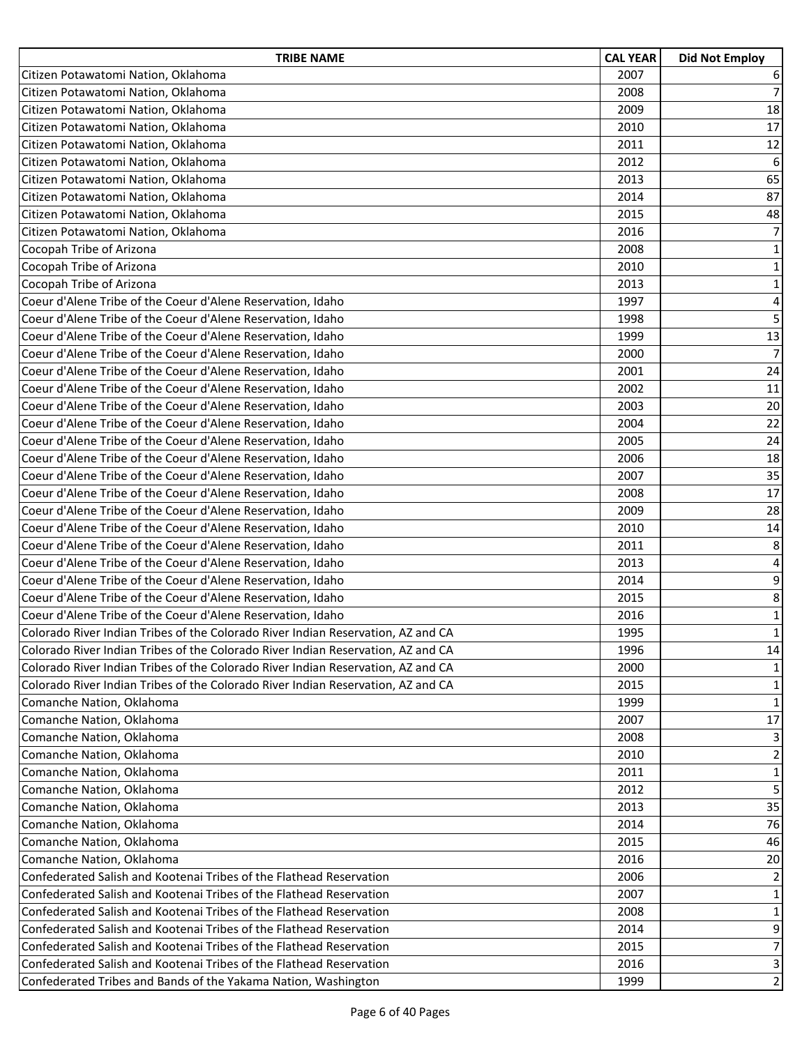| TRIBE NAME | CAL YEAR | Did Not Employ |
|---|---|---|
| Citizen Potawatomi Nation, Oklahoma | 2007 | 6 |
| Citizen Potawatomi Nation, Oklahoma | 2008 | 7 |
| Citizen Potawatomi Nation, Oklahoma | 2009 | 18 |
| Citizen Potawatomi Nation, Oklahoma | 2010 | 17 |
| Citizen Potawatomi Nation, Oklahoma | 2011 | 12 |
| Citizen Potawatomi Nation, Oklahoma | 2012 | 6 |
| Citizen Potawatomi Nation, Oklahoma | 2013 | 65 |
| Citizen Potawatomi Nation, Oklahoma | 2014 | 87 |
| Citizen Potawatomi Nation, Oklahoma | 2015 | 48 |
| Citizen Potawatomi Nation, Oklahoma | 2016 | 7 |
| Cocopah Tribe of Arizona | 2008 | 1 |
| Cocopah Tribe of Arizona | 2010 | 1 |
| Cocopah Tribe of Arizona | 2013 | 1 |
| Coeur d'Alene Tribe of the Coeur d'Alene Reservation, Idaho | 1997 | 4 |
| Coeur d'Alene Tribe of the Coeur d'Alene Reservation, Idaho | 1998 | 5 |
| Coeur d'Alene Tribe of the Coeur d'Alene Reservation, Idaho | 1999 | 13 |
| Coeur d'Alene Tribe of the Coeur d'Alene Reservation, Idaho | 2000 | 7 |
| Coeur d'Alene Tribe of the Coeur d'Alene Reservation, Idaho | 2001 | 24 |
| Coeur d'Alene Tribe of the Coeur d'Alene Reservation, Idaho | 2002 | 11 |
| Coeur d'Alene Tribe of the Coeur d'Alene Reservation, Idaho | 2003 | 20 |
| Coeur d'Alene Tribe of the Coeur d'Alene Reservation, Idaho | 2004 | 22 |
| Coeur d'Alene Tribe of the Coeur d'Alene Reservation, Idaho | 2005 | 24 |
| Coeur d'Alene Tribe of the Coeur d'Alene Reservation, Idaho | 2006 | 18 |
| Coeur d'Alene Tribe of the Coeur d'Alene Reservation, Idaho | 2007 | 35 |
| Coeur d'Alene Tribe of the Coeur d'Alene Reservation, Idaho | 2008 | 17 |
| Coeur d'Alene Tribe of the Coeur d'Alene Reservation, Idaho | 2009 | 28 |
| Coeur d'Alene Tribe of the Coeur d'Alene Reservation, Idaho | 2010 | 14 |
| Coeur d'Alene Tribe of the Coeur d'Alene Reservation, Idaho | 2011 | 8 |
| Coeur d'Alene Tribe of the Coeur d'Alene Reservation, Idaho | 2013 | 4 |
| Coeur d'Alene Tribe of the Coeur d'Alene Reservation, Idaho | 2014 | 9 |
| Coeur d'Alene Tribe of the Coeur d'Alene Reservation, Idaho | 2015 | 8 |
| Coeur d'Alene Tribe of the Coeur d'Alene Reservation, Idaho | 2016 | 1 |
| Colorado River Indian Tribes of the Colorado River Indian Reservation, AZ and CA | 1995 | 1 |
| Colorado River Indian Tribes of the Colorado River Indian Reservation, AZ and CA | 1996 | 14 |
| Colorado River Indian Tribes of the Colorado River Indian Reservation, AZ and CA | 2000 | 1 |
| Colorado River Indian Tribes of the Colorado River Indian Reservation, AZ and CA | 2015 | 1 |
| Comanche Nation, Oklahoma | 1999 | 1 |
| Comanche Nation, Oklahoma | 2007 | 17 |
| Comanche Nation, Oklahoma | 2008 | 3 |
| Comanche Nation, Oklahoma | 2010 | 2 |
| Comanche Nation, Oklahoma | 2011 | 1 |
| Comanche Nation, Oklahoma | 2012 | 5 |
| Comanche Nation, Oklahoma | 2013 | 35 |
| Comanche Nation, Oklahoma | 2014 | 76 |
| Comanche Nation, Oklahoma | 2015 | 46 |
| Comanche Nation, Oklahoma | 2016 | 20 |
| Confederated Salish and Kootenai Tribes of the Flathead Reservation | 2006 | 2 |
| Confederated Salish and Kootenai Tribes of the Flathead Reservation | 2007 | 1 |
| Confederated Salish and Kootenai Tribes of the Flathead Reservation | 2008 | 1 |
| Confederated Salish and Kootenai Tribes of the Flathead Reservation | 2014 | 9 |
| Confederated Salish and Kootenai Tribes of the Flathead Reservation | 2015 | 7 |
| Confederated Salish and Kootenai Tribes of the Flathead Reservation | 2016 | 3 |
| Confederated Tribes and Bands of the Yakama Nation, Washington | 1999 | 2 |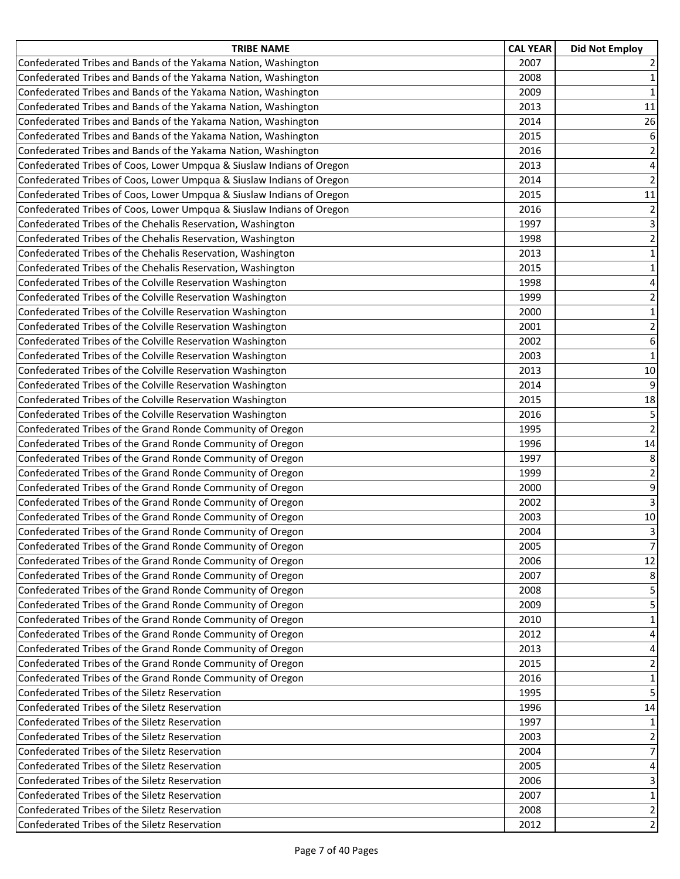| TRIBE NAME | CAL YEAR | Did Not Employ |
|---|---|---|
| Confederated Tribes and Bands of the Yakama Nation, Washington | 2007 | 2 |
| Confederated Tribes and Bands of the Yakama Nation, Washington | 2008 | 1 |
| Confederated Tribes and Bands of the Yakama Nation, Washington | 2009 | 1 |
| Confederated Tribes and Bands of the Yakama Nation, Washington | 2013 | 11 |
| Confederated Tribes and Bands of the Yakama Nation, Washington | 2014 | 26 |
| Confederated Tribes and Bands of the Yakama Nation, Washington | 2015 | 6 |
| Confederated Tribes and Bands of the Yakama Nation, Washington | 2016 | 2 |
| Confederated Tribes of Coos, Lower Umpqua & Siuslaw Indians of Oregon | 2013 | 4 |
| Confederated Tribes of Coos, Lower Umpqua & Siuslaw Indians of Oregon | 2014 | 2 |
| Confederated Tribes of Coos, Lower Umpqua & Siuslaw Indians of Oregon | 2015 | 11 |
| Confederated Tribes of Coos, Lower Umpqua & Siuslaw Indians of Oregon | 2016 | 2 |
| Confederated Tribes of the Chehalis Reservation, Washington | 1997 | 3 |
| Confederated Tribes of the Chehalis Reservation, Washington | 1998 | 2 |
| Confederated Tribes of the Chehalis Reservation, Washington | 2013 | 1 |
| Confederated Tribes of the Chehalis Reservation, Washington | 2015 | 1 |
| Confederated Tribes of the Colville Reservation Washington | 1998 | 4 |
| Confederated Tribes of the Colville Reservation Washington | 1999 | 2 |
| Confederated Tribes of the Colville Reservation Washington | 2000 | 1 |
| Confederated Tribes of the Colville Reservation Washington | 2001 | 2 |
| Confederated Tribes of the Colville Reservation Washington | 2002 | 6 |
| Confederated Tribes of the Colville Reservation Washington | 2003 | 1 |
| Confederated Tribes of the Colville Reservation Washington | 2013 | 10 |
| Confederated Tribes of the Colville Reservation Washington | 2014 | 9 |
| Confederated Tribes of the Colville Reservation Washington | 2015 | 18 |
| Confederated Tribes of the Colville Reservation Washington | 2016 | 5 |
| Confederated Tribes of the Grand Ronde Community of Oregon | 1995 | 2 |
| Confederated Tribes of the Grand Ronde Community of Oregon | 1996 | 14 |
| Confederated Tribes of the Grand Ronde Community of Oregon | 1997 | 8 |
| Confederated Tribes of the Grand Ronde Community of Oregon | 1999 | 2 |
| Confederated Tribes of the Grand Ronde Community of Oregon | 2000 | 9 |
| Confederated Tribes of the Grand Ronde Community of Oregon | 2002 | 3 |
| Confederated Tribes of the Grand Ronde Community of Oregon | 2003 | 10 |
| Confederated Tribes of the Grand Ronde Community of Oregon | 2004 | 3 |
| Confederated Tribes of the Grand Ronde Community of Oregon | 2005 | 7 |
| Confederated Tribes of the Grand Ronde Community of Oregon | 2006 | 12 |
| Confederated Tribes of the Grand Ronde Community of Oregon | 2007 | 8 |
| Confederated Tribes of the Grand Ronde Community of Oregon | 2008 | 5 |
| Confederated Tribes of the Grand Ronde Community of Oregon | 2009 | 5 |
| Confederated Tribes of the Grand Ronde Community of Oregon | 2010 | 1 |
| Confederated Tribes of the Grand Ronde Community of Oregon | 2012 | 4 |
| Confederated Tribes of the Grand Ronde Community of Oregon | 2013 | 4 |
| Confederated Tribes of the Grand Ronde Community of Oregon | 2015 | 2 |
| Confederated Tribes of the Grand Ronde Community of Oregon | 2016 | 1 |
| Confederated Tribes of the Siletz Reservation | 1995 | 5 |
| Confederated Tribes of the Siletz Reservation | 1996 | 14 |
| Confederated Tribes of the Siletz Reservation | 1997 | 1 |
| Confederated Tribes of the Siletz Reservation | 2003 | 2 |
| Confederated Tribes of the Siletz Reservation | 2004 | 7 |
| Confederated Tribes of the Siletz Reservation | 2005 | 4 |
| Confederated Tribes of the Siletz Reservation | 2006 | 3 |
| Confederated Tribes of the Siletz Reservation | 2007 | 1 |
| Confederated Tribes of the Siletz Reservation | 2008 | 2 |
| Confederated Tribes of the Siletz Reservation | 2012 | 2 |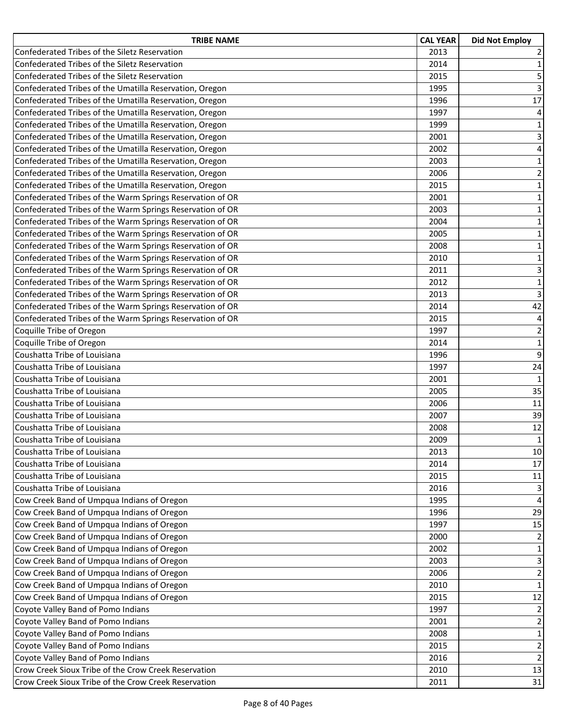| TRIBE NAME | CAL YEAR | Did Not Employ |
|---|---|---|
| Confederated Tribes of the Siletz Reservation | 2013 | 2 |
| Confederated Tribes of the Siletz Reservation | 2014 | 1 |
| Confederated Tribes of the Siletz Reservation | 2015 | 5 |
| Confederated Tribes of the Umatilla Reservation, Oregon | 1995 | 3 |
| Confederated Tribes of the Umatilla Reservation, Oregon | 1996 | 17 |
| Confederated Tribes of the Umatilla Reservation, Oregon | 1997 | 4 |
| Confederated Tribes of the Umatilla Reservation, Oregon | 1999 | 1 |
| Confederated Tribes of the Umatilla Reservation, Oregon | 2001 | 3 |
| Confederated Tribes of the Umatilla Reservation, Oregon | 2002 | 4 |
| Confederated Tribes of the Umatilla Reservation, Oregon | 2003 | 1 |
| Confederated Tribes of the Umatilla Reservation, Oregon | 2006 | 2 |
| Confederated Tribes of the Umatilla Reservation, Oregon | 2015 | 1 |
| Confederated Tribes of the Warm Springs Reservation of OR | 2001 | 1 |
| Confederated Tribes of the Warm Springs Reservation of OR | 2003 | 1 |
| Confederated Tribes of the Warm Springs Reservation of OR | 2004 | 1 |
| Confederated Tribes of the Warm Springs Reservation of OR | 2005 | 1 |
| Confederated Tribes of the Warm Springs Reservation of OR | 2008 | 1 |
| Confederated Tribes of the Warm Springs Reservation of OR | 2010 | 1 |
| Confederated Tribes of the Warm Springs Reservation of OR | 2011 | 3 |
| Confederated Tribes of the Warm Springs Reservation of OR | 2012 | 1 |
| Confederated Tribes of the Warm Springs Reservation of OR | 2013 | 3 |
| Confederated Tribes of the Warm Springs Reservation of OR | 2014 | 42 |
| Confederated Tribes of the Warm Springs Reservation of OR | 2015 | 4 |
| Coquille Tribe of Oregon | 1997 | 2 |
| Coquille Tribe of Oregon | 2014 | 1 |
| Coushatta Tribe of Louisiana | 1996 | 9 |
| Coushatta Tribe of Louisiana | 1997 | 24 |
| Coushatta Tribe of Louisiana | 2001 | 1 |
| Coushatta Tribe of Louisiana | 2005 | 35 |
| Coushatta Tribe of Louisiana | 2006 | 11 |
| Coushatta Tribe of Louisiana | 2007 | 39 |
| Coushatta Tribe of Louisiana | 2008 | 12 |
| Coushatta Tribe of Louisiana | 2009 | 1 |
| Coushatta Tribe of Louisiana | 2013 | 10 |
| Coushatta Tribe of Louisiana | 2014 | 17 |
| Coushatta Tribe of Louisiana | 2015 | 11 |
| Coushatta Tribe of Louisiana | 2016 | 3 |
| Cow Creek Band of Umpqua Indians of Oregon | 1995 | 4 |
| Cow Creek Band of Umpqua Indians of Oregon | 1996 | 29 |
| Cow Creek Band of Umpqua Indians of Oregon | 1997 | 15 |
| Cow Creek Band of Umpqua Indians of Oregon | 2000 | 2 |
| Cow Creek Band of Umpqua Indians of Oregon | 2002 | 1 |
| Cow Creek Band of Umpqua Indians of Oregon | 2003 | 3 |
| Cow Creek Band of Umpqua Indians of Oregon | 2006 | 2 |
| Cow Creek Band of Umpqua Indians of Oregon | 2010 | 1 |
| Cow Creek Band of Umpqua Indians of Oregon | 2015 | 12 |
| Coyote Valley Band of Pomo Indians | 1997 | 2 |
| Coyote Valley Band of Pomo Indians | 2001 | 2 |
| Coyote Valley Band of Pomo Indians | 2008 | 1 |
| Coyote Valley Band of Pomo Indians | 2015 | 2 |
| Coyote Valley Band of Pomo Indians | 2016 | 2 |
| Crow Creek Sioux Tribe of the Crow Creek Reservation | 2010 | 13 |
| Crow Creek Sioux Tribe of the Crow Creek Reservation | 2011 | 31 |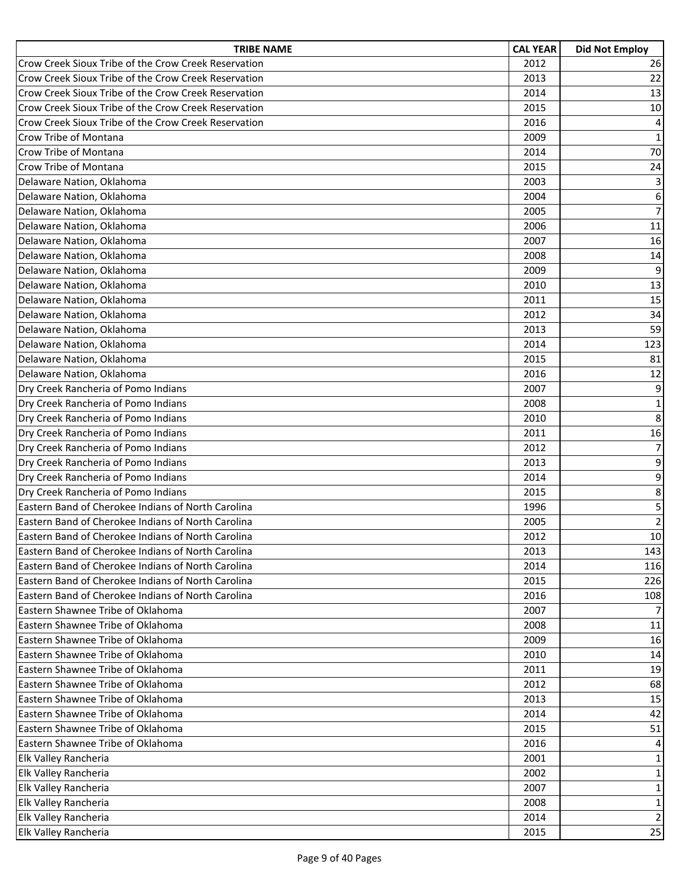| TRIBE NAME | CAL YEAR | Did Not Employ |
|---|---|---|
| Crow Creek Sioux Tribe of the Crow Creek Reservation | 2012 | 26 |
| Crow Creek Sioux Tribe of the Crow Creek Reservation | 2013 | 22 |
| Crow Creek Sioux Tribe of the Crow Creek Reservation | 2014 | 13 |
| Crow Creek Sioux Tribe of the Crow Creek Reservation | 2015 | 10 |
| Crow Creek Sioux Tribe of the Crow Creek Reservation | 2016 | 4 |
| Crow Tribe of Montana | 2009 | 1 |
| Crow Tribe of Montana | 2014 | 70 |
| Crow Tribe of Montana | 2015 | 24 |
| Delaware Nation, Oklahoma | 2003 | 3 |
| Delaware Nation, Oklahoma | 2004 | 6 |
| Delaware Nation, Oklahoma | 2005 | 7 |
| Delaware Nation, Oklahoma | 2006 | 11 |
| Delaware Nation, Oklahoma | 2007 | 16 |
| Delaware Nation, Oklahoma | 2008 | 14 |
| Delaware Nation, Oklahoma | 2009 | 9 |
| Delaware Nation, Oklahoma | 2010 | 13 |
| Delaware Nation, Oklahoma | 2011 | 15 |
| Delaware Nation, Oklahoma | 2012 | 34 |
| Delaware Nation, Oklahoma | 2013 | 59 |
| Delaware Nation, Oklahoma | 2014 | 123 |
| Delaware Nation, Oklahoma | 2015 | 81 |
| Delaware Nation, Oklahoma | 2016 | 12 |
| Dry Creek Rancheria of Pomo Indians | 2007 | 9 |
| Dry Creek Rancheria of Pomo Indians | 2008 | 1 |
| Dry Creek Rancheria of Pomo Indians | 2010 | 8 |
| Dry Creek Rancheria of Pomo Indians | 2011 | 16 |
| Dry Creek Rancheria of Pomo Indians | 2012 | 7 |
| Dry Creek Rancheria of Pomo Indians | 2013 | 9 |
| Dry Creek Rancheria of Pomo Indians | 2014 | 9 |
| Dry Creek Rancheria of Pomo Indians | 2015 | 8 |
| Eastern Band of Cherokee Indians of North Carolina | 1996 | 5 |
| Eastern Band of Cherokee Indians of North Carolina | 2005 | 2 |
| Eastern Band of Cherokee Indians of North Carolina | 2012 | 10 |
| Eastern Band of Cherokee Indians of North Carolina | 2013 | 143 |
| Eastern Band of Cherokee Indians of North Carolina | 2014 | 116 |
| Eastern Band of Cherokee Indians of North Carolina | 2015 | 226 |
| Eastern Band of Cherokee Indians of North Carolina | 2016 | 108 |
| Eastern Shawnee Tribe of Oklahoma | 2007 | 7 |
| Eastern Shawnee Tribe of Oklahoma | 2008 | 11 |
| Eastern Shawnee Tribe of Oklahoma | 2009 | 16 |
| Eastern Shawnee Tribe of Oklahoma | 2010 | 14 |
| Eastern Shawnee Tribe of Oklahoma | 2011 | 19 |
| Eastern Shawnee Tribe of Oklahoma | 2012 | 68 |
| Eastern Shawnee Tribe of Oklahoma | 2013 | 15 |
| Eastern Shawnee Tribe of Oklahoma | 2014 | 42 |
| Eastern Shawnee Tribe of Oklahoma | 2015 | 51 |
| Eastern Shawnee Tribe of Oklahoma | 2016 | 4 |
| Elk Valley Rancheria | 2001 | 1 |
| Elk Valley Rancheria | 2002 | 1 |
| Elk Valley Rancheria | 2007 | 1 |
| Elk Valley Rancheria | 2008 | 1 |
| Elk Valley Rancheria | 2014 | 2 |
| Elk Valley Rancheria | 2015 | 25 |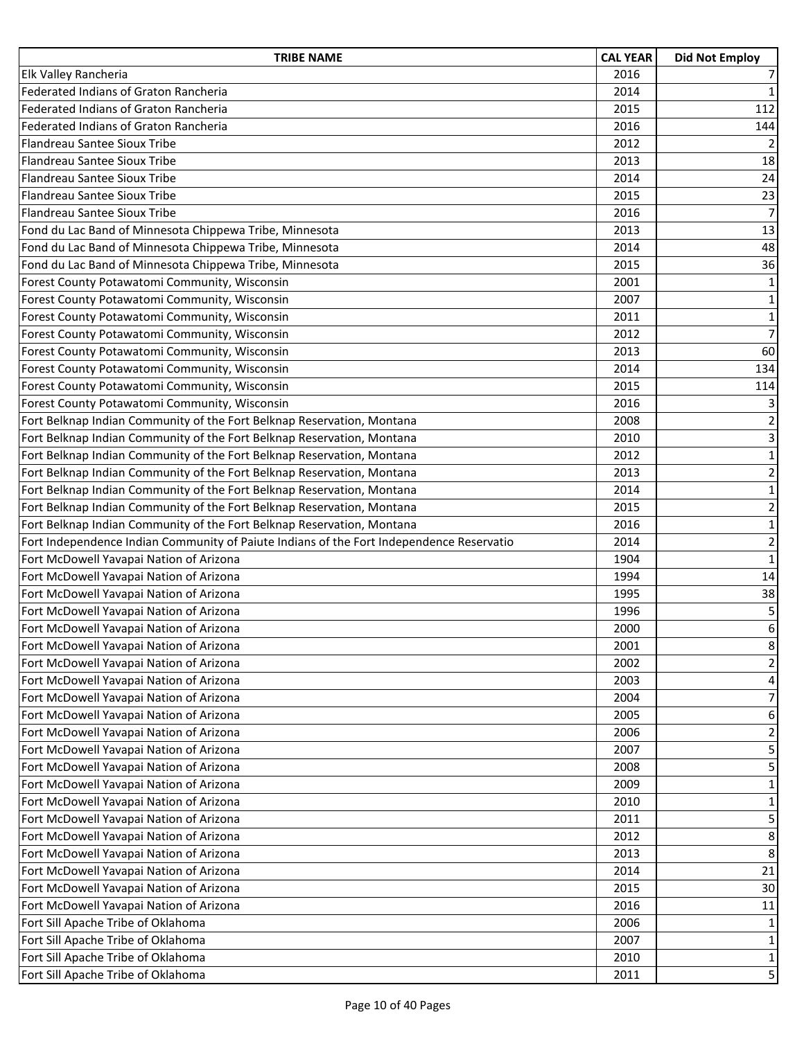| TRIBE NAME | CAL YEAR | Did Not Employ |
|---|---|---|
| Elk Valley Rancheria | 2016 | 7 |
| Federated Indians of Graton Rancheria | 2014 | 1 |
| Federated Indians of Graton Rancheria | 2015 | 112 |
| Federated Indians of Graton Rancheria | 2016 | 144 |
| Flandreau Santee Sioux Tribe | 2012 | 2 |
| Flandreau Santee Sioux Tribe | 2013 | 18 |
| Flandreau Santee Sioux Tribe | 2014 | 24 |
| Flandreau Santee Sioux Tribe | 2015 | 23 |
| Flandreau Santee Sioux Tribe | 2016 | 7 |
| Fond du Lac Band of Minnesota Chippewa Tribe, Minnesota | 2013 | 13 |
| Fond du Lac Band of Minnesota Chippewa Tribe, Minnesota | 2014 | 48 |
| Fond du Lac Band of Minnesota Chippewa Tribe, Minnesota | 2015 | 36 |
| Forest County Potawatomi Community, Wisconsin | 2001 | 1 |
| Forest County Potawatomi Community, Wisconsin | 2007 | 1 |
| Forest County Potawatomi Community, Wisconsin | 2011 | 1 |
| Forest County Potawatomi Community, Wisconsin | 2012 | 7 |
| Forest County Potawatomi Community, Wisconsin | 2013 | 60 |
| Forest County Potawatomi Community, Wisconsin | 2014 | 134 |
| Forest County Potawatomi Community, Wisconsin | 2015 | 114 |
| Forest County Potawatomi Community, Wisconsin | 2016 | 3 |
| Fort Belknap Indian Community of the Fort Belknap Reservation, Montana | 2008 | 2 |
| Fort Belknap Indian Community of the Fort Belknap Reservation, Montana | 2010 | 3 |
| Fort Belknap Indian Community of the Fort Belknap Reservation, Montana | 2012 | 1 |
| Fort Belknap Indian Community of the Fort Belknap Reservation, Montana | 2013 | 2 |
| Fort Belknap Indian Community of the Fort Belknap Reservation, Montana | 2014 | 1 |
| Fort Belknap Indian Community of the Fort Belknap Reservation, Montana | 2015 | 2 |
| Fort Belknap Indian Community of the Fort Belknap Reservation, Montana | 2016 | 1 |
| Fort Independence Indian Community of Paiute Indians of the Fort Independence Reservatio | 2014 | 2 |
| Fort McDowell Yavapai Nation of Arizona | 1904 | 1 |
| Fort McDowell Yavapai Nation of Arizona | 1994 | 14 |
| Fort McDowell Yavapai Nation of Arizona | 1995 | 38 |
| Fort McDowell Yavapai Nation of Arizona | 1996 | 5 |
| Fort McDowell Yavapai Nation of Arizona | 2000 | 6 |
| Fort McDowell Yavapai Nation of Arizona | 2001 | 8 |
| Fort McDowell Yavapai Nation of Arizona | 2002 | 2 |
| Fort McDowell Yavapai Nation of Arizona | 2003 | 4 |
| Fort McDowell Yavapai Nation of Arizona | 2004 | 7 |
| Fort McDowell Yavapai Nation of Arizona | 2005 | 6 |
| Fort McDowell Yavapai Nation of Arizona | 2006 | 2 |
| Fort McDowell Yavapai Nation of Arizona | 2007 | 5 |
| Fort McDowell Yavapai Nation of Arizona | 2008 | 5 |
| Fort McDowell Yavapai Nation of Arizona | 2009 | 1 |
| Fort McDowell Yavapai Nation of Arizona | 2010 | 1 |
| Fort McDowell Yavapai Nation of Arizona | 2011 | 5 |
| Fort McDowell Yavapai Nation of Arizona | 2012 | 8 |
| Fort McDowell Yavapai Nation of Arizona | 2013 | 8 |
| Fort McDowell Yavapai Nation of Arizona | 2014 | 21 |
| Fort McDowell Yavapai Nation of Arizona | 2015 | 30 |
| Fort McDowell Yavapai Nation of Arizona | 2016 | 11 |
| Fort Sill Apache Tribe of Oklahoma | 2006 | 1 |
| Fort Sill Apache Tribe of Oklahoma | 2007 | 1 |
| Fort Sill Apache Tribe of Oklahoma | 2010 | 1 |
| Fort Sill Apache Tribe of Oklahoma | 2011 | 5 |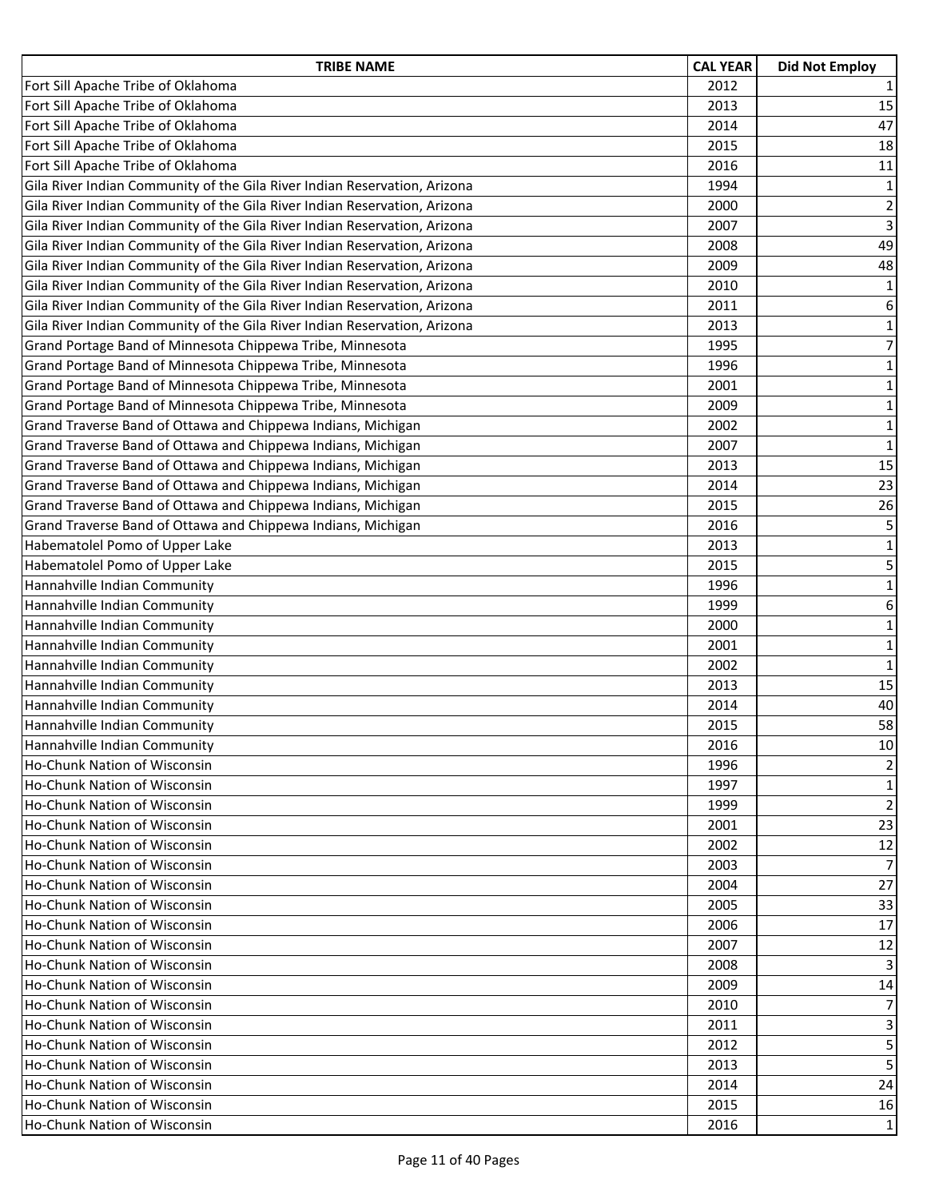| TRIBE NAME | CAL YEAR | Did Not Employ |
| --- | --- | --- |
| Fort Sill Apache Tribe of Oklahoma | 2012 | 1 |
| Fort Sill Apache Tribe of Oklahoma | 2013 | 15 |
| Fort Sill Apache Tribe of Oklahoma | 2014 | 47 |
| Fort Sill Apache Tribe of Oklahoma | 2015 | 18 |
| Fort Sill Apache Tribe of Oklahoma | 2016 | 11 |
| Gila River Indian Community of the Gila River Indian Reservation, Arizona | 1994 | 1 |
| Gila River Indian Community of the Gila River Indian Reservation, Arizona | 2000 | 2 |
| Gila River Indian Community of the Gila River Indian Reservation, Arizona | 2007 | 3 |
| Gila River Indian Community of the Gila River Indian Reservation, Arizona | 2008 | 49 |
| Gila River Indian Community of the Gila River Indian Reservation, Arizona | 2009 | 48 |
| Gila River Indian Community of the Gila River Indian Reservation, Arizona | 2010 | 1 |
| Gila River Indian Community of the Gila River Indian Reservation, Arizona | 2011 | 6 |
| Gila River Indian Community of the Gila River Indian Reservation, Arizona | 2013 | 1 |
| Grand Portage Band of Minnesota Chippewa Tribe, Minnesota | 1995 | 7 |
| Grand Portage Band of Minnesota Chippewa Tribe, Minnesota | 1996 | 1 |
| Grand Portage Band of Minnesota Chippewa Tribe, Minnesota | 2001 | 1 |
| Grand Portage Band of Minnesota Chippewa Tribe, Minnesota | 2009 | 1 |
| Grand Traverse Band of Ottawa and Chippewa Indians, Michigan | 2002 | 1 |
| Grand Traverse Band of Ottawa and Chippewa Indians, Michigan | 2007 | 1 |
| Grand Traverse Band of Ottawa and Chippewa Indians, Michigan | 2013 | 15 |
| Grand Traverse Band of Ottawa and Chippewa Indians, Michigan | 2014 | 23 |
| Grand Traverse Band of Ottawa and Chippewa Indians, Michigan | 2015 | 26 |
| Grand Traverse Band of Ottawa and Chippewa Indians, Michigan | 2016 | 5 |
| Habematolel Pomo of Upper Lake | 2013 | 1 |
| Habematolel Pomo of Upper Lake | 2015 | 5 |
| Hannahville Indian Community | 1996 | 1 |
| Hannahville Indian Community | 1999 | 6 |
| Hannahville Indian Community | 2000 | 1 |
| Hannahville Indian Community | 2001 | 1 |
| Hannahville Indian Community | 2002 | 1 |
| Hannahville Indian Community | 2013 | 15 |
| Hannahville Indian Community | 2014 | 40 |
| Hannahville Indian Community | 2015 | 58 |
| Hannahville Indian Community | 2016 | 10 |
| Ho-Chunk Nation of Wisconsin | 1996 | 2 |
| Ho-Chunk Nation of Wisconsin | 1997 | 1 |
| Ho-Chunk Nation of Wisconsin | 1999 | 2 |
| Ho-Chunk Nation of Wisconsin | 2001 | 23 |
| Ho-Chunk Nation of Wisconsin | 2002 | 12 |
| Ho-Chunk Nation of Wisconsin | 2003 | 7 |
| Ho-Chunk Nation of Wisconsin | 2004 | 27 |
| Ho-Chunk Nation of Wisconsin | 2005 | 33 |
| Ho-Chunk Nation of Wisconsin | 2006 | 17 |
| Ho-Chunk Nation of Wisconsin | 2007 | 12 |
| Ho-Chunk Nation of Wisconsin | 2008 | 3 |
| Ho-Chunk Nation of Wisconsin | 2009 | 14 |
| Ho-Chunk Nation of Wisconsin | 2010 | 7 |
| Ho-Chunk Nation of Wisconsin | 2011 | 3 |
| Ho-Chunk Nation of Wisconsin | 2012 | 5 |
| Ho-Chunk Nation of Wisconsin | 2013 | 5 |
| Ho-Chunk Nation of Wisconsin | 2014 | 24 |
| Ho-Chunk Nation of Wisconsin | 2015 | 16 |
| Ho-Chunk Nation of Wisconsin | 2016 | 1 |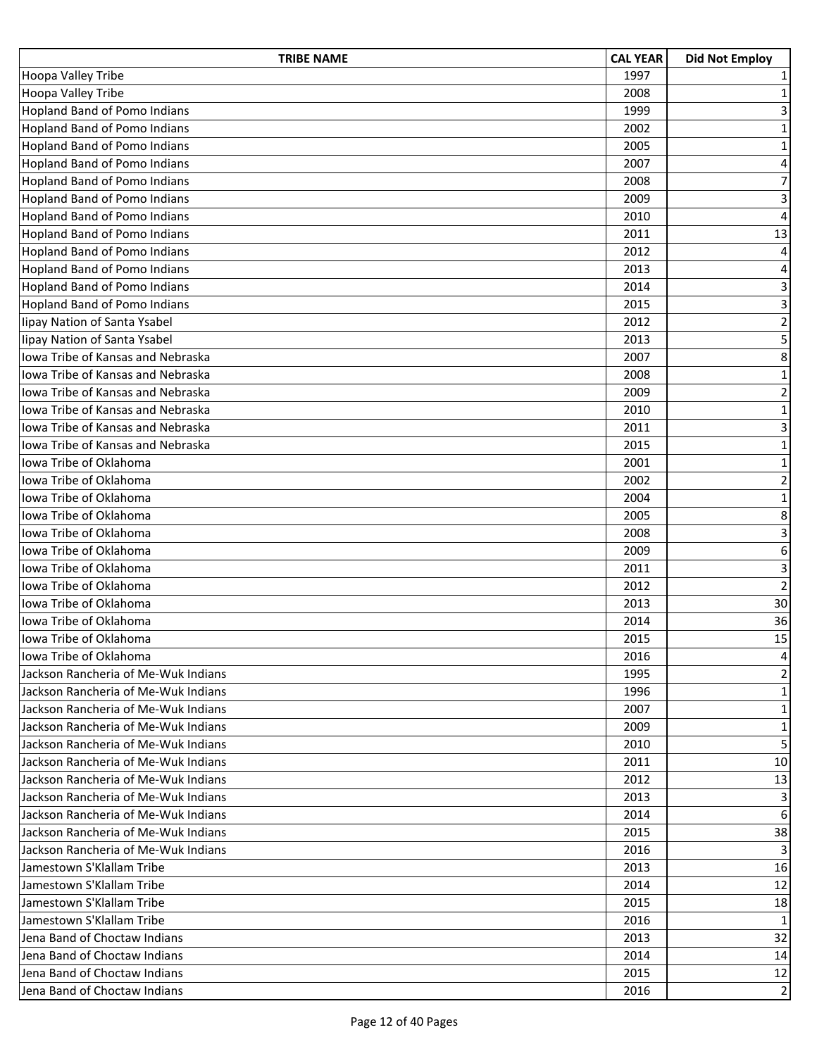| TRIBE NAME | CAL YEAR | Did Not Employ |
|---|---|---|
| Hoopa Valley Tribe | 1997 | 1 |
| Hoopa Valley Tribe | 2008 | 1 |
| Hopland Band of Pomo Indians | 1999 | 3 |
| Hopland Band of Pomo Indians | 2002 | 1 |
| Hopland Band of Pomo Indians | 2005 | 1 |
| Hopland Band of Pomo Indians | 2007 | 4 |
| Hopland Band of Pomo Indians | 2008 | 7 |
| Hopland Band of Pomo Indians | 2009 | 3 |
| Hopland Band of Pomo Indians | 2010 | 4 |
| Hopland Band of Pomo Indians | 2011 | 13 |
| Hopland Band of Pomo Indians | 2012 | 4 |
| Hopland Band of Pomo Indians | 2013 | 4 |
| Hopland Band of Pomo Indians | 2014 | 3 |
| Hopland Band of Pomo Indians | 2015 | 3 |
| Iipay Nation of Santa Ysabel | 2012 | 2 |
| Iipay Nation of Santa Ysabel | 2013 | 5 |
| Iowa Tribe of Kansas and Nebraska | 2007 | 8 |
| Iowa Tribe of Kansas and Nebraska | 2008 | 1 |
| Iowa Tribe of Kansas and Nebraska | 2009 | 2 |
| Iowa Tribe of Kansas and Nebraska | 2010 | 1 |
| Iowa Tribe of Kansas and Nebraska | 2011 | 3 |
| Iowa Tribe of Kansas and Nebraska | 2015 | 1 |
| Iowa Tribe of Oklahoma | 2001 | 1 |
| Iowa Tribe of Oklahoma | 2002 | 2 |
| Iowa Tribe of Oklahoma | 2004 | 1 |
| Iowa Tribe of Oklahoma | 2005 | 8 |
| Iowa Tribe of Oklahoma | 2008 | 3 |
| Iowa Tribe of Oklahoma | 2009 | 6 |
| Iowa Tribe of Oklahoma | 2011 | 3 |
| Iowa Tribe of Oklahoma | 2012 | 2 |
| Iowa Tribe of Oklahoma | 2013 | 30 |
| Iowa Tribe of Oklahoma | 2014 | 36 |
| Iowa Tribe of Oklahoma | 2015 | 15 |
| Iowa Tribe of Oklahoma | 2016 | 4 |
| Jackson Rancheria of Me-Wuk Indians | 1995 | 2 |
| Jackson Rancheria of Me-Wuk Indians | 1996 | 1 |
| Jackson Rancheria of Me-Wuk Indians | 2007 | 1 |
| Jackson Rancheria of Me-Wuk Indians | 2009 | 1 |
| Jackson Rancheria of Me-Wuk Indians | 2010 | 5 |
| Jackson Rancheria of Me-Wuk Indians | 2011 | 10 |
| Jackson Rancheria of Me-Wuk Indians | 2012 | 13 |
| Jackson Rancheria of Me-Wuk Indians | 2013 | 3 |
| Jackson Rancheria of Me-Wuk Indians | 2014 | 6 |
| Jackson Rancheria of Me-Wuk Indians | 2015 | 38 |
| Jackson Rancheria of Me-Wuk Indians | 2016 | 3 |
| Jamestown S'Klallam Tribe | 2013 | 16 |
| Jamestown S'Klallam Tribe | 2014 | 12 |
| Jamestown S'Klallam Tribe | 2015 | 18 |
| Jamestown S'Klallam Tribe | 2016 | 1 |
| Jena Band of Choctaw Indians | 2013 | 32 |
| Jena Band of Choctaw Indians | 2014 | 14 |
| Jena Band of Choctaw Indians | 2015 | 12 |
| Jena Band of Choctaw Indians | 2016 | 2 |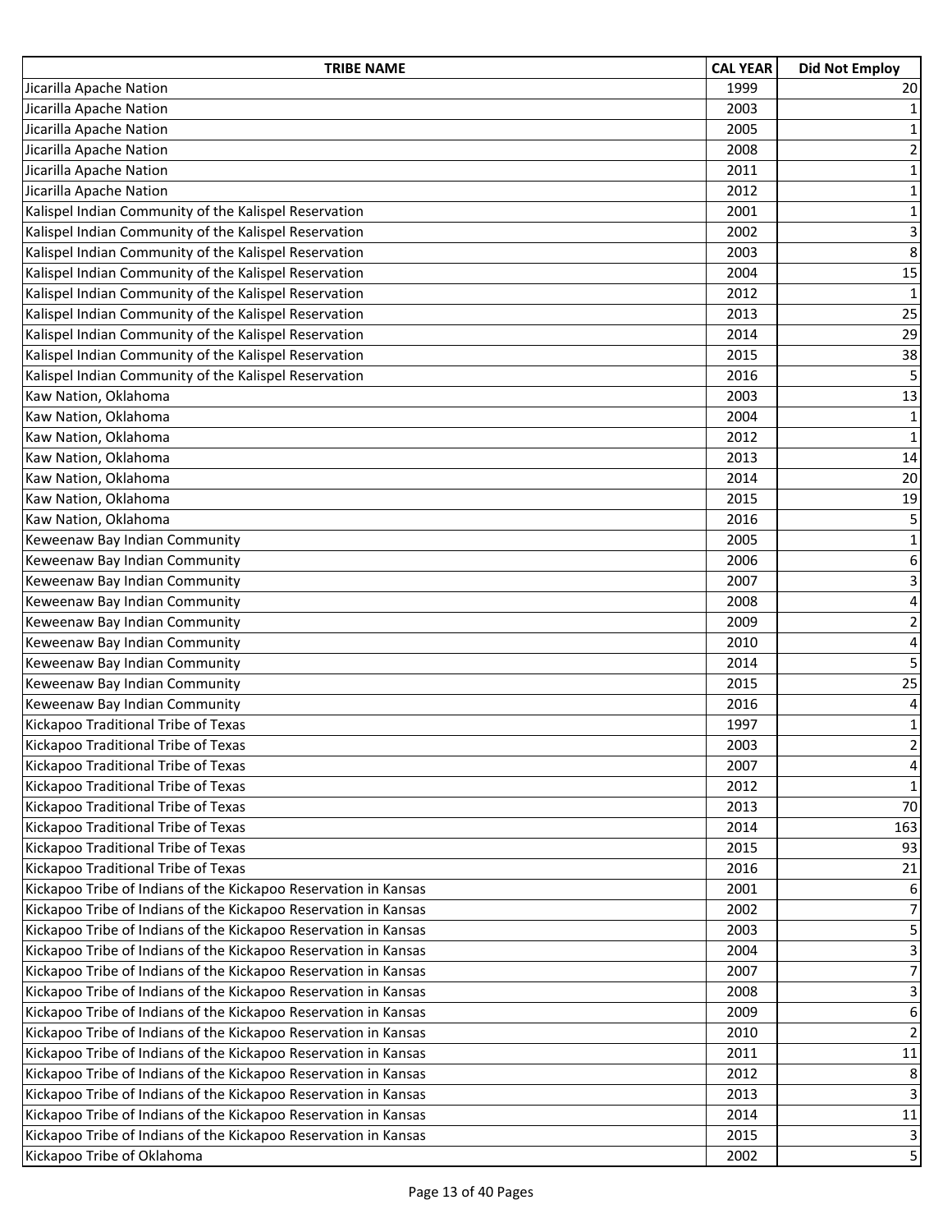| TRIBE NAME | CAL YEAR | Did Not Employ |
|---|---|---|
| Jicarilla Apache Nation | 1999 | 20 |
| Jicarilla Apache Nation | 2003 | 1 |
| Jicarilla Apache Nation | 2005 | 1 |
| Jicarilla Apache Nation | 2008 | 2 |
| Jicarilla Apache Nation | 2011 | 1 |
| Jicarilla Apache Nation | 2012 | 1 |
| Kalispel Indian Community of the Kalispel Reservation | 2001 | 1 |
| Kalispel Indian Community of the Kalispel Reservation | 2002 | 3 |
| Kalispel Indian Community of the Kalispel Reservation | 2003 | 8 |
| Kalispel Indian Community of the Kalispel Reservation | 2004 | 15 |
| Kalispel Indian Community of the Kalispel Reservation | 2012 | 1 |
| Kalispel Indian Community of the Kalispel Reservation | 2013 | 25 |
| Kalispel Indian Community of the Kalispel Reservation | 2014 | 29 |
| Kalispel Indian Community of the Kalispel Reservation | 2015 | 38 |
| Kalispel Indian Community of the Kalispel Reservation | 2016 | 5 |
| Kaw Nation, Oklahoma | 2003 | 13 |
| Kaw Nation, Oklahoma | 2004 | 1 |
| Kaw Nation, Oklahoma | 2012 | 1 |
| Kaw Nation, Oklahoma | 2013 | 14 |
| Kaw Nation, Oklahoma | 2014 | 20 |
| Kaw Nation, Oklahoma | 2015 | 19 |
| Kaw Nation, Oklahoma | 2016 | 5 |
| Keweenaw Bay Indian Community | 2005 | 1 |
| Keweenaw Bay Indian Community | 2006 | 6 |
| Keweenaw Bay Indian Community | 2007 | 3 |
| Keweenaw Bay Indian Community | 2008 | 4 |
| Keweenaw Bay Indian Community | 2009 | 2 |
| Keweenaw Bay Indian Community | 2010 | 4 |
| Keweenaw Bay Indian Community | 2014 | 5 |
| Keweenaw Bay Indian Community | 2015 | 25 |
| Keweenaw Bay Indian Community | 2016 | 4 |
| Kickapoo Traditional Tribe of Texas | 1997 | 1 |
| Kickapoo Traditional Tribe of Texas | 2003 | 2 |
| Kickapoo Traditional Tribe of Texas | 2007 | 4 |
| Kickapoo Traditional Tribe of Texas | 2012 | 1 |
| Kickapoo Traditional Tribe of Texas | 2013 | 70 |
| Kickapoo Traditional Tribe of Texas | 2014 | 163 |
| Kickapoo Traditional Tribe of Texas | 2015 | 93 |
| Kickapoo Traditional Tribe of Texas | 2016 | 21 |
| Kickapoo Tribe of Indians of the Kickapoo Reservation in Kansas | 2001 | 6 |
| Kickapoo Tribe of Indians of the Kickapoo Reservation in Kansas | 2002 | 7 |
| Kickapoo Tribe of Indians of the Kickapoo Reservation in Kansas | 2003 | 5 |
| Kickapoo Tribe of Indians of the Kickapoo Reservation in Kansas | 2004 | 3 |
| Kickapoo Tribe of Indians of the Kickapoo Reservation in Kansas | 2007 | 7 |
| Kickapoo Tribe of Indians of the Kickapoo Reservation in Kansas | 2008 | 3 |
| Kickapoo Tribe of Indians of the Kickapoo Reservation in Kansas | 2009 | 6 |
| Kickapoo Tribe of Indians of the Kickapoo Reservation in Kansas | 2010 | 2 |
| Kickapoo Tribe of Indians of the Kickapoo Reservation in Kansas | 2011 | 11 |
| Kickapoo Tribe of Indians of the Kickapoo Reservation in Kansas | 2012 | 8 |
| Kickapoo Tribe of Indians of the Kickapoo Reservation in Kansas | 2013 | 3 |
| Kickapoo Tribe of Indians of the Kickapoo Reservation in Kansas | 2014 | 11 |
| Kickapoo Tribe of Indians of the Kickapoo Reservation in Kansas | 2015 | 3 |
| Kickapoo Tribe of Oklahoma | 2002 | 5 |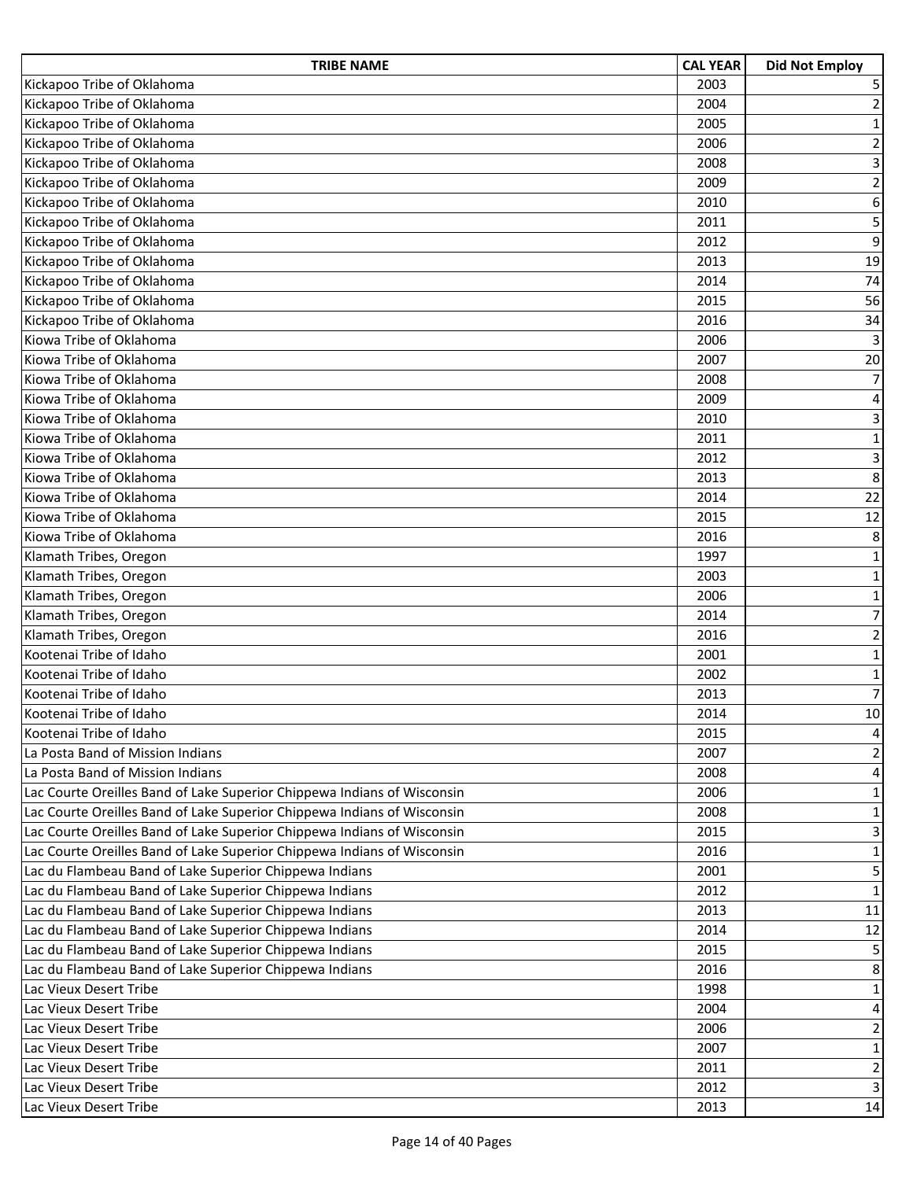| TRIBE NAME | CAL YEAR | Did Not Employ |
|---|---|---|
| Kickapoo Tribe of Oklahoma | 2003 | 5 |
| Kickapoo Tribe of Oklahoma | 2004 | 2 |
| Kickapoo Tribe of Oklahoma | 2005 | 1 |
| Kickapoo Tribe of Oklahoma | 2006 | 2 |
| Kickapoo Tribe of Oklahoma | 2008 | 3 |
| Kickapoo Tribe of Oklahoma | 2009 | 2 |
| Kickapoo Tribe of Oklahoma | 2010 | 6 |
| Kickapoo Tribe of Oklahoma | 2011 | 5 |
| Kickapoo Tribe of Oklahoma | 2012 | 9 |
| Kickapoo Tribe of Oklahoma | 2013 | 19 |
| Kickapoo Tribe of Oklahoma | 2014 | 74 |
| Kickapoo Tribe of Oklahoma | 2015 | 56 |
| Kickapoo Tribe of Oklahoma | 2016 | 34 |
| Kiowa Tribe of Oklahoma | 2006 | 3 |
| Kiowa Tribe of Oklahoma | 2007 | 20 |
| Kiowa Tribe of Oklahoma | 2008 | 7 |
| Kiowa Tribe of Oklahoma | 2009 | 4 |
| Kiowa Tribe of Oklahoma | 2010 | 3 |
| Kiowa Tribe of Oklahoma | 2011 | 1 |
| Kiowa Tribe of Oklahoma | 2012 | 3 |
| Kiowa Tribe of Oklahoma | 2013 | 8 |
| Kiowa Tribe of Oklahoma | 2014 | 22 |
| Kiowa Tribe of Oklahoma | 2015 | 12 |
| Kiowa Tribe of Oklahoma | 2016 | 8 |
| Klamath Tribes, Oregon | 1997 | 1 |
| Klamath Tribes, Oregon | 2003 | 1 |
| Klamath Tribes, Oregon | 2006 | 1 |
| Klamath Tribes, Oregon | 2014 | 7 |
| Klamath Tribes, Oregon | 2016 | 2 |
| Kootenai Tribe of Idaho | 2001 | 1 |
| Kootenai Tribe of Idaho | 2002 | 1 |
| Kootenai Tribe of Idaho | 2013 | 7 |
| Kootenai Tribe of Idaho | 2014 | 10 |
| Kootenai Tribe of Idaho | 2015 | 4 |
| La Posta Band of Mission Indians | 2007 | 2 |
| La Posta Band of Mission Indians | 2008 | 4 |
| Lac Courte Oreilles Band of Lake Superior Chippewa Indians of Wisconsin | 2006 | 1 |
| Lac Courte Oreilles Band of Lake Superior Chippewa Indians of Wisconsin | 2008 | 1 |
| Lac Courte Oreilles Band of Lake Superior Chippewa Indians of Wisconsin | 2015 | 3 |
| Lac Courte Oreilles Band of Lake Superior Chippewa Indians of Wisconsin | 2016 | 1 |
| Lac du Flambeau Band of Lake Superior Chippewa Indians | 2001 | 5 |
| Lac du Flambeau Band of Lake Superior Chippewa Indians | 2012 | 1 |
| Lac du Flambeau Band of Lake Superior Chippewa Indians | 2013 | 11 |
| Lac du Flambeau Band of Lake Superior Chippewa Indians | 2014 | 12 |
| Lac du Flambeau Band of Lake Superior Chippewa Indians | 2015 | 5 |
| Lac du Flambeau Band of Lake Superior Chippewa Indians | 2016 | 8 |
| Lac Vieux Desert Tribe | 1998 | 1 |
| Lac Vieux Desert Tribe | 2004 | 4 |
| Lac Vieux Desert Tribe | 2006 | 2 |
| Lac Vieux Desert Tribe | 2007 | 1 |
| Lac Vieux Desert Tribe | 2011 | 2 |
| Lac Vieux Desert Tribe | 2012 | 3 |
| Lac Vieux Desert Tribe | 2013 | 14 |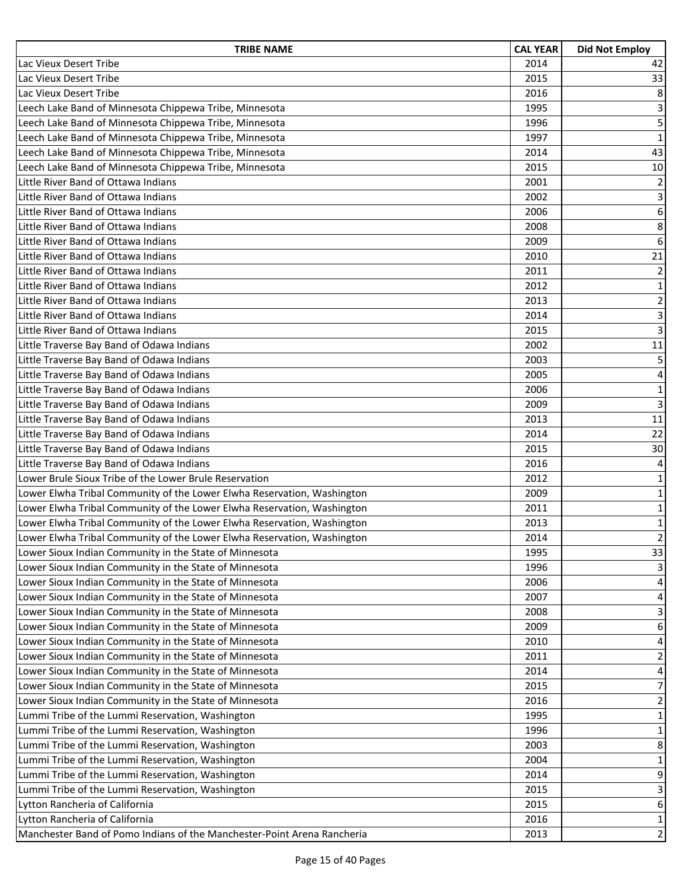| TRIBE NAME | CAL YEAR | Did Not Employ |
|---|---|---|
| Lac Vieux Desert Tribe | 2014 | 42 |
| Lac Vieux Desert Tribe | 2015 | 33 |
| Lac Vieux Desert Tribe | 2016 | 8 |
| Leech Lake Band of Minnesota Chippewa Tribe, Minnesota | 1995 | 3 |
| Leech Lake Band of Minnesota Chippewa Tribe, Minnesota | 1996 | 5 |
| Leech Lake Band of Minnesota Chippewa Tribe, Minnesota | 1997 | 1 |
| Leech Lake Band of Minnesota Chippewa Tribe, Minnesota | 2014 | 43 |
| Leech Lake Band of Minnesota Chippewa Tribe, Minnesota | 2015 | 10 |
| Little River Band of Ottawa Indians | 2001 | 2 |
| Little River Band of Ottawa Indians | 2002 | 3 |
| Little River Band of Ottawa Indians | 2006 | 6 |
| Little River Band of Ottawa Indians | 2008 | 8 |
| Little River Band of Ottawa Indians | 2009 | 6 |
| Little River Band of Ottawa Indians | 2010 | 21 |
| Little River Band of Ottawa Indians | 2011 | 2 |
| Little River Band of Ottawa Indians | 2012 | 1 |
| Little River Band of Ottawa Indians | 2013 | 2 |
| Little River Band of Ottawa Indians | 2014 | 3 |
| Little River Band of Ottawa Indians | 2015 | 3 |
| Little Traverse Bay Band of Odawa Indians | 2002 | 11 |
| Little Traverse Bay Band of Odawa Indians | 2003 | 5 |
| Little Traverse Bay Band of Odawa Indians | 2005 | 4 |
| Little Traverse Bay Band of Odawa Indians | 2006 | 1 |
| Little Traverse Bay Band of Odawa Indians | 2009 | 3 |
| Little Traverse Bay Band of Odawa Indians | 2013 | 11 |
| Little Traverse Bay Band of Odawa Indians | 2014 | 22 |
| Little Traverse Bay Band of Odawa Indians | 2015 | 30 |
| Little Traverse Bay Band of Odawa Indians | 2016 | 4 |
| Lower Brule Sioux Tribe of the Lower Brule Reservation | 2012 | 1 |
| Lower Elwha Tribal Community of the Lower Elwha Reservation, Washington | 2009 | 1 |
| Lower Elwha Tribal Community of the Lower Elwha Reservation, Washington | 2011 | 1 |
| Lower Elwha Tribal Community of the Lower Elwha Reservation, Washington | 2013 | 1 |
| Lower Elwha Tribal Community of the Lower Elwha Reservation, Washington | 2014 | 2 |
| Lower Sioux Indian Community in the State of Minnesota | 1995 | 33 |
| Lower Sioux Indian Community in the State of Minnesota | 1996 | 3 |
| Lower Sioux Indian Community in the State of Minnesota | 2006 | 4 |
| Lower Sioux Indian Community in the State of Minnesota | 2007 | 4 |
| Lower Sioux Indian Community in the State of Minnesota | 2008 | 3 |
| Lower Sioux Indian Community in the State of Minnesota | 2009 | 6 |
| Lower Sioux Indian Community in the State of Minnesota | 2010 | 4 |
| Lower Sioux Indian Community in the State of Minnesota | 2011 | 2 |
| Lower Sioux Indian Community in the State of Minnesota | 2014 | 4 |
| Lower Sioux Indian Community in the State of Minnesota | 2015 | 7 |
| Lower Sioux Indian Community in the State of Minnesota | 2016 | 2 |
| Lummi Tribe of the Lummi Reservation, Washington | 1995 | 1 |
| Lummi Tribe of the Lummi Reservation, Washington | 1996 | 1 |
| Lummi Tribe of the Lummi Reservation, Washington | 2003 | 8 |
| Lummi Tribe of the Lummi Reservation, Washington | 2004 | 1 |
| Lummi Tribe of the Lummi Reservation, Washington | 2014 | 9 |
| Lummi Tribe of the Lummi Reservation, Washington | 2015 | 3 |
| Lytton Rancheria of California | 2015 | 6 |
| Lytton Rancheria of California | 2016 | 1 |
| Manchester Band of Pomo Indians of the Manchester-Point Arena Rancheria | 2013 | 2 |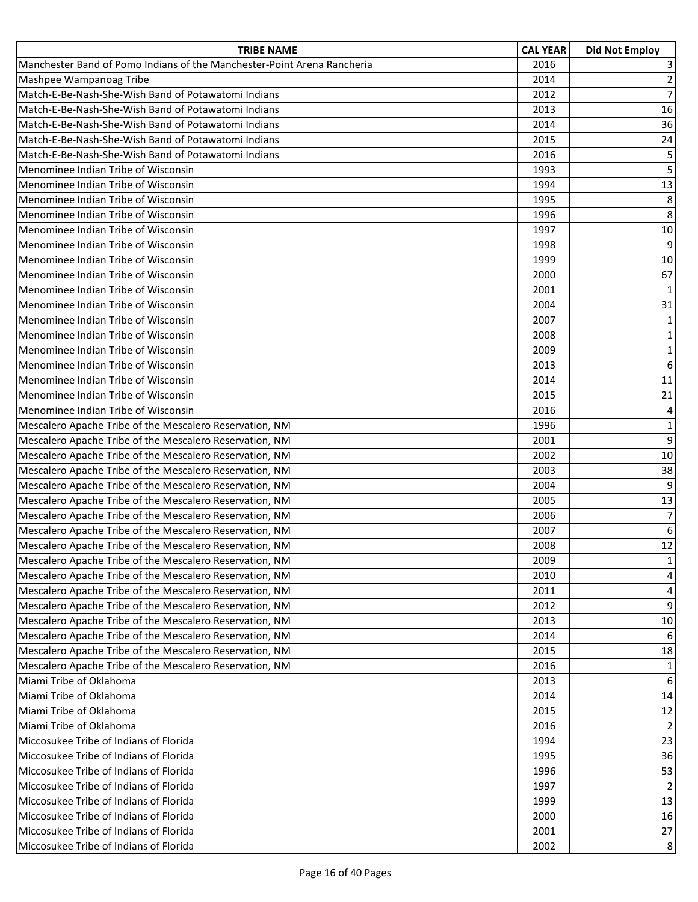| TRIBE NAME | CAL YEAR | Did Not Employ |
|---|---|---|
| Manchester Band of Pomo Indians of the Manchester-Point Arena Rancheria | 2016 | 3 |
| Mashpee Wampanoag Tribe | 2014 | 2 |
| Match-E-Be-Nash-She-Wish Band of Potawatomi Indians | 2012 | 7 |
| Match-E-Be-Nash-She-Wish Band of Potawatomi Indians | 2013 | 16 |
| Match-E-Be-Nash-She-Wish Band of Potawatomi Indians | 2014 | 36 |
| Match-E-Be-Nash-She-Wish Band of Potawatomi Indians | 2015 | 24 |
| Match-E-Be-Nash-She-Wish Band of Potawatomi Indians | 2016 | 5 |
| Menominee Indian Tribe of Wisconsin | 1993 | 5 |
| Menominee Indian Tribe of Wisconsin | 1994 | 13 |
| Menominee Indian Tribe of Wisconsin | 1995 | 8 |
| Menominee Indian Tribe of Wisconsin | 1996 | 8 |
| Menominee Indian Tribe of Wisconsin | 1997 | 10 |
| Menominee Indian Tribe of Wisconsin | 1998 | 9 |
| Menominee Indian Tribe of Wisconsin | 1999 | 10 |
| Menominee Indian Tribe of Wisconsin | 2000 | 67 |
| Menominee Indian Tribe of Wisconsin | 2001 | 1 |
| Menominee Indian Tribe of Wisconsin | 2004 | 31 |
| Menominee Indian Tribe of Wisconsin | 2007 | 1 |
| Menominee Indian Tribe of Wisconsin | 2008 | 1 |
| Menominee Indian Tribe of Wisconsin | 2009 | 1 |
| Menominee Indian Tribe of Wisconsin | 2013 | 6 |
| Menominee Indian Tribe of Wisconsin | 2014 | 11 |
| Menominee Indian Tribe of Wisconsin | 2015 | 21 |
| Menominee Indian Tribe of Wisconsin | 2016 | 4 |
| Mescalero Apache Tribe of the Mescalero Reservation, NM | 1996 | 1 |
| Mescalero Apache Tribe of the Mescalero Reservation, NM | 2001 | 9 |
| Mescalero Apache Tribe of the Mescalero Reservation, NM | 2002 | 10 |
| Mescalero Apache Tribe of the Mescalero Reservation, NM | 2003 | 38 |
| Mescalero Apache Tribe of the Mescalero Reservation, NM | 2004 | 9 |
| Mescalero Apache Tribe of the Mescalero Reservation, NM | 2005 | 13 |
| Mescalero Apache Tribe of the Mescalero Reservation, NM | 2006 | 7 |
| Mescalero Apache Tribe of the Mescalero Reservation, NM | 2007 | 6 |
| Mescalero Apache Tribe of the Mescalero Reservation, NM | 2008 | 12 |
| Mescalero Apache Tribe of the Mescalero Reservation, NM | 2009 | 1 |
| Mescalero Apache Tribe of the Mescalero Reservation, NM | 2010 | 4 |
| Mescalero Apache Tribe of the Mescalero Reservation, NM | 2011 | 4 |
| Mescalero Apache Tribe of the Mescalero Reservation, NM | 2012 | 9 |
| Mescalero Apache Tribe of the Mescalero Reservation, NM | 2013 | 10 |
| Mescalero Apache Tribe of the Mescalero Reservation, NM | 2014 | 6 |
| Mescalero Apache Tribe of the Mescalero Reservation, NM | 2015 | 18 |
| Mescalero Apache Tribe of the Mescalero Reservation, NM | 2016 | 1 |
| Miami Tribe of Oklahoma | 2013 | 6 |
| Miami Tribe of Oklahoma | 2014 | 14 |
| Miami Tribe of Oklahoma | 2015 | 12 |
| Miami Tribe of Oklahoma | 2016 | 2 |
| Miccosukee Tribe of Indians of Florida | 1994 | 23 |
| Miccosukee Tribe of Indians of Florida | 1995 | 36 |
| Miccosukee Tribe of Indians of Florida | 1996 | 53 |
| Miccosukee Tribe of Indians of Florida | 1997 | 2 |
| Miccosukee Tribe of Indians of Florida | 1999 | 13 |
| Miccosukee Tribe of Indians of Florida | 2000 | 16 |
| Miccosukee Tribe of Indians of Florida | 2001 | 27 |
| Miccosukee Tribe of Indians of Florida | 2002 | 8 |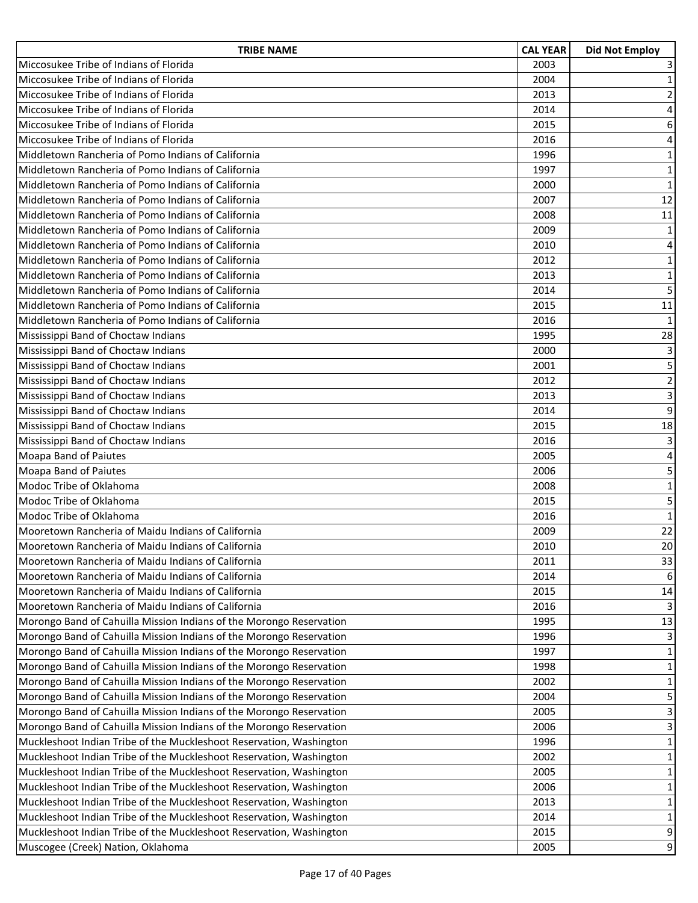| TRIBE NAME | CAL YEAR | Did Not Employ |
|---|---|---|
| Miccosukee Tribe of Indians of Florida | 2003 | 3 |
| Miccosukee Tribe of Indians of Florida | 2004 | 1 |
| Miccosukee Tribe of Indians of Florida | 2013 | 2 |
| Miccosukee Tribe of Indians of Florida | 2014 | 4 |
| Miccosukee Tribe of Indians of Florida | 2015 | 6 |
| Miccosukee Tribe of Indians of Florida | 2016 | 4 |
| Middletown Rancheria of Pomo Indians of California | 1996 | 1 |
| Middletown Rancheria of Pomo Indians of California | 1997 | 1 |
| Middletown Rancheria of Pomo Indians of California | 2000 | 1 |
| Middletown Rancheria of Pomo Indians of California | 2007 | 12 |
| Middletown Rancheria of Pomo Indians of California | 2008 | 11 |
| Middletown Rancheria of Pomo Indians of California | 2009 | 1 |
| Middletown Rancheria of Pomo Indians of California | 2010 | 4 |
| Middletown Rancheria of Pomo Indians of California | 2012 | 1 |
| Middletown Rancheria of Pomo Indians of California | 2013 | 1 |
| Middletown Rancheria of Pomo Indians of California | 2014 | 5 |
| Middletown Rancheria of Pomo Indians of California | 2015 | 11 |
| Middletown Rancheria of Pomo Indians of California | 2016 | 1 |
| Mississippi Band of Choctaw Indians | 1995 | 28 |
| Mississippi Band of Choctaw Indians | 2000 | 3 |
| Mississippi Band of Choctaw Indians | 2001 | 5 |
| Mississippi Band of Choctaw Indians | 2012 | 2 |
| Mississippi Band of Choctaw Indians | 2013 | 3 |
| Mississippi Band of Choctaw Indians | 2014 | 9 |
| Mississippi Band of Choctaw Indians | 2015 | 18 |
| Mississippi Band of Choctaw Indians | 2016 | 3 |
| Moapa Band of Paiutes | 2005 | 4 |
| Moapa Band of Paiutes | 2006 | 5 |
| Modoc Tribe of Oklahoma | 2008 | 1 |
| Modoc Tribe of Oklahoma | 2015 | 5 |
| Modoc Tribe of Oklahoma | 2016 | 1 |
| Mooretown Rancheria of Maidu Indians of California | 2009 | 22 |
| Mooretown Rancheria of Maidu Indians of California | 2010 | 20 |
| Mooretown Rancheria of Maidu Indians of California | 2011 | 33 |
| Mooretown Rancheria of Maidu Indians of California | 2014 | 6 |
| Mooretown Rancheria of Maidu Indians of California | 2015 | 14 |
| Mooretown Rancheria of Maidu Indians of California | 2016 | 3 |
| Morongo Band of Cahuilla Mission Indians of the Morongo Reservation | 1995 | 13 |
| Morongo Band of Cahuilla Mission Indians of the Morongo Reservation | 1996 | 3 |
| Morongo Band of Cahuilla Mission Indians of the Morongo Reservation | 1997 | 1 |
| Morongo Band of Cahuilla Mission Indians of the Morongo Reservation | 1998 | 1 |
| Morongo Band of Cahuilla Mission Indians of the Morongo Reservation | 2002 | 1 |
| Morongo Band of Cahuilla Mission Indians of the Morongo Reservation | 2004 | 5 |
| Morongo Band of Cahuilla Mission Indians of the Morongo Reservation | 2005 | 3 |
| Morongo Band of Cahuilla Mission Indians of the Morongo Reservation | 2006 | 3 |
| Muckleshoot Indian Tribe of the Muckleshoot Reservation, Washington | 1996 | 1 |
| Muckleshoot Indian Tribe of the Muckleshoot Reservation, Washington | 2002 | 1 |
| Muckleshoot Indian Tribe of the Muckleshoot Reservation, Washington | 2005 | 1 |
| Muckleshoot Indian Tribe of the Muckleshoot Reservation, Washington | 2006 | 1 |
| Muckleshoot Indian Tribe of the Muckleshoot Reservation, Washington | 2013 | 1 |
| Muckleshoot Indian Tribe of the Muckleshoot Reservation, Washington | 2014 | 1 |
| Muckleshoot Indian Tribe of the Muckleshoot Reservation, Washington | 2015 | 9 |
| Muscogee (Creek) Nation, Oklahoma | 2005 | 9 |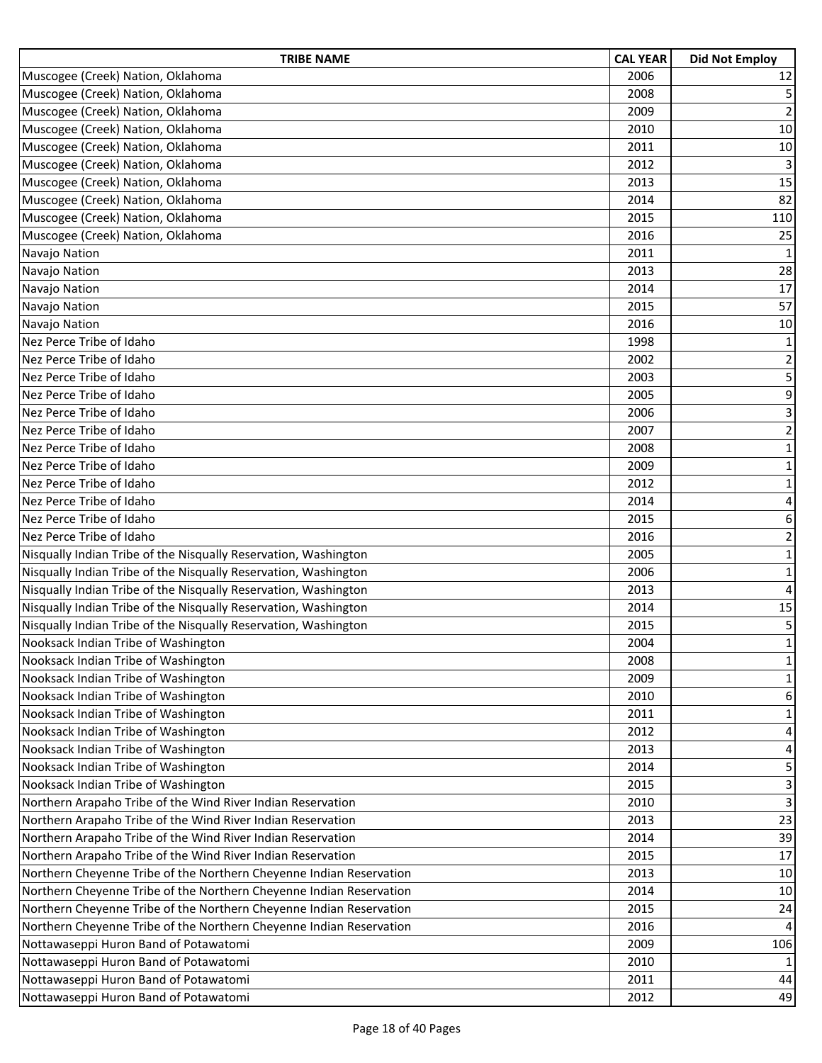| TRIBE NAME | CAL YEAR | Did Not Employ |
| --- | --- | --- |
| Muscogee (Creek) Nation, Oklahoma | 2006 | 12 |
| Muscogee (Creek) Nation, Oklahoma | 2008 | 5 |
| Muscogee (Creek) Nation, Oklahoma | 2009 | 2 |
| Muscogee (Creek) Nation, Oklahoma | 2010 | 10 |
| Muscogee (Creek) Nation, Oklahoma | 2011 | 10 |
| Muscogee (Creek) Nation, Oklahoma | 2012 | 3 |
| Muscogee (Creek) Nation, Oklahoma | 2013 | 15 |
| Muscogee (Creek) Nation, Oklahoma | 2014 | 82 |
| Muscogee (Creek) Nation, Oklahoma | 2015 | 110 |
| Muscogee (Creek) Nation, Oklahoma | 2016 | 25 |
| Navajo Nation | 2011 | 1 |
| Navajo Nation | 2013 | 28 |
| Navajo Nation | 2014 | 17 |
| Navajo Nation | 2015 | 57 |
| Navajo Nation | 2016 | 10 |
| Nez Perce Tribe of Idaho | 1998 | 1 |
| Nez Perce Tribe of Idaho | 2002 | 2 |
| Nez Perce Tribe of Idaho | 2003 | 5 |
| Nez Perce Tribe of Idaho | 2005 | 9 |
| Nez Perce Tribe of Idaho | 2006 | 3 |
| Nez Perce Tribe of Idaho | 2007 | 2 |
| Nez Perce Tribe of Idaho | 2008 | 1 |
| Nez Perce Tribe of Idaho | 2009 | 1 |
| Nez Perce Tribe of Idaho | 2012 | 1 |
| Nez Perce Tribe of Idaho | 2014 | 4 |
| Nez Perce Tribe of Idaho | 2015 | 6 |
| Nez Perce Tribe of Idaho | 2016 | 2 |
| Nisqually Indian Tribe of the Nisqually Reservation, Washington | 2005 | 1 |
| Nisqually Indian Tribe of the Nisqually Reservation, Washington | 2006 | 1 |
| Nisqually Indian Tribe of the Nisqually Reservation, Washington | 2013 | 4 |
| Nisqually Indian Tribe of the Nisqually Reservation, Washington | 2014 | 15 |
| Nisqually Indian Tribe of the Nisqually Reservation, Washington | 2015 | 5 |
| Nooksack Indian Tribe of Washington | 2004 | 1 |
| Nooksack Indian Tribe of Washington | 2008 | 1 |
| Nooksack Indian Tribe of Washington | 2009 | 1 |
| Nooksack Indian Tribe of Washington | 2010 | 6 |
| Nooksack Indian Tribe of Washington | 2011 | 1 |
| Nooksack Indian Tribe of Washington | 2012 | 4 |
| Nooksack Indian Tribe of Washington | 2013 | 4 |
| Nooksack Indian Tribe of Washington | 2014 | 5 |
| Nooksack Indian Tribe of Washington | 2015 | 3 |
| Northern Arapaho Tribe of the Wind River Indian Reservation | 2010 | 3 |
| Northern Arapaho Tribe of the Wind River Indian Reservation | 2013 | 23 |
| Northern Arapaho Tribe of the Wind River Indian Reservation | 2014 | 39 |
| Northern Arapaho Tribe of the Wind River Indian Reservation | 2015 | 17 |
| Northern Cheyenne Tribe of the Northern Cheyenne Indian Reservation | 2013 | 10 |
| Northern Cheyenne Tribe of the Northern Cheyenne Indian Reservation | 2014 | 10 |
| Northern Cheyenne Tribe of the Northern Cheyenne Indian Reservation | 2015 | 24 |
| Northern Cheyenne Tribe of the Northern Cheyenne Indian Reservation | 2016 | 4 |
| Nottawaseppi Huron Band of Potawatomi | 2009 | 106 |
| Nottawaseppi Huron Band of Potawatomi | 2010 | 1 |
| Nottawaseppi Huron Band of Potawatomi | 2011 | 44 |
| Nottawaseppi Huron Band of Potawatomi | 2012 | 49 |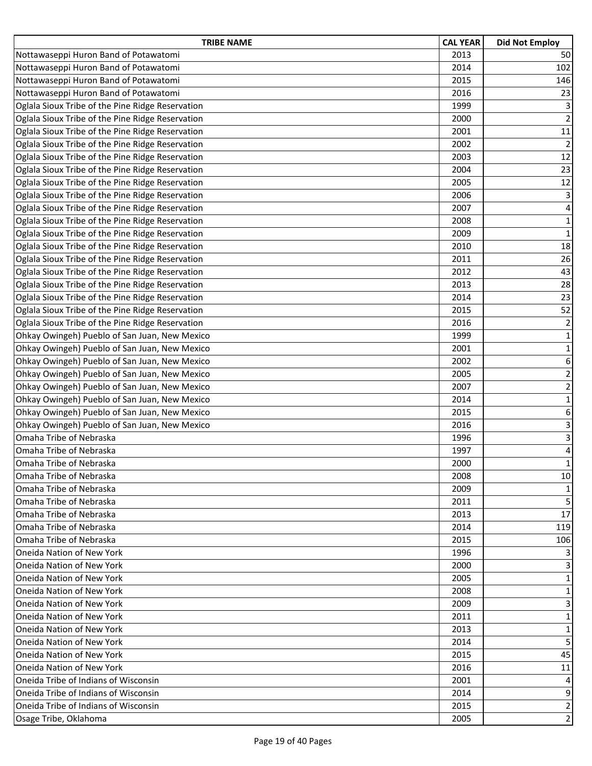| TRIBE NAME | CAL YEAR | Did Not Employ |
|---|---|---|
| Nottawaseppi Huron Band of Potawatomi | 2013 | 50 |
| Nottawaseppi Huron Band of Potawatomi | 2014 | 102 |
| Nottawaseppi Huron Band of Potawatomi | 2015 | 146 |
| Nottawaseppi Huron Band of Potawatomi | 2016 | 23 |
| Oglala Sioux Tribe of the Pine Ridge Reservation | 1999 | 3 |
| Oglala Sioux Tribe of the Pine Ridge Reservation | 2000 | 2 |
| Oglala Sioux Tribe of the Pine Ridge Reservation | 2001 | 11 |
| Oglala Sioux Tribe of the Pine Ridge Reservation | 2002 | 2 |
| Oglala Sioux Tribe of the Pine Ridge Reservation | 2003 | 12 |
| Oglala Sioux Tribe of the Pine Ridge Reservation | 2004 | 23 |
| Oglala Sioux Tribe of the Pine Ridge Reservation | 2005 | 12 |
| Oglala Sioux Tribe of the Pine Ridge Reservation | 2006 | 3 |
| Oglala Sioux Tribe of the Pine Ridge Reservation | 2007 | 4 |
| Oglala Sioux Tribe of the Pine Ridge Reservation | 2008 | 1 |
| Oglala Sioux Tribe of the Pine Ridge Reservation | 2009 | 1 |
| Oglala Sioux Tribe of the Pine Ridge Reservation | 2010 | 18 |
| Oglala Sioux Tribe of the Pine Ridge Reservation | 2011 | 26 |
| Oglala Sioux Tribe of the Pine Ridge Reservation | 2012 | 43 |
| Oglala Sioux Tribe of the Pine Ridge Reservation | 2013 | 28 |
| Oglala Sioux Tribe of the Pine Ridge Reservation | 2014 | 23 |
| Oglala Sioux Tribe of the Pine Ridge Reservation | 2015 | 52 |
| Oglala Sioux Tribe of the Pine Ridge Reservation | 2016 | 2 |
| Ohkay Owingeh) Pueblo of San Juan, New Mexico | 1999 | 1 |
| Ohkay Owingeh) Pueblo of San Juan, New Mexico | 2001 | 1 |
| Ohkay Owingeh) Pueblo of San Juan, New Mexico | 2002 | 6 |
| Ohkay Owingeh) Pueblo of San Juan, New Mexico | 2005 | 2 |
| Ohkay Owingeh) Pueblo of San Juan, New Mexico | 2007 | 2 |
| Ohkay Owingeh) Pueblo of San Juan, New Mexico | 2014 | 1 |
| Ohkay Owingeh) Pueblo of San Juan, New Mexico | 2015 | 6 |
| Ohkay Owingeh) Pueblo of San Juan, New Mexico | 2016 | 3 |
| Omaha Tribe of Nebraska | 1996 | 3 |
| Omaha Tribe of Nebraska | 1997 | 4 |
| Omaha Tribe of Nebraska | 2000 | 1 |
| Omaha Tribe of Nebraska | 2008 | 10 |
| Omaha Tribe of Nebraska | 2009 | 1 |
| Omaha Tribe of Nebraska | 2011 | 5 |
| Omaha Tribe of Nebraska | 2013 | 17 |
| Omaha Tribe of Nebraska | 2014 | 119 |
| Omaha Tribe of Nebraska | 2015 | 106 |
| Oneida Nation of New York | 1996 | 3 |
| Oneida Nation of New York | 2000 | 3 |
| Oneida Nation of New York | 2005 | 1 |
| Oneida Nation of New York | 2008 | 1 |
| Oneida Nation of New York | 2009 | 3 |
| Oneida Nation of New York | 2011 | 1 |
| Oneida Nation of New York | 2013 | 1 |
| Oneida Nation of New York | 2014 | 5 |
| Oneida Nation of New York | 2015 | 45 |
| Oneida Nation of New York | 2016 | 11 |
| Oneida Tribe of Indians of Wisconsin | 2001 | 4 |
| Oneida Tribe of Indians of Wisconsin | 2014 | 9 |
| Oneida Tribe of Indians of Wisconsin | 2015 | 2 |
| Osage Tribe, Oklahoma | 2005 | 2 |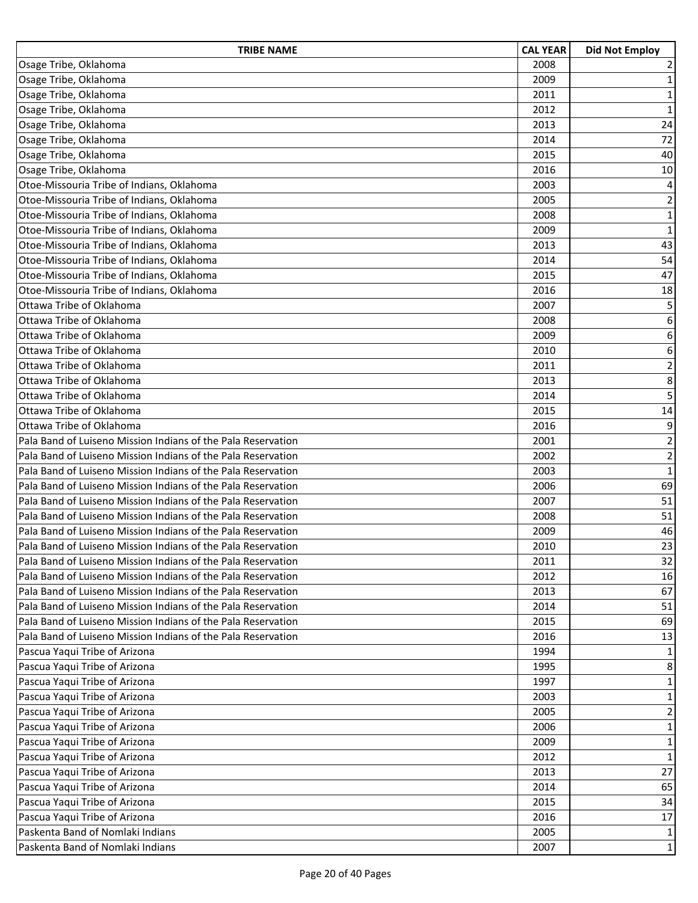| TRIBE NAME | CAL YEAR | Did Not Employ |
|---|---|---|
| Osage Tribe, Oklahoma | 2008 | 2 |
| Osage Tribe, Oklahoma | 2009 | 1 |
| Osage Tribe, Oklahoma | 2011 | 1 |
| Osage Tribe, Oklahoma | 2012 | 1 |
| Osage Tribe, Oklahoma | 2013 | 24 |
| Osage Tribe, Oklahoma | 2014 | 72 |
| Osage Tribe, Oklahoma | 2015 | 40 |
| Osage Tribe, Oklahoma | 2016 | 10 |
| Otoe-Missouria Tribe of Indians, Oklahoma | 2003 | 4 |
| Otoe-Missouria Tribe of Indians, Oklahoma | 2005 | 2 |
| Otoe-Missouria Tribe of Indians, Oklahoma | 2008 | 1 |
| Otoe-Missouria Tribe of Indians, Oklahoma | 2009 | 1 |
| Otoe-Missouria Tribe of Indians, Oklahoma | 2013 | 43 |
| Otoe-Missouria Tribe of Indians, Oklahoma | 2014 | 54 |
| Otoe-Missouria Tribe of Indians, Oklahoma | 2015 | 47 |
| Otoe-Missouria Tribe of Indians, Oklahoma | 2016 | 18 |
| Ottawa Tribe of Oklahoma | 2007 | 5 |
| Ottawa Tribe of Oklahoma | 2008 | 6 |
| Ottawa Tribe of Oklahoma | 2009 | 6 |
| Ottawa Tribe of Oklahoma | 2010 | 6 |
| Ottawa Tribe of Oklahoma | 2011 | 2 |
| Ottawa Tribe of Oklahoma | 2013 | 8 |
| Ottawa Tribe of Oklahoma | 2014 | 5 |
| Ottawa Tribe of Oklahoma | 2015 | 14 |
| Ottawa Tribe of Oklahoma | 2016 | 9 |
| Pala Band of Luiseno Mission Indians of the Pala Reservation | 2001 | 2 |
| Pala Band of Luiseno Mission Indians of the Pala Reservation | 2002 | 2 |
| Pala Band of Luiseno Mission Indians of the Pala Reservation | 2003 | 1 |
| Pala Band of Luiseno Mission Indians of the Pala Reservation | 2006 | 69 |
| Pala Band of Luiseno Mission Indians of the Pala Reservation | 2007 | 51 |
| Pala Band of Luiseno Mission Indians of the Pala Reservation | 2008 | 51 |
| Pala Band of Luiseno Mission Indians of the Pala Reservation | 2009 | 46 |
| Pala Band of Luiseno Mission Indians of the Pala Reservation | 2010 | 23 |
| Pala Band of Luiseno Mission Indians of the Pala Reservation | 2011 | 32 |
| Pala Band of Luiseno Mission Indians of the Pala Reservation | 2012 | 16 |
| Pala Band of Luiseno Mission Indians of the Pala Reservation | 2013 | 67 |
| Pala Band of Luiseno Mission Indians of the Pala Reservation | 2014 | 51 |
| Pala Band of Luiseno Mission Indians of the Pala Reservation | 2015 | 69 |
| Pala Band of Luiseno Mission Indians of the Pala Reservation | 2016 | 13 |
| Pascua Yaqui Tribe of Arizona | 1994 | 1 |
| Pascua Yaqui Tribe of Arizona | 1995 | 8 |
| Pascua Yaqui Tribe of Arizona | 1997 | 1 |
| Pascua Yaqui Tribe of Arizona | 2003 | 1 |
| Pascua Yaqui Tribe of Arizona | 2005 | 2 |
| Pascua Yaqui Tribe of Arizona | 2006 | 1 |
| Pascua Yaqui Tribe of Arizona | 2009 | 1 |
| Pascua Yaqui Tribe of Arizona | 2012 | 1 |
| Pascua Yaqui Tribe of Arizona | 2013 | 27 |
| Pascua Yaqui Tribe of Arizona | 2014 | 65 |
| Pascua Yaqui Tribe of Arizona | 2015 | 34 |
| Pascua Yaqui Tribe of Arizona | 2016 | 17 |
| Paskenta Band of Nomlaki Indians | 2005 | 1 |
| Paskenta Band of Nomlaki Indians | 2007 | 1 |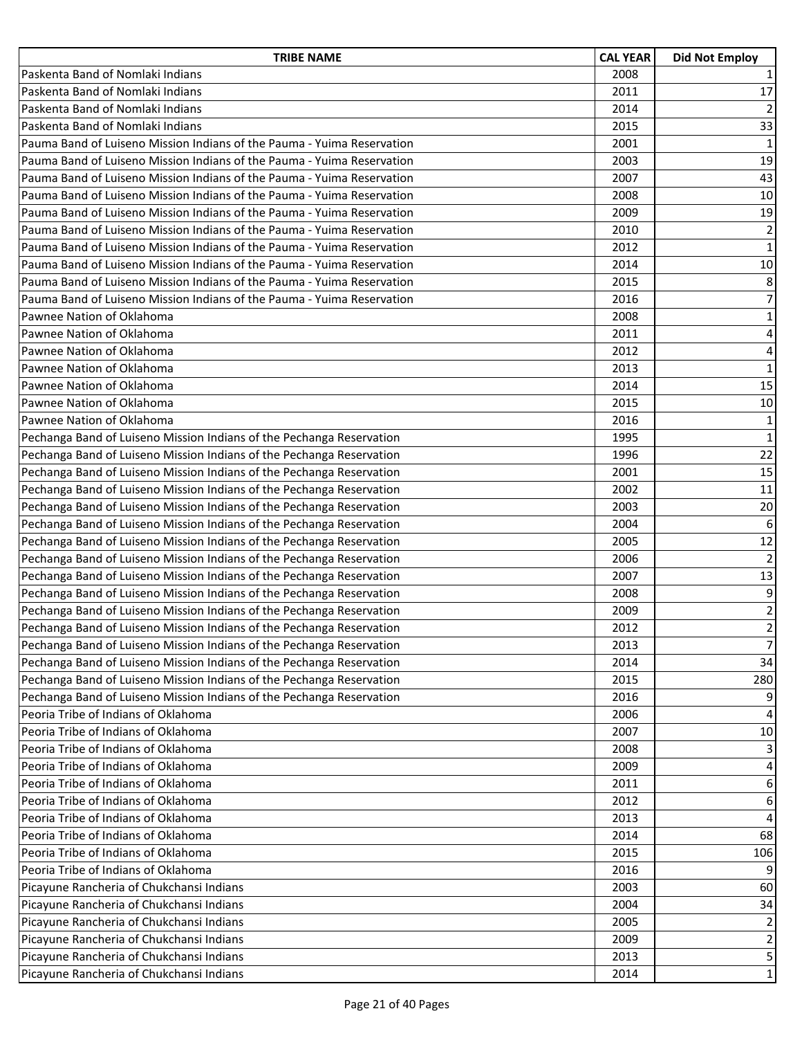| TRIBE NAME | CAL YEAR | Did Not Employ |
|---|---|---|
| Paskenta Band of Nomlaki Indians | 2008 | 1 |
| Paskenta Band of Nomlaki Indians | 2011 | 17 |
| Paskenta Band of Nomlaki Indians | 2014 | 2 |
| Paskenta Band of Nomlaki Indians | 2015 | 33 |
| Pauma Band of Luiseno Mission Indians of the Pauma - Yuima Reservation | 2001 | 1 |
| Pauma Band of Luiseno Mission Indians of the Pauma - Yuima Reservation | 2003 | 19 |
| Pauma Band of Luiseno Mission Indians of the Pauma - Yuima Reservation | 2007 | 43 |
| Pauma Band of Luiseno Mission Indians of the Pauma - Yuima Reservation | 2008 | 10 |
| Pauma Band of Luiseno Mission Indians of the Pauma - Yuima Reservation | 2009 | 19 |
| Pauma Band of Luiseno Mission Indians of the Pauma - Yuima Reservation | 2010 | 2 |
| Pauma Band of Luiseno Mission Indians of the Pauma - Yuima Reservation | 2012 | 1 |
| Pauma Band of Luiseno Mission Indians of the Pauma - Yuima Reservation | 2014 | 10 |
| Pauma Band of Luiseno Mission Indians of the Pauma - Yuima Reservation | 2015 | 8 |
| Pauma Band of Luiseno Mission Indians of the Pauma - Yuima Reservation | 2016 | 7 |
| Pawnee Nation of Oklahoma | 2008 | 1 |
| Pawnee Nation of Oklahoma | 2011 | 4 |
| Pawnee Nation of Oklahoma | 2012 | 4 |
| Pawnee Nation of Oklahoma | 2013 | 1 |
| Pawnee Nation of Oklahoma | 2014 | 15 |
| Pawnee Nation of Oklahoma | 2015 | 10 |
| Pawnee Nation of Oklahoma | 2016 | 1 |
| Pechanga Band of Luiseno Mission Indians of the Pechanga Reservation | 1995 | 1 |
| Pechanga Band of Luiseno Mission Indians of the Pechanga Reservation | 1996 | 22 |
| Pechanga Band of Luiseno Mission Indians of the Pechanga Reservation | 2001 | 15 |
| Pechanga Band of Luiseno Mission Indians of the Pechanga Reservation | 2002 | 11 |
| Pechanga Band of Luiseno Mission Indians of the Pechanga Reservation | 2003 | 20 |
| Pechanga Band of Luiseno Mission Indians of the Pechanga Reservation | 2004 | 6 |
| Pechanga Band of Luiseno Mission Indians of the Pechanga Reservation | 2005 | 12 |
| Pechanga Band of Luiseno Mission Indians of the Pechanga Reservation | 2006 | 2 |
| Pechanga Band of Luiseno Mission Indians of the Pechanga Reservation | 2007 | 13 |
| Pechanga Band of Luiseno Mission Indians of the Pechanga Reservation | 2008 | 9 |
| Pechanga Band of Luiseno Mission Indians of the Pechanga Reservation | 2009 | 2 |
| Pechanga Band of Luiseno Mission Indians of the Pechanga Reservation | 2012 | 2 |
| Pechanga Band of Luiseno Mission Indians of the Pechanga Reservation | 2013 | 7 |
| Pechanga Band of Luiseno Mission Indians of the Pechanga Reservation | 2014 | 34 |
| Pechanga Band of Luiseno Mission Indians of the Pechanga Reservation | 2015 | 280 |
| Pechanga Band of Luiseno Mission Indians of the Pechanga Reservation | 2016 | 9 |
| Peoria Tribe of Indians of Oklahoma | 2006 | 4 |
| Peoria Tribe of Indians of Oklahoma | 2007 | 10 |
| Peoria Tribe of Indians of Oklahoma | 2008 | 3 |
| Peoria Tribe of Indians of Oklahoma | 2009 | 4 |
| Peoria Tribe of Indians of Oklahoma | 2011 | 6 |
| Peoria Tribe of Indians of Oklahoma | 2012 | 6 |
| Peoria Tribe of Indians of Oklahoma | 2013 | 4 |
| Peoria Tribe of Indians of Oklahoma | 2014 | 68 |
| Peoria Tribe of Indians of Oklahoma | 2015 | 106 |
| Peoria Tribe of Indians of Oklahoma | 2016 | 9 |
| Picayune Rancheria of Chukchansi Indians | 2003 | 60 |
| Picayune Rancheria of Chukchansi Indians | 2004 | 34 |
| Picayune Rancheria of Chukchansi Indians | 2005 | 2 |
| Picayune Rancheria of Chukchansi Indians | 2009 | 2 |
| Picayune Rancheria of Chukchansi Indians | 2013 | 5 |
| Picayune Rancheria of Chukchansi Indians | 2014 | 1 |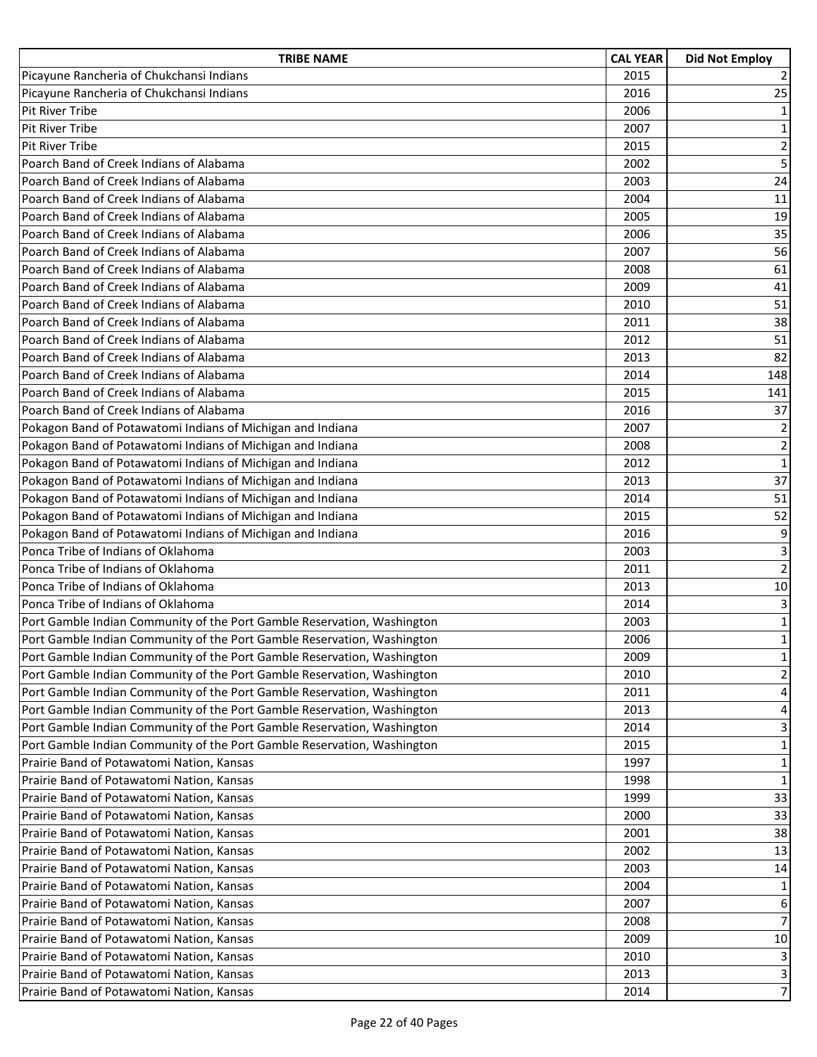| TRIBE NAME | CAL YEAR | Did Not Employ |
|---|---|---|
| Picayune Rancheria of Chukchansi Indians | 2015 | 2 |
| Picayune Rancheria of Chukchansi Indians | 2016 | 25 |
| Pit River Tribe | 2006 | 1 |
| Pit River Tribe | 2007 | 1 |
| Pit River Tribe | 2015 | 2 |
| Poarch Band of Creek Indians of Alabama | 2002 | 5 |
| Poarch Band of Creek Indians of Alabama | 2003 | 24 |
| Poarch Band of Creek Indians of Alabama | 2004 | 11 |
| Poarch Band of Creek Indians of Alabama | 2005 | 19 |
| Poarch Band of Creek Indians of Alabama | 2006 | 35 |
| Poarch Band of Creek Indians of Alabama | 2007 | 56 |
| Poarch Band of Creek Indians of Alabama | 2008 | 61 |
| Poarch Band of Creek Indians of Alabama | 2009 | 41 |
| Poarch Band of Creek Indians of Alabama | 2010 | 51 |
| Poarch Band of Creek Indians of Alabama | 2011 | 38 |
| Poarch Band of Creek Indians of Alabama | 2012 | 51 |
| Poarch Band of Creek Indians of Alabama | 2013 | 82 |
| Poarch Band of Creek Indians of Alabama | 2014 | 148 |
| Poarch Band of Creek Indians of Alabama | 2015 | 141 |
| Poarch Band of Creek Indians of Alabama | 2016 | 37 |
| Pokagon Band of Potawatomi Indians of Michigan and Indiana | 2007 | 2 |
| Pokagon Band of Potawatomi Indians of Michigan and Indiana | 2008 | 2 |
| Pokagon Band of Potawatomi Indians of Michigan and Indiana | 2012 | 1 |
| Pokagon Band of Potawatomi Indians of Michigan and Indiana | 2013 | 37 |
| Pokagon Band of Potawatomi Indians of Michigan and Indiana | 2014 | 51 |
| Pokagon Band of Potawatomi Indians of Michigan and Indiana | 2015 | 52 |
| Pokagon Band of Potawatomi Indians of Michigan and Indiana | 2016 | 9 |
| Ponca Tribe of Indians of Oklahoma | 2003 | 3 |
| Ponca Tribe of Indians of Oklahoma | 2011 | 2 |
| Ponca Tribe of Indians of Oklahoma | 2013 | 10 |
| Ponca Tribe of Indians of Oklahoma | 2014 | 3 |
| Port Gamble Indian Community of the Port Gamble Reservation, Washington | 2003 | 1 |
| Port Gamble Indian Community of the Port Gamble Reservation, Washington | 2006 | 1 |
| Port Gamble Indian Community of the Port Gamble Reservation, Washington | 2009 | 1 |
| Port Gamble Indian Community of the Port Gamble Reservation, Washington | 2010 | 2 |
| Port Gamble Indian Community of the Port Gamble Reservation, Washington | 2011 | 4 |
| Port Gamble Indian Community of the Port Gamble Reservation, Washington | 2013 | 4 |
| Port Gamble Indian Community of the Port Gamble Reservation, Washington | 2014 | 3 |
| Port Gamble Indian Community of the Port Gamble Reservation, Washington | 2015 | 1 |
| Prairie Band of Potawatomi Nation, Kansas | 1997 | 1 |
| Prairie Band of Potawatomi Nation, Kansas | 1998 | 1 |
| Prairie Band of Potawatomi Nation, Kansas | 1999 | 33 |
| Prairie Band of Potawatomi Nation, Kansas | 2000 | 33 |
| Prairie Band of Potawatomi Nation, Kansas | 2001 | 38 |
| Prairie Band of Potawatomi Nation, Kansas | 2002 | 13 |
| Prairie Band of Potawatomi Nation, Kansas | 2003 | 14 |
| Prairie Band of Potawatomi Nation, Kansas | 2004 | 1 |
| Prairie Band of Potawatomi Nation, Kansas | 2007 | 6 |
| Prairie Band of Potawatomi Nation, Kansas | 2008 | 7 |
| Prairie Band of Potawatomi Nation, Kansas | 2009 | 10 |
| Prairie Band of Potawatomi Nation, Kansas | 2010 | 3 |
| Prairie Band of Potawatomi Nation, Kansas | 2013 | 3 |
| Prairie Band of Potawatomi Nation, Kansas | 2014 | 7 |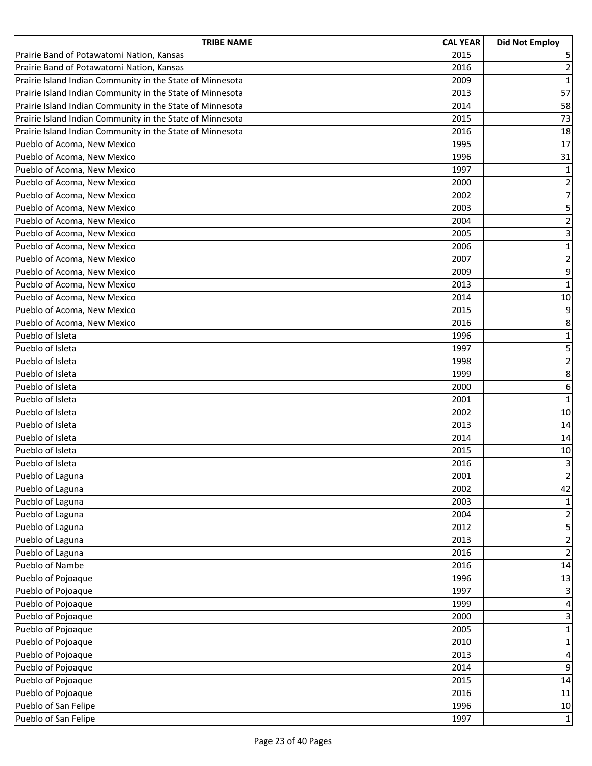| TRIBE NAME | CAL YEAR | Did Not Employ |
|---|---|---|
| Prairie Band of Potawatomi Nation, Kansas | 2015 | 5 |
| Prairie Band of Potawatomi Nation, Kansas | 2016 | 2 |
| Prairie Island Indian Community in the State of Minnesota | 2009 | 1 |
| Prairie Island Indian Community in the State of Minnesota | 2013 | 57 |
| Prairie Island Indian Community in the State of Minnesota | 2014 | 58 |
| Prairie Island Indian Community in the State of Minnesota | 2015 | 73 |
| Prairie Island Indian Community in the State of Minnesota | 2016 | 18 |
| Pueblo of Acoma, New Mexico | 1995 | 17 |
| Pueblo of Acoma, New Mexico | 1996 | 31 |
| Pueblo of Acoma, New Mexico | 1997 | 1 |
| Pueblo of Acoma, New Mexico | 2000 | 2 |
| Pueblo of Acoma, New Mexico | 2002 | 7 |
| Pueblo of Acoma, New Mexico | 2003 | 5 |
| Pueblo of Acoma, New Mexico | 2004 | 2 |
| Pueblo of Acoma, New Mexico | 2005 | 3 |
| Pueblo of Acoma, New Mexico | 2006 | 1 |
| Pueblo of Acoma, New Mexico | 2007 | 2 |
| Pueblo of Acoma, New Mexico | 2009 | 9 |
| Pueblo of Acoma, New Mexico | 2013 | 1 |
| Pueblo of Acoma, New Mexico | 2014 | 10 |
| Pueblo of Acoma, New Mexico | 2015 | 9 |
| Pueblo of Acoma, New Mexico | 2016 | 8 |
| Pueblo of Isleta | 1996 | 1 |
| Pueblo of Isleta | 1997 | 5 |
| Pueblo of Isleta | 1998 | 2 |
| Pueblo of Isleta | 1999 | 8 |
| Pueblo of Isleta | 2000 | 6 |
| Pueblo of Isleta | 2001 | 1 |
| Pueblo of Isleta | 2002 | 10 |
| Pueblo of Isleta | 2013 | 14 |
| Pueblo of Isleta | 2014 | 14 |
| Pueblo of Isleta | 2015 | 10 |
| Pueblo of Isleta | 2016 | 3 |
| Pueblo of Laguna | 2001 | 2 |
| Pueblo of Laguna | 2002 | 42 |
| Pueblo of Laguna | 2003 | 1 |
| Pueblo of Laguna | 2004 | 2 |
| Pueblo of Laguna | 2012 | 5 |
| Pueblo of Laguna | 2013 | 2 |
| Pueblo of Laguna | 2016 | 2 |
| Pueblo of Nambe | 2016 | 14 |
| Pueblo of Pojoaque | 1996 | 13 |
| Pueblo of Pojoaque | 1997 | 3 |
| Pueblo of Pojoaque | 1999 | 4 |
| Pueblo of Pojoaque | 2000 | 3 |
| Pueblo of Pojoaque | 2005 | 1 |
| Pueblo of Pojoaque | 2010 | 1 |
| Pueblo of Pojoaque | 2013 | 4 |
| Pueblo of Pojoaque | 2014 | 9 |
| Pueblo of Pojoaque | 2015 | 14 |
| Pueblo of Pojoaque | 2016 | 11 |
| Pueblo of San Felipe | 1996 | 10 |
| Pueblo of San Felipe | 1997 | 1 |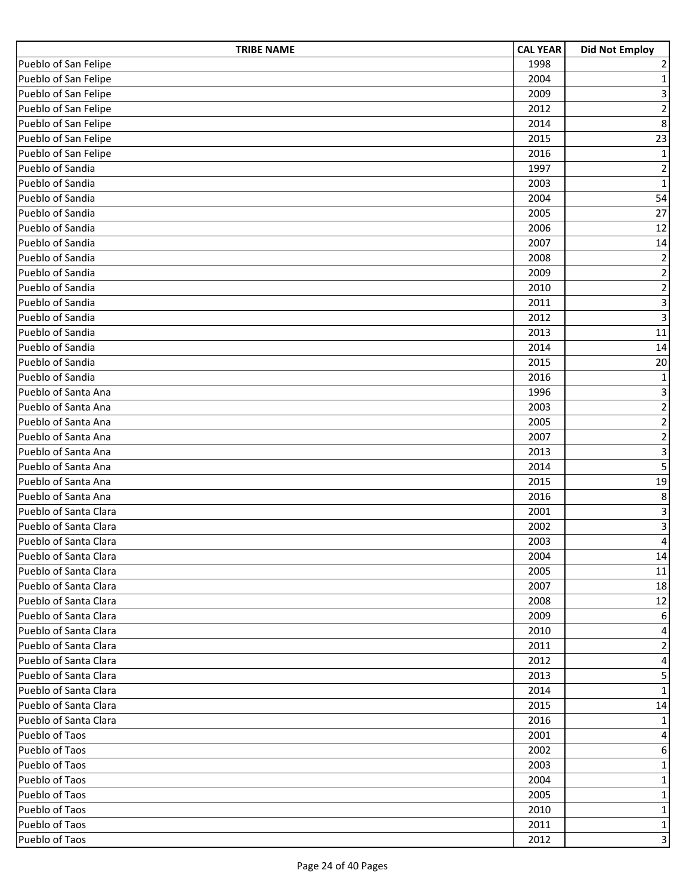| TRIBE NAME | CAL YEAR | Did Not Employ |
|---|---|---|
| Pueblo of San Felipe | 1998 | 2 |
| Pueblo of San Felipe | 2004 | 1 |
| Pueblo of San Felipe | 2009 | 3 |
| Pueblo of San Felipe | 2012 | 2 |
| Pueblo of San Felipe | 2014 | 8 |
| Pueblo of San Felipe | 2015 | 23 |
| Pueblo of San Felipe | 2016 | 1 |
| Pueblo of Sandia | 1997 | 2 |
| Pueblo of Sandia | 2003 | 1 |
| Pueblo of Sandia | 2004 | 54 |
| Pueblo of Sandia | 2005 | 27 |
| Pueblo of Sandia | 2006 | 12 |
| Pueblo of Sandia | 2007 | 14 |
| Pueblo of Sandia | 2008 | 2 |
| Pueblo of Sandia | 2009 | 2 |
| Pueblo of Sandia | 2010 | 2 |
| Pueblo of Sandia | 2011 | 3 |
| Pueblo of Sandia | 2012 | 3 |
| Pueblo of Sandia | 2013 | 11 |
| Pueblo of Sandia | 2014 | 14 |
| Pueblo of Sandia | 2015 | 20 |
| Pueblo of Sandia | 2016 | 1 |
| Pueblo of Santa Ana | 1996 | 3 |
| Pueblo of Santa Ana | 2003 | 2 |
| Pueblo of Santa Ana | 2005 | 2 |
| Pueblo of Santa Ana | 2007 | 2 |
| Pueblo of Santa Ana | 2013 | 3 |
| Pueblo of Santa Ana | 2014 | 5 |
| Pueblo of Santa Ana | 2015 | 19 |
| Pueblo of Santa Ana | 2016 | 8 |
| Pueblo of Santa Clara | 2001 | 3 |
| Pueblo of Santa Clara | 2002 | 3 |
| Pueblo of Santa Clara | 2003 | 4 |
| Pueblo of Santa Clara | 2004 | 14 |
| Pueblo of Santa Clara | 2005 | 11 |
| Pueblo of Santa Clara | 2007 | 18 |
| Pueblo of Santa Clara | 2008 | 12 |
| Pueblo of Santa Clara | 2009 | 6 |
| Pueblo of Santa Clara | 2010 | 4 |
| Pueblo of Santa Clara | 2011 | 2 |
| Pueblo of Santa Clara | 2012 | 4 |
| Pueblo of Santa Clara | 2013 | 5 |
| Pueblo of Santa Clara | 2014 | 1 |
| Pueblo of Santa Clara | 2015 | 14 |
| Pueblo of Santa Clara | 2016 | 1 |
| Pueblo of Taos | 2001 | 4 |
| Pueblo of Taos | 2002 | 6 |
| Pueblo of Taos | 2003 | 1 |
| Pueblo of Taos | 2004 | 1 |
| Pueblo of Taos | 2005 | 1 |
| Pueblo of Taos | 2010 | 1 |
| Pueblo of Taos | 2011 | 1 |
| Pueblo of Taos | 2012 | 3 |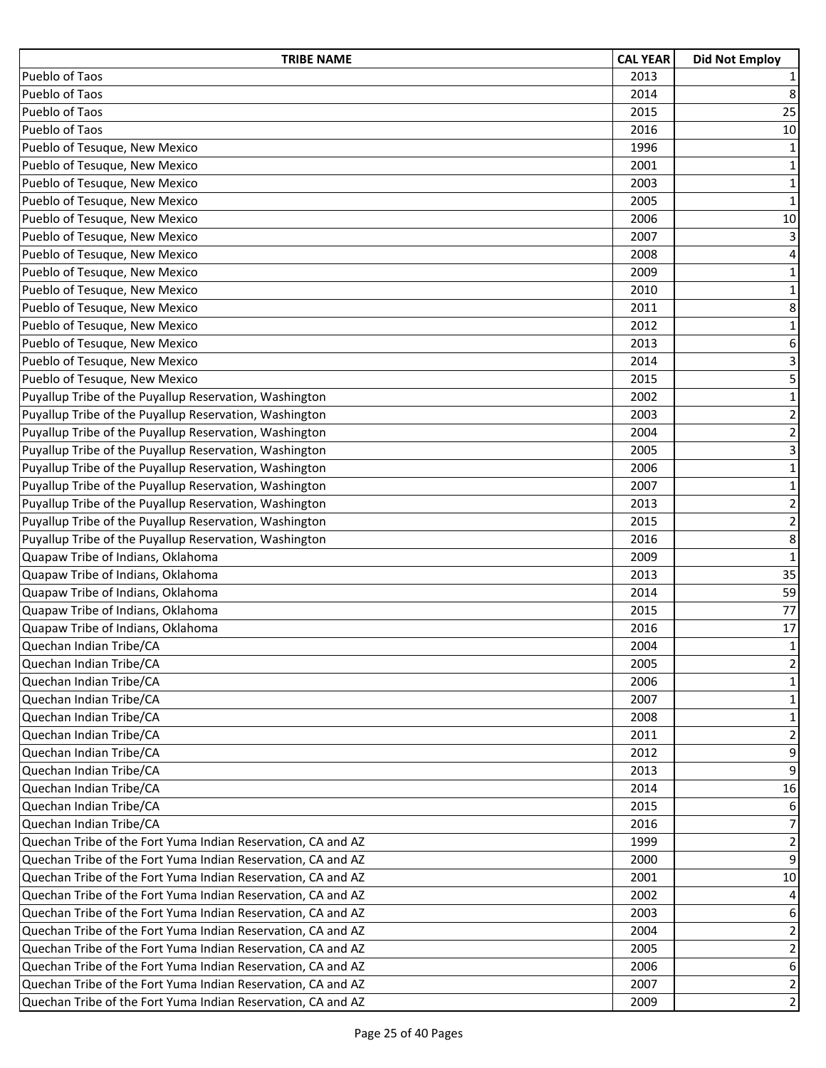| TRIBE NAME | CAL YEAR | Did Not Employ |
|---|---|---|
| Pueblo of Taos | 2013 | 1 |
| Pueblo of Taos | 2014 | 8 |
| Pueblo of Taos | 2015 | 25 |
| Pueblo of Taos | 2016 | 10 |
| Pueblo of Tesuque, New Mexico | 1996 | 1 |
| Pueblo of Tesuque, New Mexico | 2001 | 1 |
| Pueblo of Tesuque, New Mexico | 2003 | 1 |
| Pueblo of Tesuque, New Mexico | 2005 | 1 |
| Pueblo of Tesuque, New Mexico | 2006 | 10 |
| Pueblo of Tesuque, New Mexico | 2007 | 3 |
| Pueblo of Tesuque, New Mexico | 2008 | 4 |
| Pueblo of Tesuque, New Mexico | 2009 | 1 |
| Pueblo of Tesuque, New Mexico | 2010 | 1 |
| Pueblo of Tesuque, New Mexico | 2011 | 8 |
| Pueblo of Tesuque, New Mexico | 2012 | 1 |
| Pueblo of Tesuque, New Mexico | 2013 | 6 |
| Pueblo of Tesuque, New Mexico | 2014 | 3 |
| Pueblo of Tesuque, New Mexico | 2015 | 5 |
| Puyallup Tribe of the Puyallup Reservation, Washington | 2002 | 1 |
| Puyallup Tribe of the Puyallup Reservation, Washington | 2003 | 2 |
| Puyallup Tribe of the Puyallup Reservation, Washington | 2004 | 2 |
| Puyallup Tribe of the Puyallup Reservation, Washington | 2005 | 3 |
| Puyallup Tribe of the Puyallup Reservation, Washington | 2006 | 1 |
| Puyallup Tribe of the Puyallup Reservation, Washington | 2007 | 1 |
| Puyallup Tribe of the Puyallup Reservation, Washington | 2013 | 2 |
| Puyallup Tribe of the Puyallup Reservation, Washington | 2015 | 2 |
| Puyallup Tribe of the Puyallup Reservation, Washington | 2016 | 8 |
| Quapaw Tribe of Indians, Oklahoma | 2009 | 1 |
| Quapaw Tribe of Indians, Oklahoma | 2013 | 35 |
| Quapaw Tribe of Indians, Oklahoma | 2014 | 59 |
| Quapaw Tribe of Indians, Oklahoma | 2015 | 77 |
| Quapaw Tribe of Indians, Oklahoma | 2016 | 17 |
| Quechan Indian Tribe/CA | 2004 | 1 |
| Quechan Indian Tribe/CA | 2005 | 2 |
| Quechan Indian Tribe/CA | 2006 | 1 |
| Quechan Indian Tribe/CA | 2007 | 1 |
| Quechan Indian Tribe/CA | 2008 | 1 |
| Quechan Indian Tribe/CA | 2011 | 2 |
| Quechan Indian Tribe/CA | 2012 | 9 |
| Quechan Indian Tribe/CA | 2013 | 9 |
| Quechan Indian Tribe/CA | 2014 | 16 |
| Quechan Indian Tribe/CA | 2015 | 6 |
| Quechan Indian Tribe/CA | 2016 | 7 |
| Quechan Tribe of the Fort Yuma Indian Reservation, CA and AZ | 1999 | 2 |
| Quechan Tribe of the Fort Yuma Indian Reservation, CA and AZ | 2000 | 9 |
| Quechan Tribe of the Fort Yuma Indian Reservation, CA and AZ | 2001 | 10 |
| Quechan Tribe of the Fort Yuma Indian Reservation, CA and AZ | 2002 | 4 |
| Quechan Tribe of the Fort Yuma Indian Reservation, CA and AZ | 2003 | 6 |
| Quechan Tribe of the Fort Yuma Indian Reservation, CA and AZ | 2004 | 2 |
| Quechan Tribe of the Fort Yuma Indian Reservation, CA and AZ | 2005 | 2 |
| Quechan Tribe of the Fort Yuma Indian Reservation, CA and AZ | 2006 | 6 |
| Quechan Tribe of the Fort Yuma Indian Reservation, CA and AZ | 2007 | 2 |
| Quechan Tribe of the Fort Yuma Indian Reservation, CA and AZ | 2009 | 2 |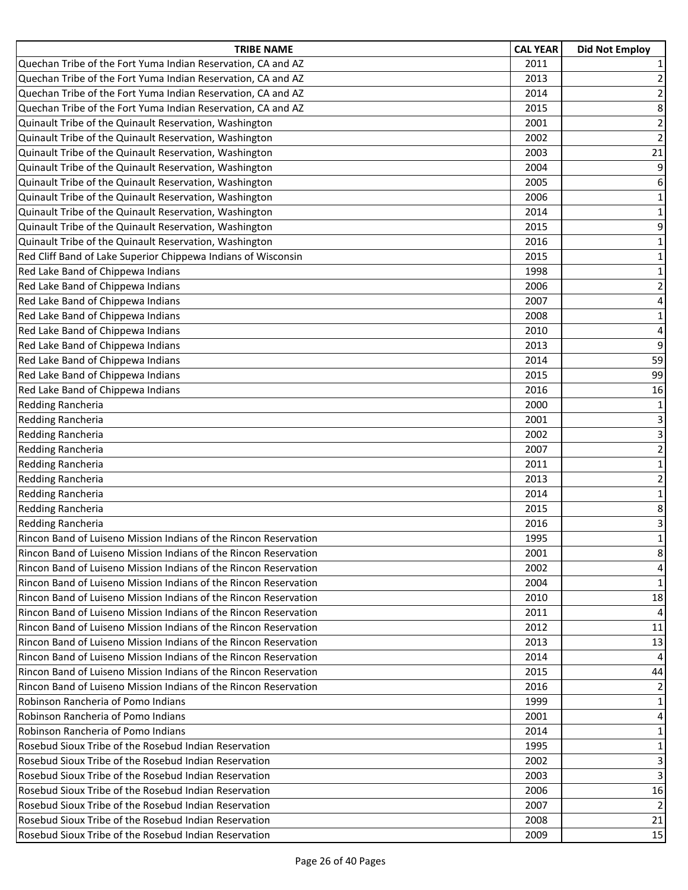| TRIBE NAME | CAL YEAR | Did Not Employ |
|---|---|---|
| Quechan Tribe of the Fort Yuma Indian Reservation, CA and AZ | 2011 | 1 |
| Quechan Tribe of the Fort Yuma Indian Reservation, CA and AZ | 2013 | 2 |
| Quechan Tribe of the Fort Yuma Indian Reservation, CA and AZ | 2014 | 2 |
| Quechan Tribe of the Fort Yuma Indian Reservation, CA and AZ | 2015 | 8 |
| Quinault Tribe of the Quinault Reservation, Washington | 2001 | 2 |
| Quinault Tribe of the Quinault Reservation, Washington | 2002 | 2 |
| Quinault Tribe of the Quinault Reservation, Washington | 2003 | 21 |
| Quinault Tribe of the Quinault Reservation, Washington | 2004 | 9 |
| Quinault Tribe of the Quinault Reservation, Washington | 2005 | 6 |
| Quinault Tribe of the Quinault Reservation, Washington | 2006 | 1 |
| Quinault Tribe of the Quinault Reservation, Washington | 2014 | 1 |
| Quinault Tribe of the Quinault Reservation, Washington | 2015 | 9 |
| Quinault Tribe of the Quinault Reservation, Washington | 2016 | 1 |
| Red Cliff Band of Lake Superior Chippewa Indians of Wisconsin | 2015 | 1 |
| Red Lake Band of Chippewa Indians | 1998 | 1 |
| Red Lake Band of Chippewa Indians | 2006 | 2 |
| Red Lake Band of Chippewa Indians | 2007 | 4 |
| Red Lake Band of Chippewa Indians | 2008 | 1 |
| Red Lake Band of Chippewa Indians | 2010 | 4 |
| Red Lake Band of Chippewa Indians | 2013 | 9 |
| Red Lake Band of Chippewa Indians | 2014 | 59 |
| Red Lake Band of Chippewa Indians | 2015 | 99 |
| Red Lake Band of Chippewa Indians | 2016 | 16 |
| Redding Rancheria | 2000 | 1 |
| Redding Rancheria | 2001 | 3 |
| Redding Rancheria | 2002 | 3 |
| Redding Rancheria | 2007 | 2 |
| Redding Rancheria | 2011 | 1 |
| Redding Rancheria | 2013 | 2 |
| Redding Rancheria | 2014 | 1 |
| Redding Rancheria | 2015 | 8 |
| Redding Rancheria | 2016 | 3 |
| Rincon Band of Luiseno Mission Indians of the Rincon Reservation | 1995 | 1 |
| Rincon Band of Luiseno Mission Indians of the Rincon Reservation | 2001 | 8 |
| Rincon Band of Luiseno Mission Indians of the Rincon Reservation | 2002 | 4 |
| Rincon Band of Luiseno Mission Indians of the Rincon Reservation | 2004 | 1 |
| Rincon Band of Luiseno Mission Indians of the Rincon Reservation | 2010 | 18 |
| Rincon Band of Luiseno Mission Indians of the Rincon Reservation | 2011 | 4 |
| Rincon Band of Luiseno Mission Indians of the Rincon Reservation | 2012 | 11 |
| Rincon Band of Luiseno Mission Indians of the Rincon Reservation | 2013 | 13 |
| Rincon Band of Luiseno Mission Indians of the Rincon Reservation | 2014 | 4 |
| Rincon Band of Luiseno Mission Indians of the Rincon Reservation | 2015 | 44 |
| Rincon Band of Luiseno Mission Indians of the Rincon Reservation | 2016 | 2 |
| Robinson Rancheria of Pomo Indians | 1999 | 1 |
| Robinson Rancheria of Pomo Indians | 2001 | 4 |
| Robinson Rancheria of Pomo Indians | 2014 | 1 |
| Rosebud Sioux Tribe of the Rosebud Indian Reservation | 1995 | 1 |
| Rosebud Sioux Tribe of the Rosebud Indian Reservation | 2002 | 3 |
| Rosebud Sioux Tribe of the Rosebud Indian Reservation | 2003 | 3 |
| Rosebud Sioux Tribe of the Rosebud Indian Reservation | 2006 | 16 |
| Rosebud Sioux Tribe of the Rosebud Indian Reservation | 2007 | 2 |
| Rosebud Sioux Tribe of the Rosebud Indian Reservation | 2008 | 21 |
| Rosebud Sioux Tribe of the Rosebud Indian Reservation | 2009 | 15 |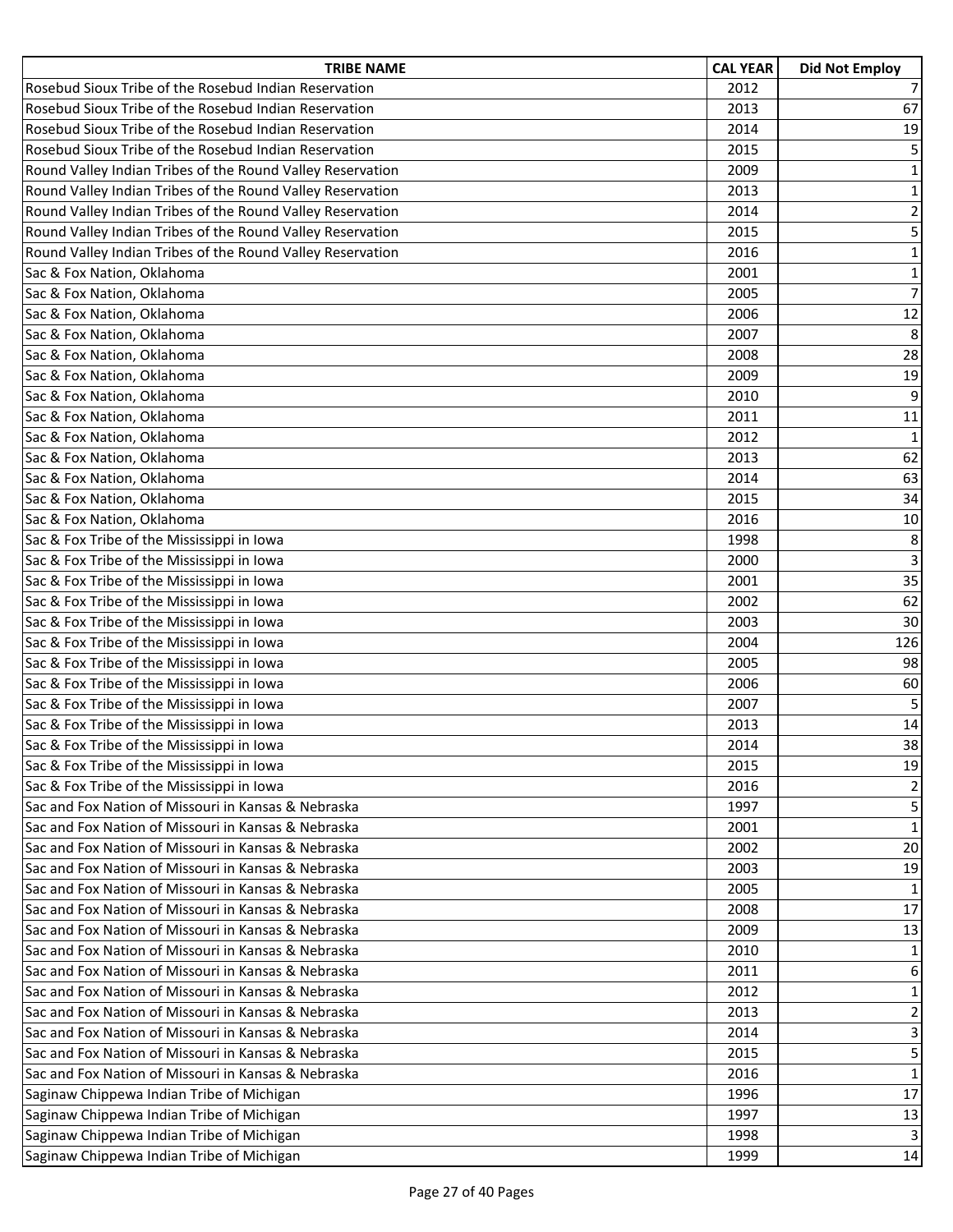| TRIBE NAME | CAL YEAR | Did Not Employ |
|---|---|---|
| Rosebud Sioux Tribe of the Rosebud Indian Reservation | 2012 | 7 |
| Rosebud Sioux Tribe of the Rosebud Indian Reservation | 2013 | 67 |
| Rosebud Sioux Tribe of the Rosebud Indian Reservation | 2014 | 19 |
| Rosebud Sioux Tribe of the Rosebud Indian Reservation | 2015 | 5 |
| Round Valley Indian Tribes of the Round Valley Reservation | 2009 | 1 |
| Round Valley Indian Tribes of the Round Valley Reservation | 2013 | 1 |
| Round Valley Indian Tribes of the Round Valley Reservation | 2014 | 2 |
| Round Valley Indian Tribes of the Round Valley Reservation | 2015 | 5 |
| Round Valley Indian Tribes of the Round Valley Reservation | 2016 | 1 |
| Sac & Fox Nation, Oklahoma | 2001 | 1 |
| Sac & Fox Nation, Oklahoma | 2005 | 7 |
| Sac & Fox Nation, Oklahoma | 2006 | 12 |
| Sac & Fox Nation, Oklahoma | 2007 | 8 |
| Sac & Fox Nation, Oklahoma | 2008 | 28 |
| Sac & Fox Nation, Oklahoma | 2009 | 19 |
| Sac & Fox Nation, Oklahoma | 2010 | 9 |
| Sac & Fox Nation, Oklahoma | 2011 | 11 |
| Sac & Fox Nation, Oklahoma | 2012 | 1 |
| Sac & Fox Nation, Oklahoma | 2013 | 62 |
| Sac & Fox Nation, Oklahoma | 2014 | 63 |
| Sac & Fox Nation, Oklahoma | 2015 | 34 |
| Sac & Fox Nation, Oklahoma | 2016 | 10 |
| Sac & Fox Tribe of the Mississippi in Iowa | 1998 | 8 |
| Sac & Fox Tribe of the Mississippi in Iowa | 2000 | 3 |
| Sac & Fox Tribe of the Mississippi in Iowa | 2001 | 35 |
| Sac & Fox Tribe of the Mississippi in Iowa | 2002 | 62 |
| Sac & Fox Tribe of the Mississippi in Iowa | 2003 | 30 |
| Sac & Fox Tribe of the Mississippi in Iowa | 2004 | 126 |
| Sac & Fox Tribe of the Mississippi in Iowa | 2005 | 98 |
| Sac & Fox Tribe of the Mississippi in Iowa | 2006 | 60 |
| Sac & Fox Tribe of the Mississippi in Iowa | 2007 | 5 |
| Sac & Fox Tribe of the Mississippi in Iowa | 2013 | 14 |
| Sac & Fox Tribe of the Mississippi in Iowa | 2014 | 38 |
| Sac & Fox Tribe of the Mississippi in Iowa | 2015 | 19 |
| Sac & Fox Tribe of the Mississippi in Iowa | 2016 | 2 |
| Sac and Fox Nation of Missouri in Kansas & Nebraska | 1997 | 5 |
| Sac and Fox Nation of Missouri in Kansas & Nebraska | 2001 | 1 |
| Sac and Fox Nation of Missouri in Kansas & Nebraska | 2002 | 20 |
| Sac and Fox Nation of Missouri in Kansas & Nebraska | 2003 | 19 |
| Sac and Fox Nation of Missouri in Kansas & Nebraska | 2005 | 1 |
| Sac and Fox Nation of Missouri in Kansas & Nebraska | 2008 | 17 |
| Sac and Fox Nation of Missouri in Kansas & Nebraska | 2009 | 13 |
| Sac and Fox Nation of Missouri in Kansas & Nebraska | 2010 | 1 |
| Sac and Fox Nation of Missouri in Kansas & Nebraska | 2011 | 6 |
| Sac and Fox Nation of Missouri in Kansas & Nebraska | 2012 | 1 |
| Sac and Fox Nation of Missouri in Kansas & Nebraska | 2013 | 2 |
| Sac and Fox Nation of Missouri in Kansas & Nebraska | 2014 | 3 |
| Sac and Fox Nation of Missouri in Kansas & Nebraska | 2015 | 5 |
| Sac and Fox Nation of Missouri in Kansas & Nebraska | 2016 | 1 |
| Saginaw Chippewa Indian Tribe of Michigan | 1996 | 17 |
| Saginaw Chippewa Indian Tribe of Michigan | 1997 | 13 |
| Saginaw Chippewa Indian Tribe of Michigan | 1998 | 3 |
| Saginaw Chippewa Indian Tribe of Michigan | 1999 | 14 |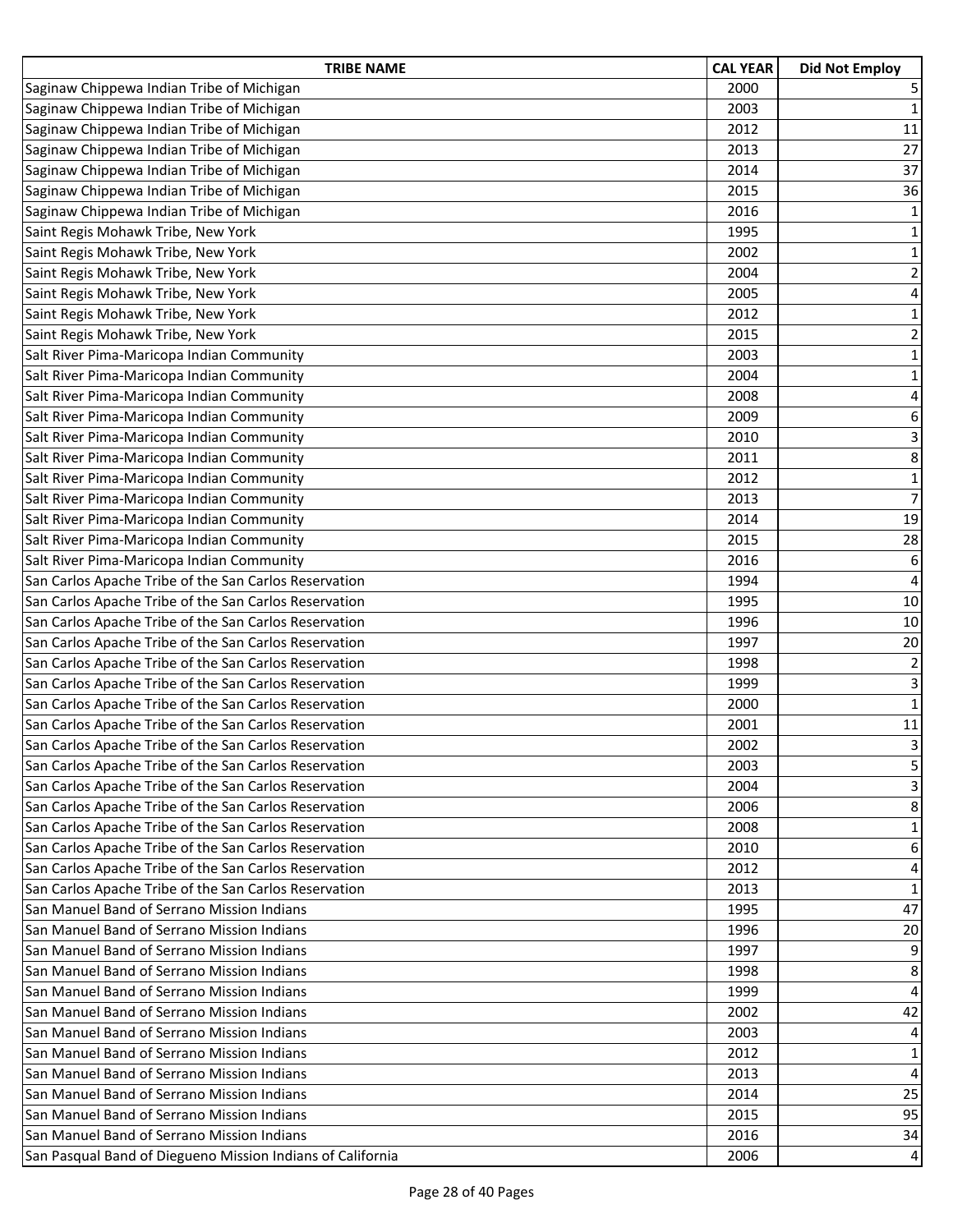| TRIBE NAME | CAL YEAR | Did Not Employ |
|---|---|---|
| Saginaw Chippewa Indian Tribe of Michigan | 2000 | 5 |
| Saginaw Chippewa Indian Tribe of Michigan | 2003 | 1 |
| Saginaw Chippewa Indian Tribe of Michigan | 2012 | 11 |
| Saginaw Chippewa Indian Tribe of Michigan | 2013 | 27 |
| Saginaw Chippewa Indian Tribe of Michigan | 2014 | 37 |
| Saginaw Chippewa Indian Tribe of Michigan | 2015 | 36 |
| Saginaw Chippewa Indian Tribe of Michigan | 2016 | 1 |
| Saint Regis Mohawk Tribe, New York | 1995 | 1 |
| Saint Regis Mohawk Tribe, New York | 2002 | 1 |
| Saint Regis Mohawk Tribe, New York | 2004 | 2 |
| Saint Regis Mohawk Tribe, New York | 2005 | 4 |
| Saint Regis Mohawk Tribe, New York | 2012 | 1 |
| Saint Regis Mohawk Tribe, New York | 2015 | 2 |
| Salt River Pima-Maricopa Indian Community | 2003 | 1 |
| Salt River Pima-Maricopa Indian Community | 2004 | 1 |
| Salt River Pima-Maricopa Indian Community | 2008 | 4 |
| Salt River Pima-Maricopa Indian Community | 2009 | 6 |
| Salt River Pima-Maricopa Indian Community | 2010 | 3 |
| Salt River Pima-Maricopa Indian Community | 2011 | 8 |
| Salt River Pima-Maricopa Indian Community | 2012 | 1 |
| Salt River Pima-Maricopa Indian Community | 2013 | 7 |
| Salt River Pima-Maricopa Indian Community | 2014 | 19 |
| Salt River Pima-Maricopa Indian Community | 2015 | 28 |
| Salt River Pima-Maricopa Indian Community | 2016 | 6 |
| San Carlos Apache Tribe of the San Carlos Reservation | 1994 | 4 |
| San Carlos Apache Tribe of the San Carlos Reservation | 1995 | 10 |
| San Carlos Apache Tribe of the San Carlos Reservation | 1996 | 10 |
| San Carlos Apache Tribe of the San Carlos Reservation | 1997 | 20 |
| San Carlos Apache Tribe of the San Carlos Reservation | 1998 | 2 |
| San Carlos Apache Tribe of the San Carlos Reservation | 1999 | 3 |
| San Carlos Apache Tribe of the San Carlos Reservation | 2000 | 1 |
| San Carlos Apache Tribe of the San Carlos Reservation | 2001 | 11 |
| San Carlos Apache Tribe of the San Carlos Reservation | 2002 | 3 |
| San Carlos Apache Tribe of the San Carlos Reservation | 2003 | 5 |
| San Carlos Apache Tribe of the San Carlos Reservation | 2004 | 3 |
| San Carlos Apache Tribe of the San Carlos Reservation | 2006 | 8 |
| San Carlos Apache Tribe of the San Carlos Reservation | 2008 | 1 |
| San Carlos Apache Tribe of the San Carlos Reservation | 2010 | 6 |
| San Carlos Apache Tribe of the San Carlos Reservation | 2012 | 4 |
| San Carlos Apache Tribe of the San Carlos Reservation | 2013 | 1 |
| San Manuel Band of Serrano Mission Indians | 1995 | 47 |
| San Manuel Band of Serrano Mission Indians | 1996 | 20 |
| San Manuel Band of Serrano Mission Indians | 1997 | 9 |
| San Manuel Band of Serrano Mission Indians | 1998 | 8 |
| San Manuel Band of Serrano Mission Indians | 1999 | 4 |
| San Manuel Band of Serrano Mission Indians | 2002 | 42 |
| San Manuel Band of Serrano Mission Indians | 2003 | 4 |
| San Manuel Band of Serrano Mission Indians | 2012 | 1 |
| San Manuel Band of Serrano Mission Indians | 2013 | 4 |
| San Manuel Band of Serrano Mission Indians | 2014 | 25 |
| San Manuel Band of Serrano Mission Indians | 2015 | 95 |
| San Manuel Band of Serrano Mission Indians | 2016 | 34 |
| San Pasqual Band of Diegueno Mission Indians of California | 2006 | 4 |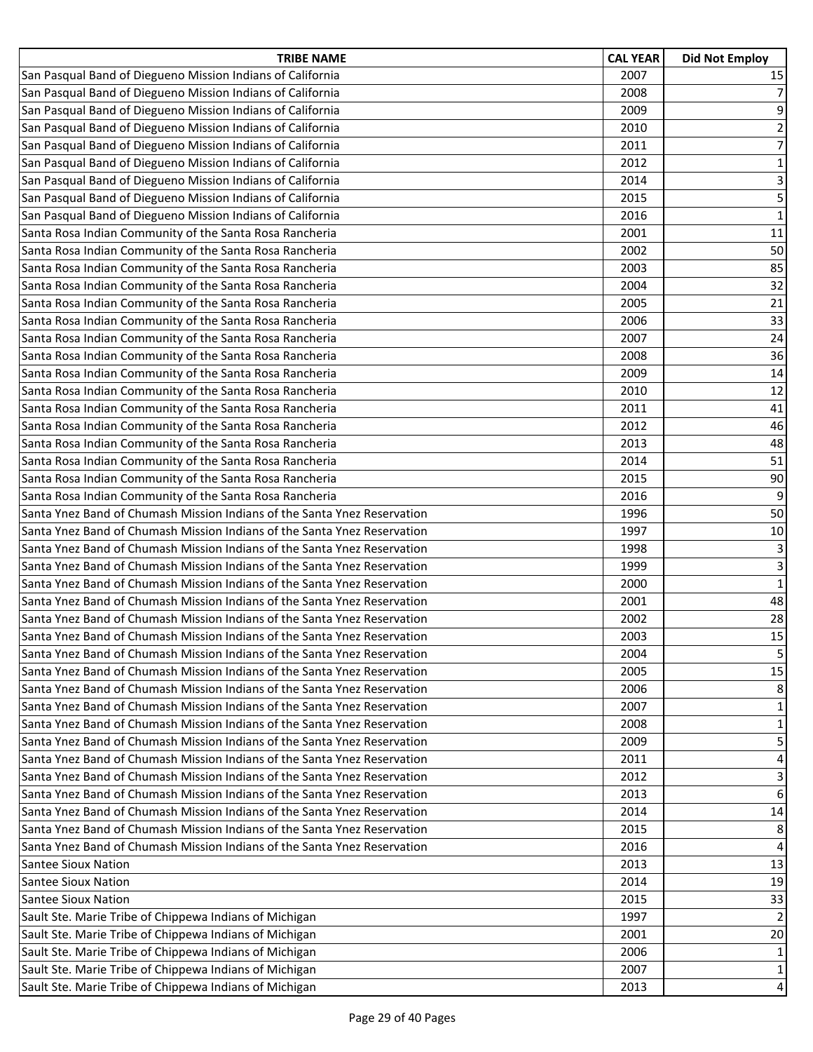| TRIBE NAME | CAL YEAR | Did Not Employ |
|---|---|---|
| San Pasqual Band of Diegueno Mission Indians of California | 2007 | 15 |
| San Pasqual Band of Diegueno Mission Indians of California | 2008 | 7 |
| San Pasqual Band of Diegueno Mission Indians of California | 2009 | 9 |
| San Pasqual Band of Diegueno Mission Indians of California | 2010 | 2 |
| San Pasqual Band of Diegueno Mission Indians of California | 2011 | 7 |
| San Pasqual Band of Diegueno Mission Indians of California | 2012 | 1 |
| San Pasqual Band of Diegueno Mission Indians of California | 2014 | 3 |
| San Pasqual Band of Diegueno Mission Indians of California | 2015 | 5 |
| San Pasqual Band of Diegueno Mission Indians of California | 2016 | 1 |
| Santa Rosa Indian Community of the Santa Rosa Rancheria | 2001 | 11 |
| Santa Rosa Indian Community of the Santa Rosa Rancheria | 2002 | 50 |
| Santa Rosa Indian Community of the Santa Rosa Rancheria | 2003 | 85 |
| Santa Rosa Indian Community of the Santa Rosa Rancheria | 2004 | 32 |
| Santa Rosa Indian Community of the Santa Rosa Rancheria | 2005 | 21 |
| Santa Rosa Indian Community of the Santa Rosa Rancheria | 2006 | 33 |
| Santa Rosa Indian Community of the Santa Rosa Rancheria | 2007 | 24 |
| Santa Rosa Indian Community of the Santa Rosa Rancheria | 2008 | 36 |
| Santa Rosa Indian Community of the Santa Rosa Rancheria | 2009 | 14 |
| Santa Rosa Indian Community of the Santa Rosa Rancheria | 2010 | 12 |
| Santa Rosa Indian Community of the Santa Rosa Rancheria | 2011 | 41 |
| Santa Rosa Indian Community of the Santa Rosa Rancheria | 2012 | 46 |
| Santa Rosa Indian Community of the Santa Rosa Rancheria | 2013 | 48 |
| Santa Rosa Indian Community of the Santa Rosa Rancheria | 2014 | 51 |
| Santa Rosa Indian Community of the Santa Rosa Rancheria | 2015 | 90 |
| Santa Rosa Indian Community of the Santa Rosa Rancheria | 2016 | 9 |
| Santa Ynez Band of Chumash Mission Indians of the Santa Ynez Reservation | 1996 | 50 |
| Santa Ynez Band of Chumash Mission Indians of the Santa Ynez Reservation | 1997 | 10 |
| Santa Ynez Band of Chumash Mission Indians of the Santa Ynez Reservation | 1998 | 3 |
| Santa Ynez Band of Chumash Mission Indians of the Santa Ynez Reservation | 1999 | 3 |
| Santa Ynez Band of Chumash Mission Indians of the Santa Ynez Reservation | 2000 | 1 |
| Santa Ynez Band of Chumash Mission Indians of the Santa Ynez Reservation | 2001 | 48 |
| Santa Ynez Band of Chumash Mission Indians of the Santa Ynez Reservation | 2002 | 28 |
| Santa Ynez Band of Chumash Mission Indians of the Santa Ynez Reservation | 2003 | 15 |
| Santa Ynez Band of Chumash Mission Indians of the Santa Ynez Reservation | 2004 | 5 |
| Santa Ynez Band of Chumash Mission Indians of the Santa Ynez Reservation | 2005 | 15 |
| Santa Ynez Band of Chumash Mission Indians of the Santa Ynez Reservation | 2006 | 8 |
| Santa Ynez Band of Chumash Mission Indians of the Santa Ynez Reservation | 2007 | 1 |
| Santa Ynez Band of Chumash Mission Indians of the Santa Ynez Reservation | 2008 | 1 |
| Santa Ynez Band of Chumash Mission Indians of the Santa Ynez Reservation | 2009 | 5 |
| Santa Ynez Band of Chumash Mission Indians of the Santa Ynez Reservation | 2011 | 4 |
| Santa Ynez Band of Chumash Mission Indians of the Santa Ynez Reservation | 2012 | 3 |
| Santa Ynez Band of Chumash Mission Indians of the Santa Ynez Reservation | 2013 | 6 |
| Santa Ynez Band of Chumash Mission Indians of the Santa Ynez Reservation | 2014 | 14 |
| Santa Ynez Band of Chumash Mission Indians of the Santa Ynez Reservation | 2015 | 8 |
| Santa Ynez Band of Chumash Mission Indians of the Santa Ynez Reservation | 2016 | 4 |
| Santee Sioux Nation | 2013 | 13 |
| Santee Sioux Nation | 2014 | 19 |
| Santee Sioux Nation | 2015 | 33 |
| Sault Ste. Marie Tribe of Chippewa Indians of Michigan | 1997 | 2 |
| Sault Ste. Marie Tribe of Chippewa Indians of Michigan | 2001 | 20 |
| Sault Ste. Marie Tribe of Chippewa Indians of Michigan | 2006 | 1 |
| Sault Ste. Marie Tribe of Chippewa Indians of Michigan | 2007 | 1 |
| Sault Ste. Marie Tribe of Chippewa Indians of Michigan | 2013 | 4 |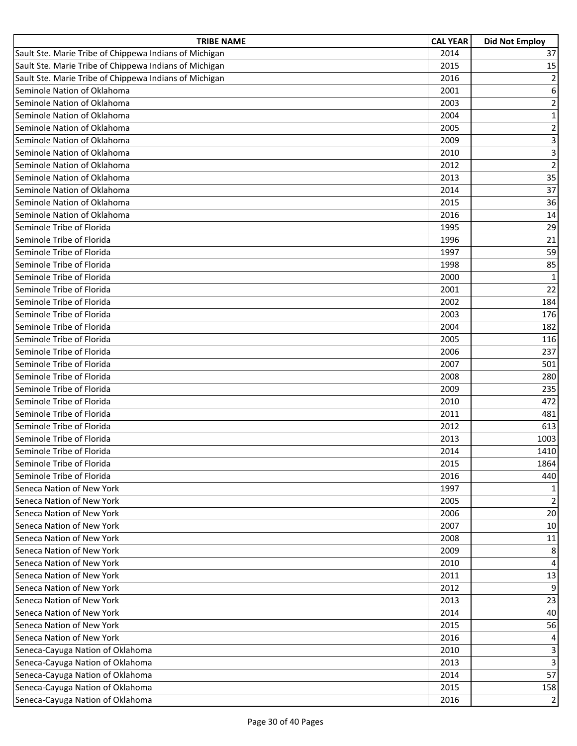| TRIBE NAME | CAL YEAR | Did Not Employ |
|---|---|---|
| Sault Ste. Marie Tribe of Chippewa Indians of Michigan | 2014 | 37 |
| Sault Ste. Marie Tribe of Chippewa Indians of Michigan | 2015 | 15 |
| Sault Ste. Marie Tribe of Chippewa Indians of Michigan | 2016 | 2 |
| Seminole Nation of Oklahoma | 2001 | 6 |
| Seminole Nation of Oklahoma | 2003 | 2 |
| Seminole Nation of Oklahoma | 2004 | 1 |
| Seminole Nation of Oklahoma | 2005 | 2 |
| Seminole Nation of Oklahoma | 2009 | 3 |
| Seminole Nation of Oklahoma | 2010 | 3 |
| Seminole Nation of Oklahoma | 2012 | 2 |
| Seminole Nation of Oklahoma | 2013 | 35 |
| Seminole Nation of Oklahoma | 2014 | 37 |
| Seminole Nation of Oklahoma | 2015 | 36 |
| Seminole Nation of Oklahoma | 2016 | 14 |
| Seminole Tribe of Florida | 1995 | 29 |
| Seminole Tribe of Florida | 1996 | 21 |
| Seminole Tribe of Florida | 1997 | 59 |
| Seminole Tribe of Florida | 1998 | 85 |
| Seminole Tribe of Florida | 2000 | 1 |
| Seminole Tribe of Florida | 2001 | 22 |
| Seminole Tribe of Florida | 2002 | 184 |
| Seminole Tribe of Florida | 2003 | 176 |
| Seminole Tribe of Florida | 2004 | 182 |
| Seminole Tribe of Florida | 2005 | 116 |
| Seminole Tribe of Florida | 2006 | 237 |
| Seminole Tribe of Florida | 2007 | 501 |
| Seminole Tribe of Florida | 2008 | 280 |
| Seminole Tribe of Florida | 2009 | 235 |
| Seminole Tribe of Florida | 2010 | 472 |
| Seminole Tribe of Florida | 2011 | 481 |
| Seminole Tribe of Florida | 2012 | 613 |
| Seminole Tribe of Florida | 2013 | 1003 |
| Seminole Tribe of Florida | 2014 | 1410 |
| Seminole Tribe of Florida | 2015 | 1864 |
| Seminole Tribe of Florida | 2016 | 440 |
| Seneca Nation of New York | 1997 | 1 |
| Seneca Nation of New York | 2005 | 2 |
| Seneca Nation of New York | 2006 | 20 |
| Seneca Nation of New York | 2007 | 10 |
| Seneca Nation of New York | 2008 | 11 |
| Seneca Nation of New York | 2009 | 8 |
| Seneca Nation of New York | 2010 | 4 |
| Seneca Nation of New York | 2011 | 13 |
| Seneca Nation of New York | 2012 | 9 |
| Seneca Nation of New York | 2013 | 23 |
| Seneca Nation of New York | 2014 | 40 |
| Seneca Nation of New York | 2015 | 56 |
| Seneca Nation of New York | 2016 | 4 |
| Seneca-Cayuga Nation of Oklahoma | 2010 | 3 |
| Seneca-Cayuga Nation of Oklahoma | 2013 | 3 |
| Seneca-Cayuga Nation of Oklahoma | 2014 | 57 |
| Seneca-Cayuga Nation of Oklahoma | 2015 | 158 |
| Seneca-Cayuga Nation of Oklahoma | 2016 | 2 |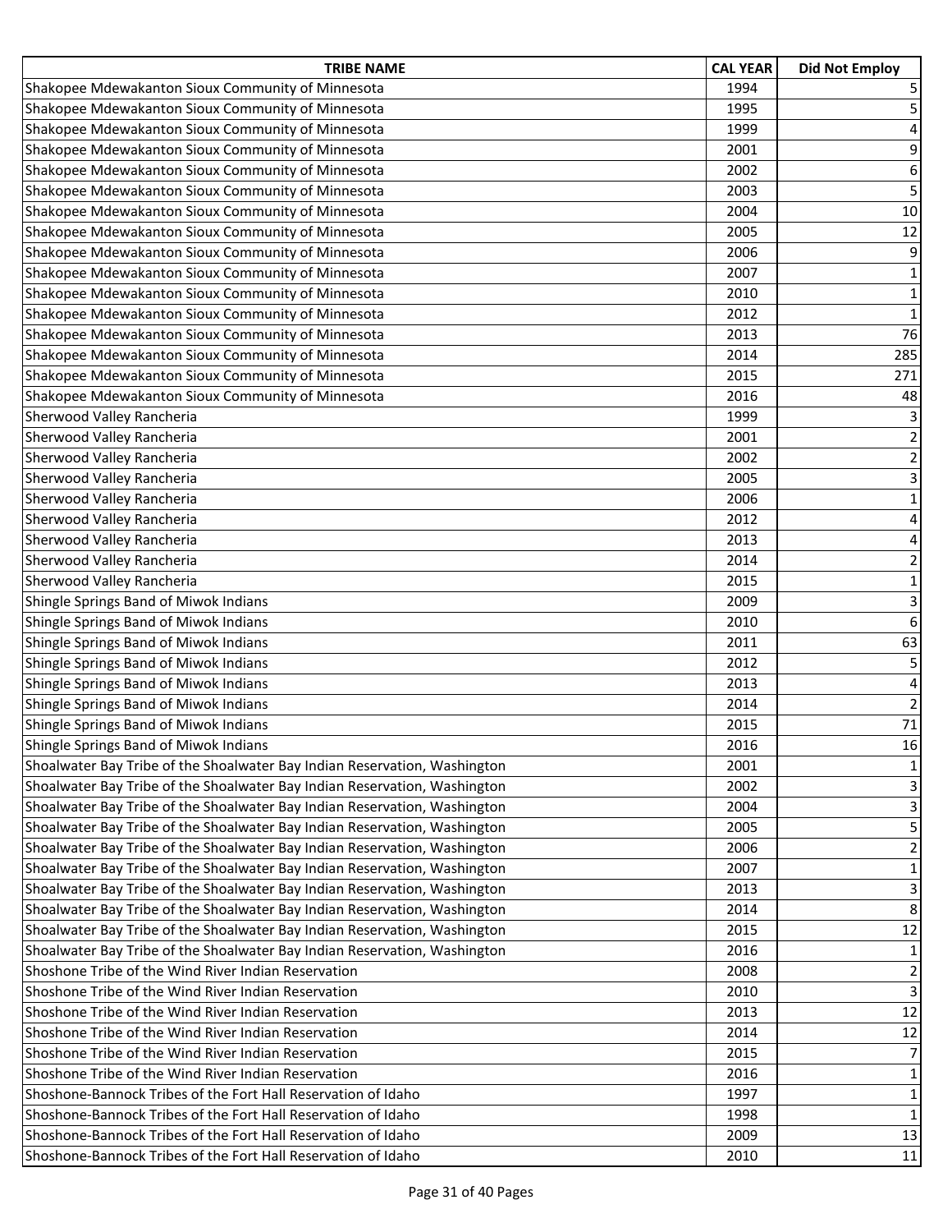| TRIBE NAME | CAL YEAR | Did Not Employ |
|---|---|---|
| Shakopee Mdewakanton Sioux Community of Minnesota | 1994 | 5 |
| Shakopee Mdewakanton Sioux Community of Minnesota | 1995 | 5 |
| Shakopee Mdewakanton Sioux Community of Minnesota | 1999 | 4 |
| Shakopee Mdewakanton Sioux Community of Minnesota | 2001 | 9 |
| Shakopee Mdewakanton Sioux Community of Minnesota | 2002 | 6 |
| Shakopee Mdewakanton Sioux Community of Minnesota | 2003 | 5 |
| Shakopee Mdewakanton Sioux Community of Minnesota | 2004 | 10 |
| Shakopee Mdewakanton Sioux Community of Minnesota | 2005 | 12 |
| Shakopee Mdewakanton Sioux Community of Minnesota | 2006 | 9 |
| Shakopee Mdewakanton Sioux Community of Minnesota | 2007 | 1 |
| Shakopee Mdewakanton Sioux Community of Minnesota | 2010 | 1 |
| Shakopee Mdewakanton Sioux Community of Minnesota | 2012 | 1 |
| Shakopee Mdewakanton Sioux Community of Minnesota | 2013 | 76 |
| Shakopee Mdewakanton Sioux Community of Minnesota | 2014 | 285 |
| Shakopee Mdewakanton Sioux Community of Minnesota | 2015 | 271 |
| Shakopee Mdewakanton Sioux Community of Minnesota | 2016 | 48 |
| Sherwood Valley Rancheria | 1999 | 3 |
| Sherwood Valley Rancheria | 2001 | 2 |
| Sherwood Valley Rancheria | 2002 | 2 |
| Sherwood Valley Rancheria | 2005 | 3 |
| Sherwood Valley Rancheria | 2006 | 1 |
| Sherwood Valley Rancheria | 2012 | 4 |
| Sherwood Valley Rancheria | 2013 | 4 |
| Sherwood Valley Rancheria | 2014 | 2 |
| Sherwood Valley Rancheria | 2015 | 1 |
| Shingle Springs Band of Miwok Indians | 2009 | 3 |
| Shingle Springs Band of Miwok Indians | 2010 | 6 |
| Shingle Springs Band of Miwok Indians | 2011 | 63 |
| Shingle Springs Band of Miwok Indians | 2012 | 5 |
| Shingle Springs Band of Miwok Indians | 2013 | 4 |
| Shingle Springs Band of Miwok Indians | 2014 | 2 |
| Shingle Springs Band of Miwok Indians | 2015 | 71 |
| Shingle Springs Band of Miwok Indians | 2016 | 16 |
| Shoalwater Bay Tribe of the Shoalwater Bay Indian Reservation, Washington | 2001 | 1 |
| Shoalwater Bay Tribe of the Shoalwater Bay Indian Reservation, Washington | 2002 | 3 |
| Shoalwater Bay Tribe of the Shoalwater Bay Indian Reservation, Washington | 2004 | 3 |
| Shoalwater Bay Tribe of the Shoalwater Bay Indian Reservation, Washington | 2005 | 5 |
| Shoalwater Bay Tribe of the Shoalwater Bay Indian Reservation, Washington | 2006 | 2 |
| Shoalwater Bay Tribe of the Shoalwater Bay Indian Reservation, Washington | 2007 | 1 |
| Shoalwater Bay Tribe of the Shoalwater Bay Indian Reservation, Washington | 2013 | 3 |
| Shoalwater Bay Tribe of the Shoalwater Bay Indian Reservation, Washington | 2014 | 8 |
| Shoalwater Bay Tribe of the Shoalwater Bay Indian Reservation, Washington | 2015 | 12 |
| Shoalwater Bay Tribe of the Shoalwater Bay Indian Reservation, Washington | 2016 | 1 |
| Shoshone Tribe of the Wind River Indian Reservation | 2008 | 2 |
| Shoshone Tribe of the Wind River Indian Reservation | 2010 | 3 |
| Shoshone Tribe of the Wind River Indian Reservation | 2013 | 12 |
| Shoshone Tribe of the Wind River Indian Reservation | 2014 | 12 |
| Shoshone Tribe of the Wind River Indian Reservation | 2015 | 7 |
| Shoshone Tribe of the Wind River Indian Reservation | 2016 | 1 |
| Shoshone-Bannock Tribes of the Fort Hall Reservation of Idaho | 1997 | 1 |
| Shoshone-Bannock Tribes of the Fort Hall Reservation of Idaho | 1998 | 1 |
| Shoshone-Bannock Tribes of the Fort Hall Reservation of Idaho | 2009 | 13 |
| Shoshone-Bannock Tribes of the Fort Hall Reservation of Idaho | 2010 | 11 |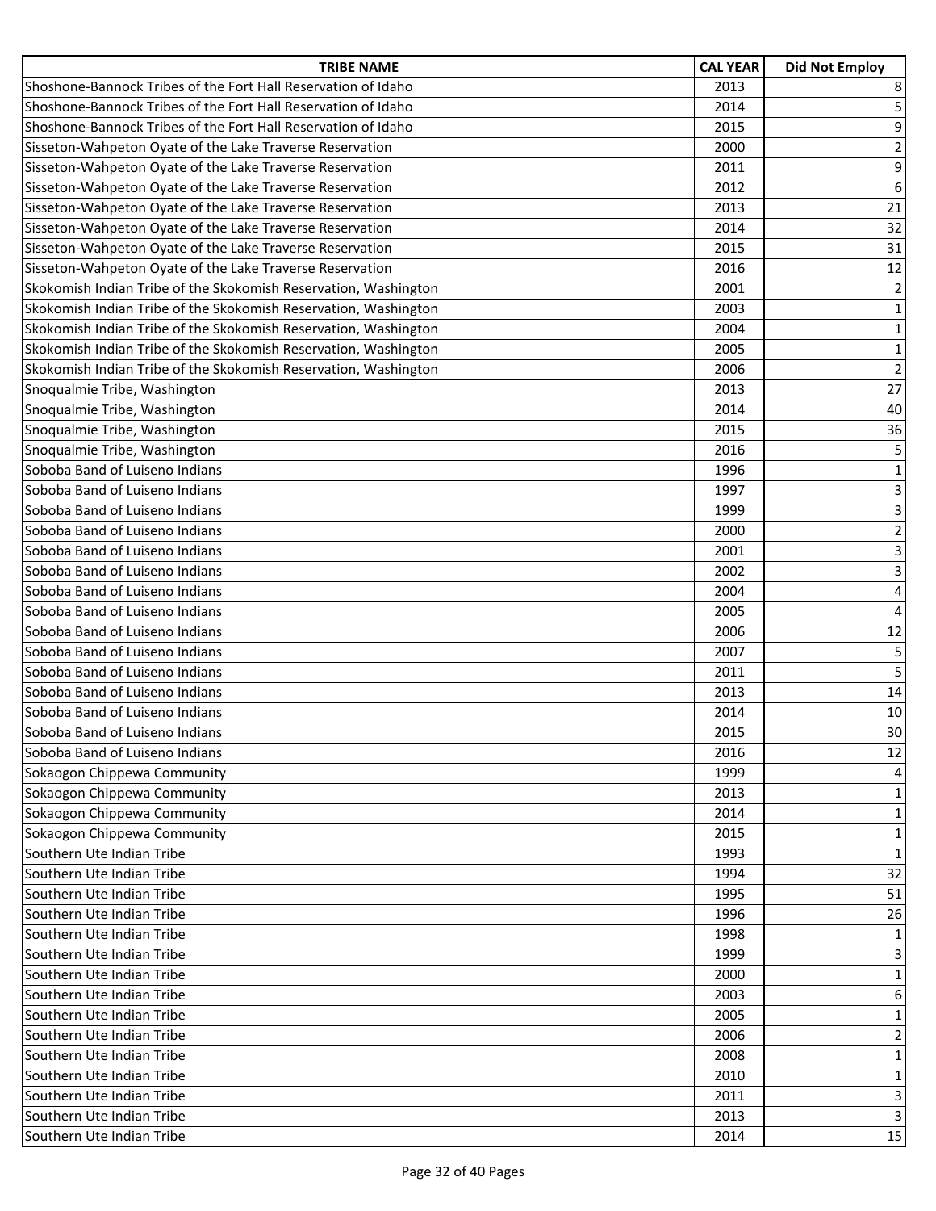| TRIBE NAME | CAL YEAR | Did Not Employ |
|---|---|---|
| Shoshone-Bannock Tribes of the Fort Hall Reservation of Idaho | 2013 | 8 |
| Shoshone-Bannock Tribes of the Fort Hall Reservation of Idaho | 2014 | 5 |
| Shoshone-Bannock Tribes of the Fort Hall Reservation of Idaho | 2015 | 9 |
| Sisseton-Wahpeton Oyate of the Lake Traverse Reservation | 2000 | 2 |
| Sisseton-Wahpeton Oyate of the Lake Traverse Reservation | 2011 | 9 |
| Sisseton-Wahpeton Oyate of the Lake Traverse Reservation | 2012 | 6 |
| Sisseton-Wahpeton Oyate of the Lake Traverse Reservation | 2013 | 21 |
| Sisseton-Wahpeton Oyate of the Lake Traverse Reservation | 2014 | 32 |
| Sisseton-Wahpeton Oyate of the Lake Traverse Reservation | 2015 | 31 |
| Sisseton-Wahpeton Oyate of the Lake Traverse Reservation | 2016 | 12 |
| Skokomish Indian Tribe of the Skokomish Reservation, Washington | 2001 | 2 |
| Skokomish Indian Tribe of the Skokomish Reservation, Washington | 2003 | 1 |
| Skokomish Indian Tribe of the Skokomish Reservation, Washington | 2004 | 1 |
| Skokomish Indian Tribe of the Skokomish Reservation, Washington | 2005 | 1 |
| Skokomish Indian Tribe of the Skokomish Reservation, Washington | 2006 | 2 |
| Snoqualmie Tribe, Washington | 2013 | 27 |
| Snoqualmie Tribe, Washington | 2014 | 40 |
| Snoqualmie Tribe, Washington | 2015 | 36 |
| Snoqualmie Tribe, Washington | 2016 | 5 |
| Soboba Band of Luiseno Indians | 1996 | 1 |
| Soboba Band of Luiseno Indians | 1997 | 3 |
| Soboba Band of Luiseno Indians | 1999 | 3 |
| Soboba Band of Luiseno Indians | 2000 | 2 |
| Soboba Band of Luiseno Indians | 2001 | 3 |
| Soboba Band of Luiseno Indians | 2002 | 3 |
| Soboba Band of Luiseno Indians | 2004 | 4 |
| Soboba Band of Luiseno Indians | 2005 | 4 |
| Soboba Band of Luiseno Indians | 2006 | 12 |
| Soboba Band of Luiseno Indians | 2007 | 5 |
| Soboba Band of Luiseno Indians | 2011 | 5 |
| Soboba Band of Luiseno Indians | 2013 | 14 |
| Soboba Band of Luiseno Indians | 2014 | 10 |
| Soboba Band of Luiseno Indians | 2015 | 30 |
| Soboba Band of Luiseno Indians | 2016 | 12 |
| Sokaogon Chippewa Community | 1999 | 4 |
| Sokaogon Chippewa Community | 2013 | 1 |
| Sokaogon Chippewa Community | 2014 | 1 |
| Sokaogon Chippewa Community | 2015 | 1 |
| Southern Ute Indian Tribe | 1993 | 1 |
| Southern Ute Indian Tribe | 1994 | 32 |
| Southern Ute Indian Tribe | 1995 | 51 |
| Southern Ute Indian Tribe | 1996 | 26 |
| Southern Ute Indian Tribe | 1998 | 1 |
| Southern Ute Indian Tribe | 1999 | 3 |
| Southern Ute Indian Tribe | 2000 | 1 |
| Southern Ute Indian Tribe | 2003 | 6 |
| Southern Ute Indian Tribe | 2005 | 1 |
| Southern Ute Indian Tribe | 2006 | 2 |
| Southern Ute Indian Tribe | 2008 | 1 |
| Southern Ute Indian Tribe | 2010 | 1 |
| Southern Ute Indian Tribe | 2011 | 3 |
| Southern Ute Indian Tribe | 2013 | 3 |
| Southern Ute Indian Tribe | 2014 | 15 |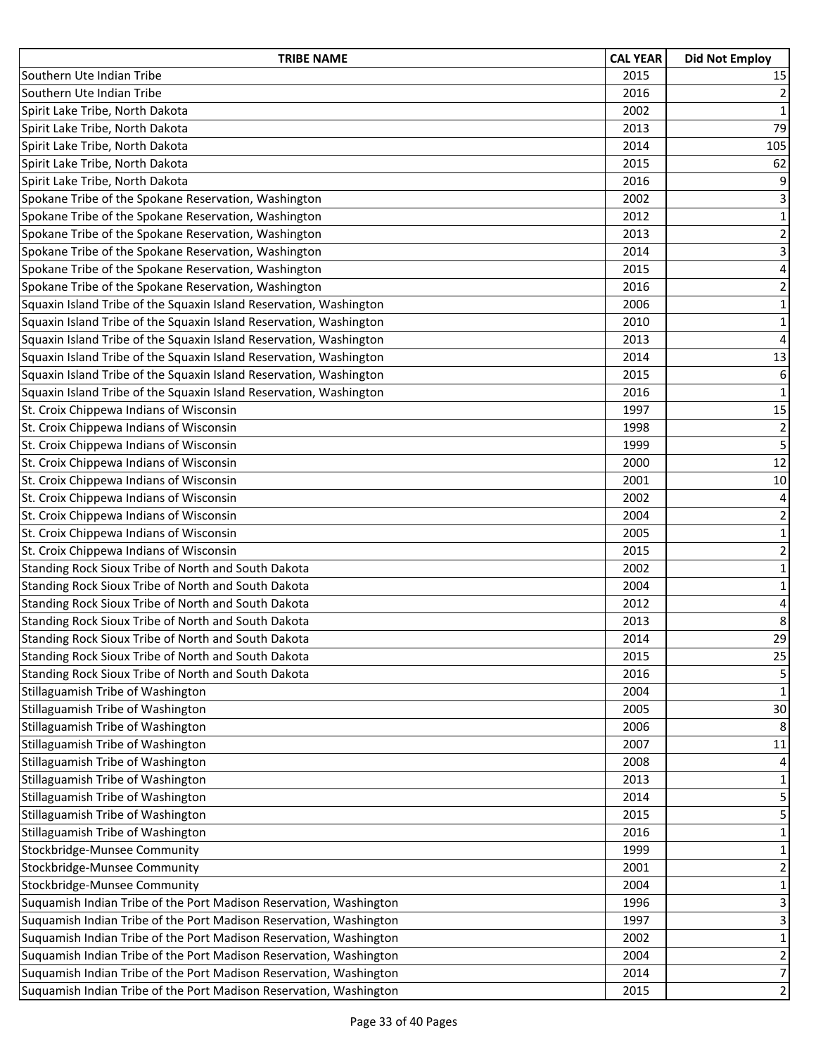| TRIBE NAME | CAL YEAR | Did Not Employ |
| --- | --- | --- |
| Southern Ute Indian Tribe | 2015 | 15 |
| Southern Ute Indian Tribe | 2016 | 2 |
| Spirit Lake Tribe, North Dakota | 2002 | 1 |
| Spirit Lake Tribe, North Dakota | 2013 | 79 |
| Spirit Lake Tribe, North Dakota | 2014 | 105 |
| Spirit Lake Tribe, North Dakota | 2015 | 62 |
| Spirit Lake Tribe, North Dakota | 2016 | 9 |
| Spokane Tribe of the Spokane Reservation, Washington | 2002 | 3 |
| Spokane Tribe of the Spokane Reservation, Washington | 2012 | 1 |
| Spokane Tribe of the Spokane Reservation, Washington | 2013 | 2 |
| Spokane Tribe of the Spokane Reservation, Washington | 2014 | 3 |
| Spokane Tribe of the Spokane Reservation, Washington | 2015 | 4 |
| Spokane Tribe of the Spokane Reservation, Washington | 2016 | 2 |
| Squaxin Island Tribe of the Squaxin Island Reservation, Washington | 2006 | 1 |
| Squaxin Island Tribe of the Squaxin Island Reservation, Washington | 2010 | 1 |
| Squaxin Island Tribe of the Squaxin Island Reservation, Washington | 2013 | 4 |
| Squaxin Island Tribe of the Squaxin Island Reservation, Washington | 2014 | 13 |
| Squaxin Island Tribe of the Squaxin Island Reservation, Washington | 2015 | 6 |
| Squaxin Island Tribe of the Squaxin Island Reservation, Washington | 2016 | 1 |
| St. Croix Chippewa Indians of Wisconsin | 1997 | 15 |
| St. Croix Chippewa Indians of Wisconsin | 1998 | 2 |
| St. Croix Chippewa Indians of Wisconsin | 1999 | 5 |
| St. Croix Chippewa Indians of Wisconsin | 2000 | 12 |
| St. Croix Chippewa Indians of Wisconsin | 2001 | 10 |
| St. Croix Chippewa Indians of Wisconsin | 2002 | 4 |
| St. Croix Chippewa Indians of Wisconsin | 2004 | 2 |
| St. Croix Chippewa Indians of Wisconsin | 2005 | 1 |
| St. Croix Chippewa Indians of Wisconsin | 2015 | 2 |
| Standing Rock Sioux Tribe of North and South Dakota | 2002 | 1 |
| Standing Rock Sioux Tribe of North and South Dakota | 2004 | 1 |
| Standing Rock Sioux Tribe of North and South Dakota | 2012 | 4 |
| Standing Rock Sioux Tribe of North and South Dakota | 2013 | 8 |
| Standing Rock Sioux Tribe of North and South Dakota | 2014 | 29 |
| Standing Rock Sioux Tribe of North and South Dakota | 2015 | 25 |
| Standing Rock Sioux Tribe of North and South Dakota | 2016 | 5 |
| Stillaguamish Tribe of Washington | 2004 | 1 |
| Stillaguamish Tribe of Washington | 2005 | 30 |
| Stillaguamish Tribe of Washington | 2006 | 8 |
| Stillaguamish Tribe of Washington | 2007 | 11 |
| Stillaguamish Tribe of Washington | 2008 | 4 |
| Stillaguamish Tribe of Washington | 2013 | 1 |
| Stillaguamish Tribe of Washington | 2014 | 5 |
| Stillaguamish Tribe of Washington | 2015 | 5 |
| Stillaguamish Tribe of Washington | 2016 | 1 |
| Stockbridge-Munsee Community | 1999 | 1 |
| Stockbridge-Munsee Community | 2001 | 2 |
| Stockbridge-Munsee Community | 2004 | 1 |
| Suquamish Indian Tribe of the Port Madison Reservation, Washington | 1996 | 3 |
| Suquamish Indian Tribe of the Port Madison Reservation, Washington | 1997 | 3 |
| Suquamish Indian Tribe of the Port Madison Reservation, Washington | 2002 | 1 |
| Suquamish Indian Tribe of the Port Madison Reservation, Washington | 2004 | 2 |
| Suquamish Indian Tribe of the Port Madison Reservation, Washington | 2014 | 7 |
| Suquamish Indian Tribe of the Port Madison Reservation, Washington | 2015 | 2 |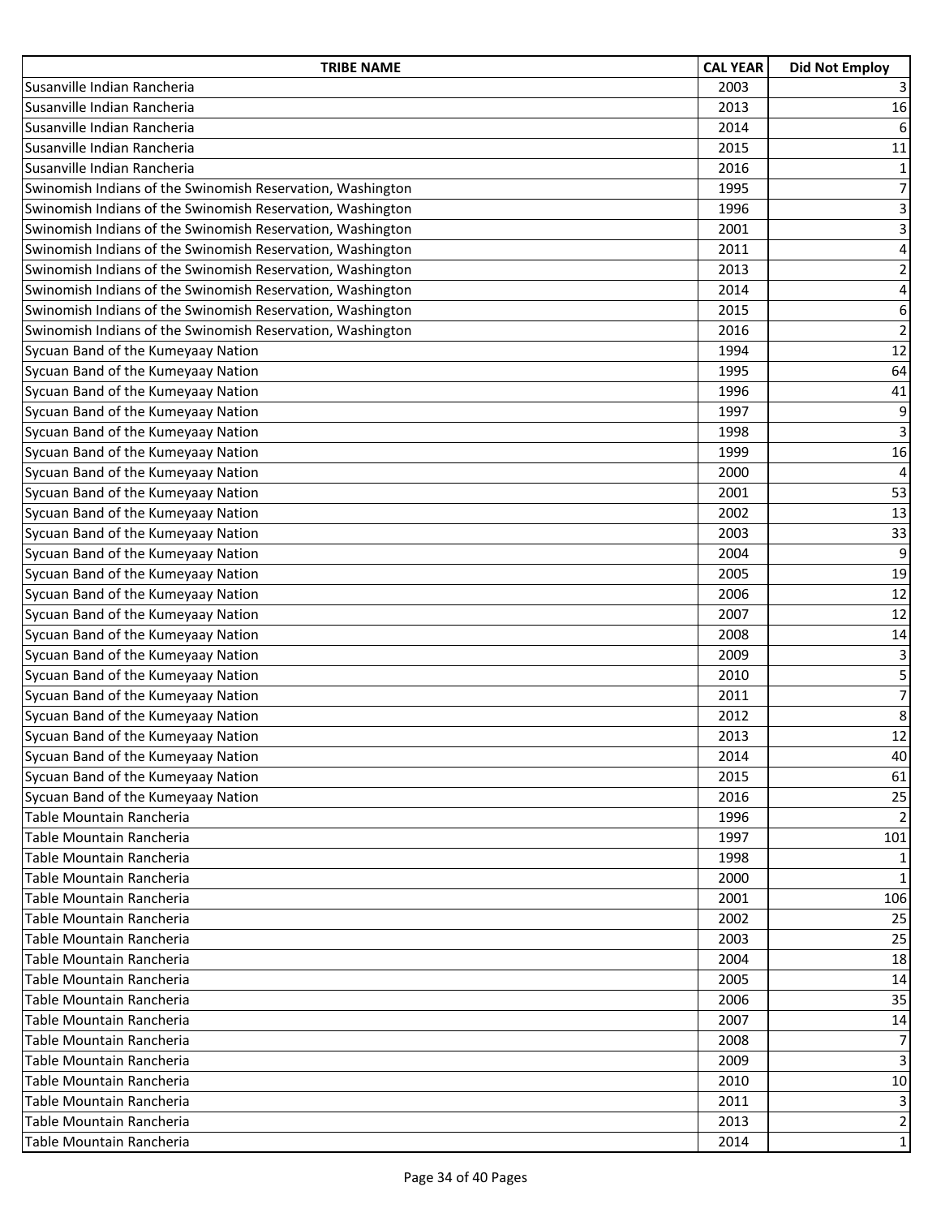| TRIBE NAME | CAL YEAR | Did Not Employ |
| --- | --- | --- |
| Susanville Indian Rancheria | 2003 | 3 |
| Susanville Indian Rancheria | 2013 | 16 |
| Susanville Indian Rancheria | 2014 | 6 |
| Susanville Indian Rancheria | 2015 | 11 |
| Susanville Indian Rancheria | 2016 | 1 |
| Swinomish Indians of the Swinomish Reservation, Washington | 1995 | 7 |
| Swinomish Indians of the Swinomish Reservation, Washington | 1996 | 3 |
| Swinomish Indians of the Swinomish Reservation, Washington | 2001 | 3 |
| Swinomish Indians of the Swinomish Reservation, Washington | 2011 | 4 |
| Swinomish Indians of the Swinomish Reservation, Washington | 2013 | 2 |
| Swinomish Indians of the Swinomish Reservation, Washington | 2014 | 4 |
| Swinomish Indians of the Swinomish Reservation, Washington | 2015 | 6 |
| Swinomish Indians of the Swinomish Reservation, Washington | 2016 | 2 |
| Sycuan Band of the Kumeyaay Nation | 1994 | 12 |
| Sycuan Band of the Kumeyaay Nation | 1995 | 64 |
| Sycuan Band of the Kumeyaay Nation | 1996 | 41 |
| Sycuan Band of the Kumeyaay Nation | 1997 | 9 |
| Sycuan Band of the Kumeyaay Nation | 1998 | 3 |
| Sycuan Band of the Kumeyaay Nation | 1999 | 16 |
| Sycuan Band of the Kumeyaay Nation | 2000 | 4 |
| Sycuan Band of the Kumeyaay Nation | 2001 | 53 |
| Sycuan Band of the Kumeyaay Nation | 2002 | 13 |
| Sycuan Band of the Kumeyaay Nation | 2003 | 33 |
| Sycuan Band of the Kumeyaay Nation | 2004 | 9 |
| Sycuan Band of the Kumeyaay Nation | 2005 | 19 |
| Sycuan Band of the Kumeyaay Nation | 2006 | 12 |
| Sycuan Band of the Kumeyaay Nation | 2007 | 12 |
| Sycuan Band of the Kumeyaay Nation | 2008 | 14 |
| Sycuan Band of the Kumeyaay Nation | 2009 | 3 |
| Sycuan Band of the Kumeyaay Nation | 2010 | 5 |
| Sycuan Band of the Kumeyaay Nation | 2011 | 7 |
| Sycuan Band of the Kumeyaay Nation | 2012 | 8 |
| Sycuan Band of the Kumeyaay Nation | 2013 | 12 |
| Sycuan Band of the Kumeyaay Nation | 2014 | 40 |
| Sycuan Band of the Kumeyaay Nation | 2015 | 61 |
| Sycuan Band of the Kumeyaay Nation | 2016 | 25 |
| Table Mountain Rancheria | 1996 | 2 |
| Table Mountain Rancheria | 1997 | 101 |
| Table Mountain Rancheria | 1998 | 1 |
| Table Mountain Rancheria | 2000 | 1 |
| Table Mountain Rancheria | 2001 | 106 |
| Table Mountain Rancheria | 2002 | 25 |
| Table Mountain Rancheria | 2003 | 25 |
| Table Mountain Rancheria | 2004 | 18 |
| Table Mountain Rancheria | 2005 | 14 |
| Table Mountain Rancheria | 2006 | 35 |
| Table Mountain Rancheria | 2007 | 14 |
| Table Mountain Rancheria | 2008 | 7 |
| Table Mountain Rancheria | 2009 | 3 |
| Table Mountain Rancheria | 2010 | 10 |
| Table Mountain Rancheria | 2011 | 3 |
| Table Mountain Rancheria | 2013 | 2 |
| Table Mountain Rancheria | 2014 | 1 |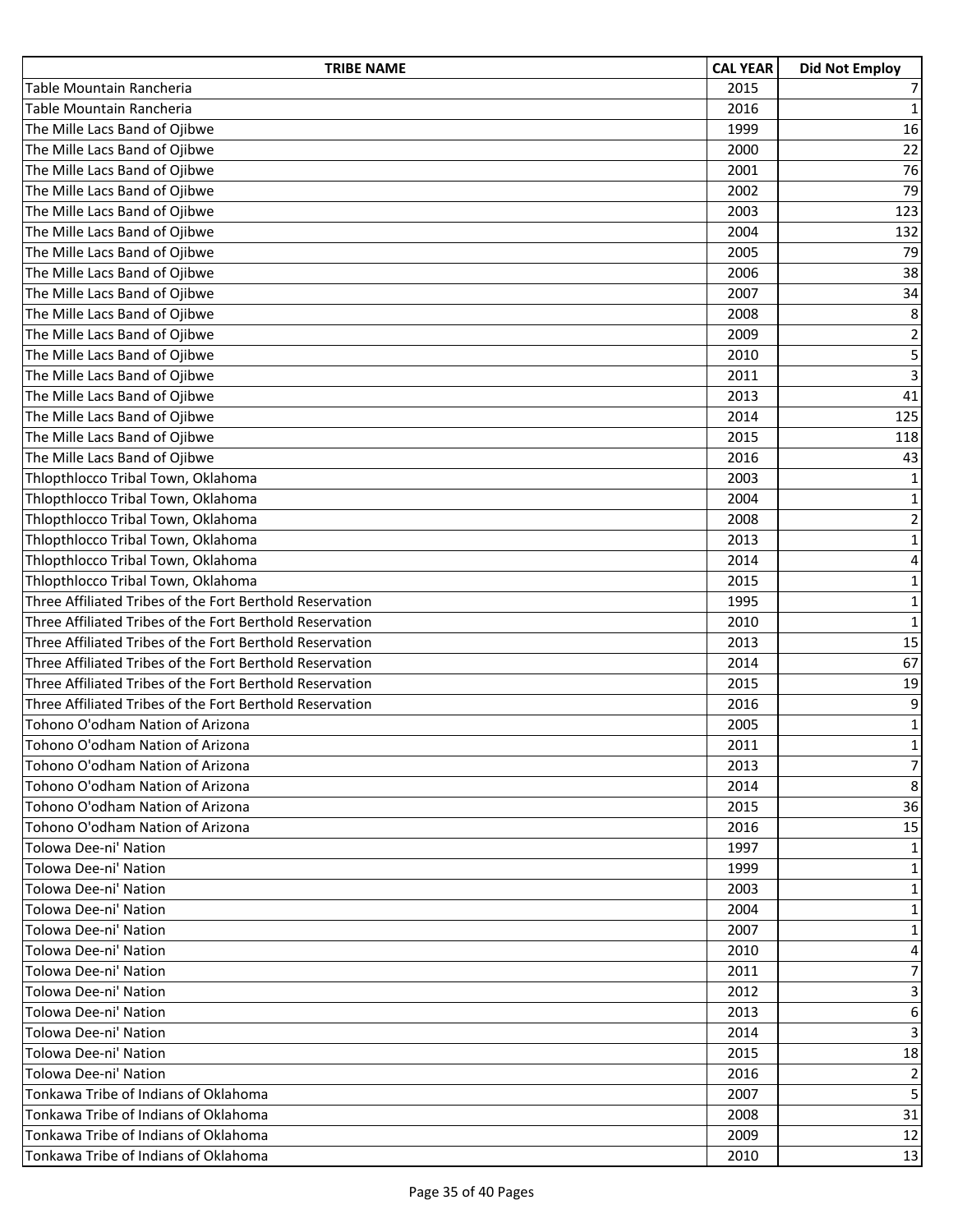| TRIBE NAME | CAL YEAR | Did Not Employ |
|---|---|---|
| Table Mountain Rancheria | 2015 | 7 |
| Table Mountain Rancheria | 2016 | 1 |
| The Mille Lacs Band of Ojibwe | 1999 | 16 |
| The Mille Lacs Band of Ojibwe | 2000 | 22 |
| The Mille Lacs Band of Ojibwe | 2001 | 76 |
| The Mille Lacs Band of Ojibwe | 2002 | 79 |
| The Mille Lacs Band of Ojibwe | 2003 | 123 |
| The Mille Lacs Band of Ojibwe | 2004 | 132 |
| The Mille Lacs Band of Ojibwe | 2005 | 79 |
| The Mille Lacs Band of Ojibwe | 2006 | 38 |
| The Mille Lacs Band of Ojibwe | 2007 | 34 |
| The Mille Lacs Band of Ojibwe | 2008 | 8 |
| The Mille Lacs Band of Ojibwe | 2009 | 2 |
| The Mille Lacs Band of Ojibwe | 2010 | 5 |
| The Mille Lacs Band of Ojibwe | 2011 | 3 |
| The Mille Lacs Band of Ojibwe | 2013 | 41 |
| The Mille Lacs Band of Ojibwe | 2014 | 125 |
| The Mille Lacs Band of Ojibwe | 2015 | 118 |
| The Mille Lacs Band of Ojibwe | 2016 | 43 |
| Thlopthlocco Tribal Town, Oklahoma | 2003 | 1 |
| Thlopthlocco Tribal Town, Oklahoma | 2004 | 1 |
| Thlopthlocco Tribal Town, Oklahoma | 2008 | 2 |
| Thlopthlocco Tribal Town, Oklahoma | 2013 | 1 |
| Thlopthlocco Tribal Town, Oklahoma | 2014 | 4 |
| Thlopthlocco Tribal Town, Oklahoma | 2015 | 1 |
| Three Affiliated Tribes of the Fort Berthold Reservation | 1995 | 1 |
| Three Affiliated Tribes of the Fort Berthold Reservation | 2010 | 1 |
| Three Affiliated Tribes of the Fort Berthold Reservation | 2013 | 15 |
| Three Affiliated Tribes of the Fort Berthold Reservation | 2014 | 67 |
| Three Affiliated Tribes of the Fort Berthold Reservation | 2015 | 19 |
| Three Affiliated Tribes of the Fort Berthold Reservation | 2016 | 9 |
| Tohono O'odham Nation of Arizona | 2005 | 1 |
| Tohono O'odham Nation of Arizona | 2011 | 1 |
| Tohono O'odham Nation of Arizona | 2013 | 7 |
| Tohono O'odham Nation of Arizona | 2014 | 8 |
| Tohono O'odham Nation of Arizona | 2015 | 36 |
| Tohono O'odham Nation of Arizona | 2016 | 15 |
| Tolowa Dee-ni' Nation | 1997 | 1 |
| Tolowa Dee-ni' Nation | 1999 | 1 |
| Tolowa Dee-ni' Nation | 2003 | 1 |
| Tolowa Dee-ni' Nation | 2004 | 1 |
| Tolowa Dee-ni' Nation | 2007 | 1 |
| Tolowa Dee-ni' Nation | 2010 | 4 |
| Tolowa Dee-ni' Nation | 2011 | 7 |
| Tolowa Dee-ni' Nation | 2012 | 3 |
| Tolowa Dee-ni' Nation | 2013 | 6 |
| Tolowa Dee-ni' Nation | 2014 | 3 |
| Tolowa Dee-ni' Nation | 2015 | 18 |
| Tolowa Dee-ni' Nation | 2016 | 2 |
| Tonkawa Tribe of Indians of Oklahoma | 2007 | 5 |
| Tonkawa Tribe of Indians of Oklahoma | 2008 | 31 |
| Tonkawa Tribe of Indians of Oklahoma | 2009 | 12 |
| Tonkawa Tribe of Indians of Oklahoma | 2010 | 13 |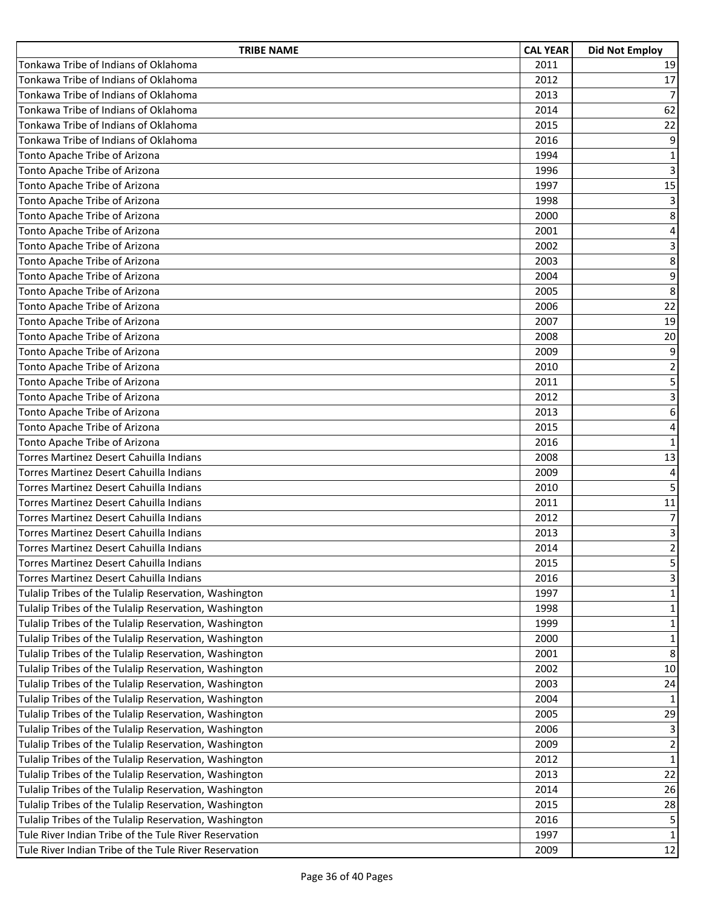| TRIBE NAME | CAL YEAR | Did Not Employ |
|---|---|---|
| Tonkawa Tribe of Indians of Oklahoma | 2011 | 19 |
| Tonkawa Tribe of Indians of Oklahoma | 2012 | 17 |
| Tonkawa Tribe of Indians of Oklahoma | 2013 | 7 |
| Tonkawa Tribe of Indians of Oklahoma | 2014 | 62 |
| Tonkawa Tribe of Indians of Oklahoma | 2015 | 22 |
| Tonkawa Tribe of Indians of Oklahoma | 2016 | 9 |
| Tonto Apache Tribe of Arizona | 1994 | 1 |
| Tonto Apache Tribe of Arizona | 1996 | 3 |
| Tonto Apache Tribe of Arizona | 1997 | 15 |
| Tonto Apache Tribe of Arizona | 1998 | 3 |
| Tonto Apache Tribe of Arizona | 2000 | 8 |
| Tonto Apache Tribe of Arizona | 2001 | 4 |
| Tonto Apache Tribe of Arizona | 2002 | 3 |
| Tonto Apache Tribe of Arizona | 2003 | 8 |
| Tonto Apache Tribe of Arizona | 2004 | 9 |
| Tonto Apache Tribe of Arizona | 2005 | 8 |
| Tonto Apache Tribe of Arizona | 2006 | 22 |
| Tonto Apache Tribe of Arizona | 2007 | 19 |
| Tonto Apache Tribe of Arizona | 2008 | 20 |
| Tonto Apache Tribe of Arizona | 2009 | 9 |
| Tonto Apache Tribe of Arizona | 2010 | 2 |
| Tonto Apache Tribe of Arizona | 2011 | 5 |
| Tonto Apache Tribe of Arizona | 2012 | 3 |
| Tonto Apache Tribe of Arizona | 2013 | 6 |
| Tonto Apache Tribe of Arizona | 2015 | 4 |
| Tonto Apache Tribe of Arizona | 2016 | 1 |
| Torres Martinez Desert Cahuilla Indians | 2008 | 13 |
| Torres Martinez Desert Cahuilla Indians | 2009 | 4 |
| Torres Martinez Desert Cahuilla Indians | 2010 | 5 |
| Torres Martinez Desert Cahuilla Indians | 2011 | 11 |
| Torres Martinez Desert Cahuilla Indians | 2012 | 7 |
| Torres Martinez Desert Cahuilla Indians | 2013 | 3 |
| Torres Martinez Desert Cahuilla Indians | 2014 | 2 |
| Torres Martinez Desert Cahuilla Indians | 2015 | 5 |
| Torres Martinez Desert Cahuilla Indians | 2016 | 3 |
| Tulalip Tribes of the Tulalip Reservation, Washington | 1997 | 1 |
| Tulalip Tribes of the Tulalip Reservation, Washington | 1998 | 1 |
| Tulalip Tribes of the Tulalip Reservation, Washington | 1999 | 1 |
| Tulalip Tribes of the Tulalip Reservation, Washington | 2000 | 1 |
| Tulalip Tribes of the Tulalip Reservation, Washington | 2001 | 8 |
| Tulalip Tribes of the Tulalip Reservation, Washington | 2002 | 10 |
| Tulalip Tribes of the Tulalip Reservation, Washington | 2003 | 24 |
| Tulalip Tribes of the Tulalip Reservation, Washington | 2004 | 1 |
| Tulalip Tribes of the Tulalip Reservation, Washington | 2005 | 29 |
| Tulalip Tribes of the Tulalip Reservation, Washington | 2006 | 3 |
| Tulalip Tribes of the Tulalip Reservation, Washington | 2009 | 2 |
| Tulalip Tribes of the Tulalip Reservation, Washington | 2012 | 1 |
| Tulalip Tribes of the Tulalip Reservation, Washington | 2013 | 22 |
| Tulalip Tribes of the Tulalip Reservation, Washington | 2014 | 26 |
| Tulalip Tribes of the Tulalip Reservation, Washington | 2015 | 28 |
| Tulalip Tribes of the Tulalip Reservation, Washington | 2016 | 5 |
| Tule River Indian Tribe of the Tule River Reservation | 1997 | 1 |
| Tule River Indian Tribe of the Tule River Reservation | 2009 | 12 |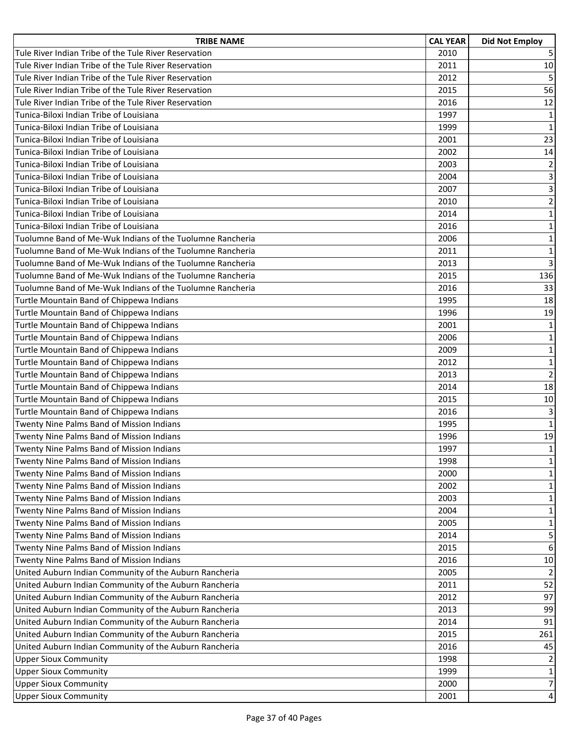| TRIBE NAME | CAL YEAR | Did Not Employ |
|---|---|---|
| Tule River Indian Tribe of the Tule River Reservation | 2010 | 5 |
| Tule River Indian Tribe of the Tule River Reservation | 2011 | 10 |
| Tule River Indian Tribe of the Tule River Reservation | 2012 | 5 |
| Tule River Indian Tribe of the Tule River Reservation | 2015 | 56 |
| Tule River Indian Tribe of the Tule River Reservation | 2016 | 12 |
| Tunica-Biloxi Indian Tribe of Louisiana | 1997 | 1 |
| Tunica-Biloxi Indian Tribe of Louisiana | 1999 | 1 |
| Tunica-Biloxi Indian Tribe of Louisiana | 2001 | 23 |
| Tunica-Biloxi Indian Tribe of Louisiana | 2002 | 14 |
| Tunica-Biloxi Indian Tribe of Louisiana | 2003 | 2 |
| Tunica-Biloxi Indian Tribe of Louisiana | 2004 | 3 |
| Tunica-Biloxi Indian Tribe of Louisiana | 2007 | 3 |
| Tunica-Biloxi Indian Tribe of Louisiana | 2010 | 2 |
| Tunica-Biloxi Indian Tribe of Louisiana | 2014 | 1 |
| Tunica-Biloxi Indian Tribe of Louisiana | 2016 | 1 |
| Tuolumne Band of Me-Wuk Indians of the Tuolumne Rancheria | 2006 | 1 |
| Tuolumne Band of Me-Wuk Indians of the Tuolumne Rancheria | 2011 | 1 |
| Tuolumne Band of Me-Wuk Indians of the Tuolumne Rancheria | 2013 | 3 |
| Tuolumne Band of Me-Wuk Indians of the Tuolumne Rancheria | 2015 | 136 |
| Tuolumne Band of Me-Wuk Indians of the Tuolumne Rancheria | 2016 | 33 |
| Turtle Mountain Band of Chippewa Indians | 1995 | 18 |
| Turtle Mountain Band of Chippewa Indians | 1996 | 19 |
| Turtle Mountain Band of Chippewa Indians | 2001 | 1 |
| Turtle Mountain Band of Chippewa Indians | 2006 | 1 |
| Turtle Mountain Band of Chippewa Indians | 2009 | 1 |
| Turtle Mountain Band of Chippewa Indians | 2012 | 1 |
| Turtle Mountain Band of Chippewa Indians | 2013 | 2 |
| Turtle Mountain Band of Chippewa Indians | 2014 | 18 |
| Turtle Mountain Band of Chippewa Indians | 2015 | 10 |
| Turtle Mountain Band of Chippewa Indians | 2016 | 3 |
| Twenty Nine Palms Band of Mission Indians | 1995 | 1 |
| Twenty Nine Palms Band of Mission Indians | 1996 | 19 |
| Twenty Nine Palms Band of Mission Indians | 1997 | 1 |
| Twenty Nine Palms Band of Mission Indians | 1998 | 1 |
| Twenty Nine Palms Band of Mission Indians | 2000 | 1 |
| Twenty Nine Palms Band of Mission Indians | 2002 | 1 |
| Twenty Nine Palms Band of Mission Indians | 2003 | 1 |
| Twenty Nine Palms Band of Mission Indians | 2004 | 1 |
| Twenty Nine Palms Band of Mission Indians | 2005 | 1 |
| Twenty Nine Palms Band of Mission Indians | 2014 | 5 |
| Twenty Nine Palms Band of Mission Indians | 2015 | 6 |
| Twenty Nine Palms Band of Mission Indians | 2016 | 10 |
| United Auburn Indian Community of the Auburn Rancheria | 2005 | 2 |
| United Auburn Indian Community of the Auburn Rancheria | 2011 | 52 |
| United Auburn Indian Community of the Auburn Rancheria | 2012 | 97 |
| United Auburn Indian Community of the Auburn Rancheria | 2013 | 99 |
| United Auburn Indian Community of the Auburn Rancheria | 2014 | 91 |
| United Auburn Indian Community of the Auburn Rancheria | 2015 | 261 |
| United Auburn Indian Community of the Auburn Rancheria | 2016 | 45 |
| Upper Sioux Community | 1998 | 2 |
| Upper Sioux Community | 1999 | 1 |
| Upper Sioux Community | 2000 | 7 |
| Upper Sioux Community | 2001 | 4 |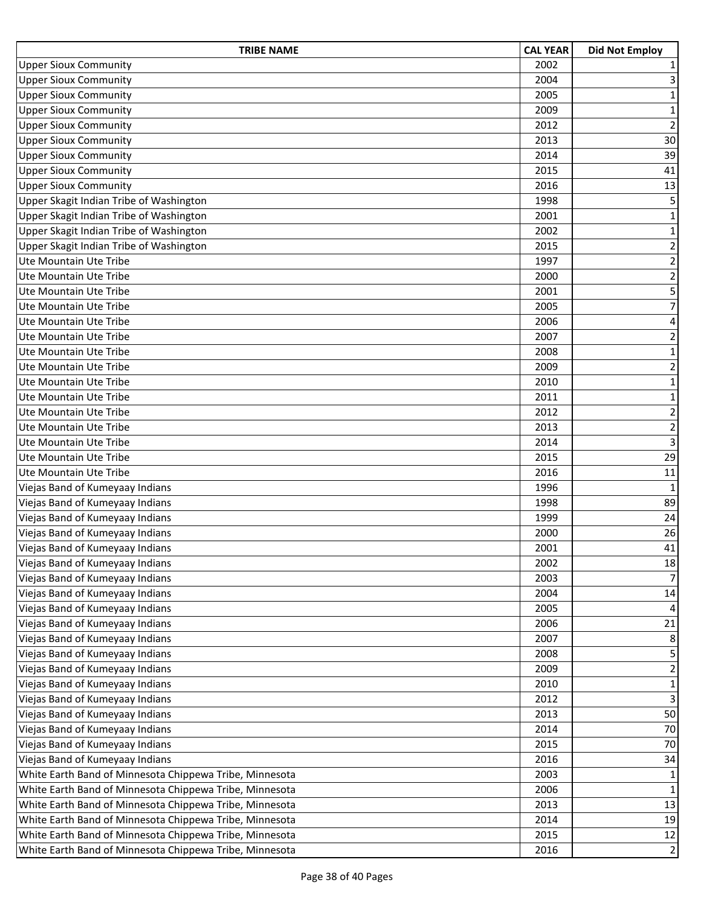| TRIBE NAME | CAL YEAR | Did Not Employ |
|---|---|---|
| Upper Sioux Community | 2002 | 1 |
| Upper Sioux Community | 2004 | 3 |
| Upper Sioux Community | 2005 | 1 |
| Upper Sioux Community | 2009 | 1 |
| Upper Sioux Community | 2012 | 2 |
| Upper Sioux Community | 2013 | 30 |
| Upper Sioux Community | 2014 | 39 |
| Upper Sioux Community | 2015 | 41 |
| Upper Sioux Community | 2016 | 13 |
| Upper Skagit Indian Tribe of Washington | 1998 | 5 |
| Upper Skagit Indian Tribe of Washington | 2001 | 1 |
| Upper Skagit Indian Tribe of Washington | 2002 | 1 |
| Upper Skagit Indian Tribe of Washington | 2015 | 2 |
| Ute Mountain Ute Tribe | 1997 | 2 |
| Ute Mountain Ute Tribe | 2000 | 2 |
| Ute Mountain Ute Tribe | 2001 | 5 |
| Ute Mountain Ute Tribe | 2005 | 7 |
| Ute Mountain Ute Tribe | 2006 | 4 |
| Ute Mountain Ute Tribe | 2007 | 2 |
| Ute Mountain Ute Tribe | 2008 | 1 |
| Ute Mountain Ute Tribe | 2009 | 2 |
| Ute Mountain Ute Tribe | 2010 | 1 |
| Ute Mountain Ute Tribe | 2011 | 1 |
| Ute Mountain Ute Tribe | 2012 | 2 |
| Ute Mountain Ute Tribe | 2013 | 2 |
| Ute Mountain Ute Tribe | 2014 | 3 |
| Ute Mountain Ute Tribe | 2015 | 29 |
| Ute Mountain Ute Tribe | 2016 | 11 |
| Viejas Band of Kumeyaay Indians | 1996 | 1 |
| Viejas Band of Kumeyaay Indians | 1998 | 89 |
| Viejas Band of Kumeyaay Indians | 1999 | 24 |
| Viejas Band of Kumeyaay Indians | 2000 | 26 |
| Viejas Band of Kumeyaay Indians | 2001 | 41 |
| Viejas Band of Kumeyaay Indians | 2002 | 18 |
| Viejas Band of Kumeyaay Indians | 2003 | 7 |
| Viejas Band of Kumeyaay Indians | 2004 | 14 |
| Viejas Band of Kumeyaay Indians | 2005 | 4 |
| Viejas Band of Kumeyaay Indians | 2006 | 21 |
| Viejas Band of Kumeyaay Indians | 2007 | 8 |
| Viejas Band of Kumeyaay Indians | 2008 | 5 |
| Viejas Band of Kumeyaay Indians | 2009 | 2 |
| Viejas Band of Kumeyaay Indians | 2010 | 1 |
| Viejas Band of Kumeyaay Indians | 2012 | 3 |
| Viejas Band of Kumeyaay Indians | 2013 | 50 |
| Viejas Band of Kumeyaay Indians | 2014 | 70 |
| Viejas Band of Kumeyaay Indians | 2015 | 70 |
| Viejas Band of Kumeyaay Indians | 2016 | 34 |
| White Earth Band of Minnesota Chippewa Tribe, Minnesota | 2003 | 1 |
| White Earth Band of Minnesota Chippewa Tribe, Minnesota | 2006 | 1 |
| White Earth Band of Minnesota Chippewa Tribe, Minnesota | 2013 | 13 |
| White Earth Band of Minnesota Chippewa Tribe, Minnesota | 2014 | 19 |
| White Earth Band of Minnesota Chippewa Tribe, Minnesota | 2015 | 12 |
| White Earth Band of Minnesota Chippewa Tribe, Minnesota | 2016 | 2 |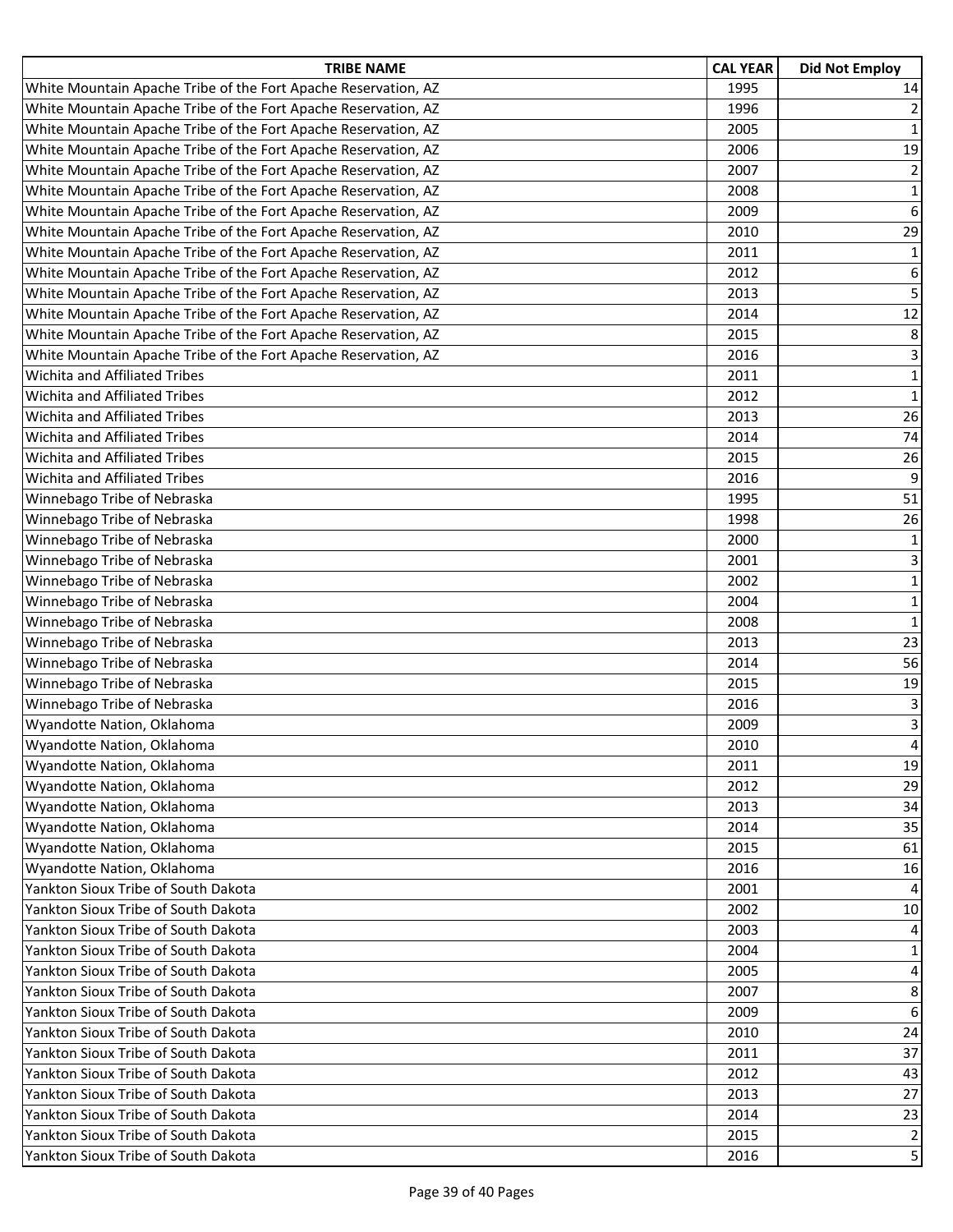| TRIBE NAME | CAL YEAR | Did Not Employ |
|---|---|---|
| White Mountain Apache Tribe of the Fort Apache Reservation, AZ | 1995 | 14 |
| White Mountain Apache Tribe of the Fort Apache Reservation, AZ | 1996 | 2 |
| White Mountain Apache Tribe of the Fort Apache Reservation, AZ | 2005 | 1 |
| White Mountain Apache Tribe of the Fort Apache Reservation, AZ | 2006 | 19 |
| White Mountain Apache Tribe of the Fort Apache Reservation, AZ | 2007 | 2 |
| White Mountain Apache Tribe of the Fort Apache Reservation, AZ | 2008 | 1 |
| White Mountain Apache Tribe of the Fort Apache Reservation, AZ | 2009 | 6 |
| White Mountain Apache Tribe of the Fort Apache Reservation, AZ | 2010 | 29 |
| White Mountain Apache Tribe of the Fort Apache Reservation, AZ | 2011 | 1 |
| White Mountain Apache Tribe of the Fort Apache Reservation, AZ | 2012 | 6 |
| White Mountain Apache Tribe of the Fort Apache Reservation, AZ | 2013 | 5 |
| White Mountain Apache Tribe of the Fort Apache Reservation, AZ | 2014 | 12 |
| White Mountain Apache Tribe of the Fort Apache Reservation, AZ | 2015 | 8 |
| White Mountain Apache Tribe of the Fort Apache Reservation, AZ | 2016 | 3 |
| Wichita and Affiliated Tribes | 2011 | 1 |
| Wichita and Affiliated Tribes | 2012 | 1 |
| Wichita and Affiliated Tribes | 2013 | 26 |
| Wichita and Affiliated Tribes | 2014 | 74 |
| Wichita and Affiliated Tribes | 2015 | 26 |
| Wichita and Affiliated Tribes | 2016 | 9 |
| Winnebago Tribe of Nebraska | 1995 | 51 |
| Winnebago Tribe of Nebraska | 1998 | 26 |
| Winnebago Tribe of Nebraska | 2000 | 1 |
| Winnebago Tribe of Nebraska | 2001 | 3 |
| Winnebago Tribe of Nebraska | 2002 | 1 |
| Winnebago Tribe of Nebraska | 2004 | 1 |
| Winnebago Tribe of Nebraska | 2008 | 1 |
| Winnebago Tribe of Nebraska | 2013 | 23 |
| Winnebago Tribe of Nebraska | 2014 | 56 |
| Winnebago Tribe of Nebraska | 2015 | 19 |
| Winnebago Tribe of Nebraska | 2016 | 3 |
| Wyandotte Nation, Oklahoma | 2009 | 3 |
| Wyandotte Nation, Oklahoma | 2010 | 4 |
| Wyandotte Nation, Oklahoma | 2011 | 19 |
| Wyandotte Nation, Oklahoma | 2012 | 29 |
| Wyandotte Nation, Oklahoma | 2013 | 34 |
| Wyandotte Nation, Oklahoma | 2014 | 35 |
| Wyandotte Nation, Oklahoma | 2015 | 61 |
| Wyandotte Nation, Oklahoma | 2016 | 16 |
| Yankton Sioux Tribe of South Dakota | 2001 | 4 |
| Yankton Sioux Tribe of South Dakota | 2002 | 10 |
| Yankton Sioux Tribe of South Dakota | 2003 | 4 |
| Yankton Sioux Tribe of South Dakota | 2004 | 1 |
| Yankton Sioux Tribe of South Dakota | 2005 | 4 |
| Yankton Sioux Tribe of South Dakota | 2007 | 8 |
| Yankton Sioux Tribe of South Dakota | 2009 | 6 |
| Yankton Sioux Tribe of South Dakota | 2010 | 24 |
| Yankton Sioux Tribe of South Dakota | 2011 | 37 |
| Yankton Sioux Tribe of South Dakota | 2012 | 43 |
| Yankton Sioux Tribe of South Dakota | 2013 | 27 |
| Yankton Sioux Tribe of South Dakota | 2014 | 23 |
| Yankton Sioux Tribe of South Dakota | 2015 | 2 |
| Yankton Sioux Tribe of South Dakota | 2016 | 5 |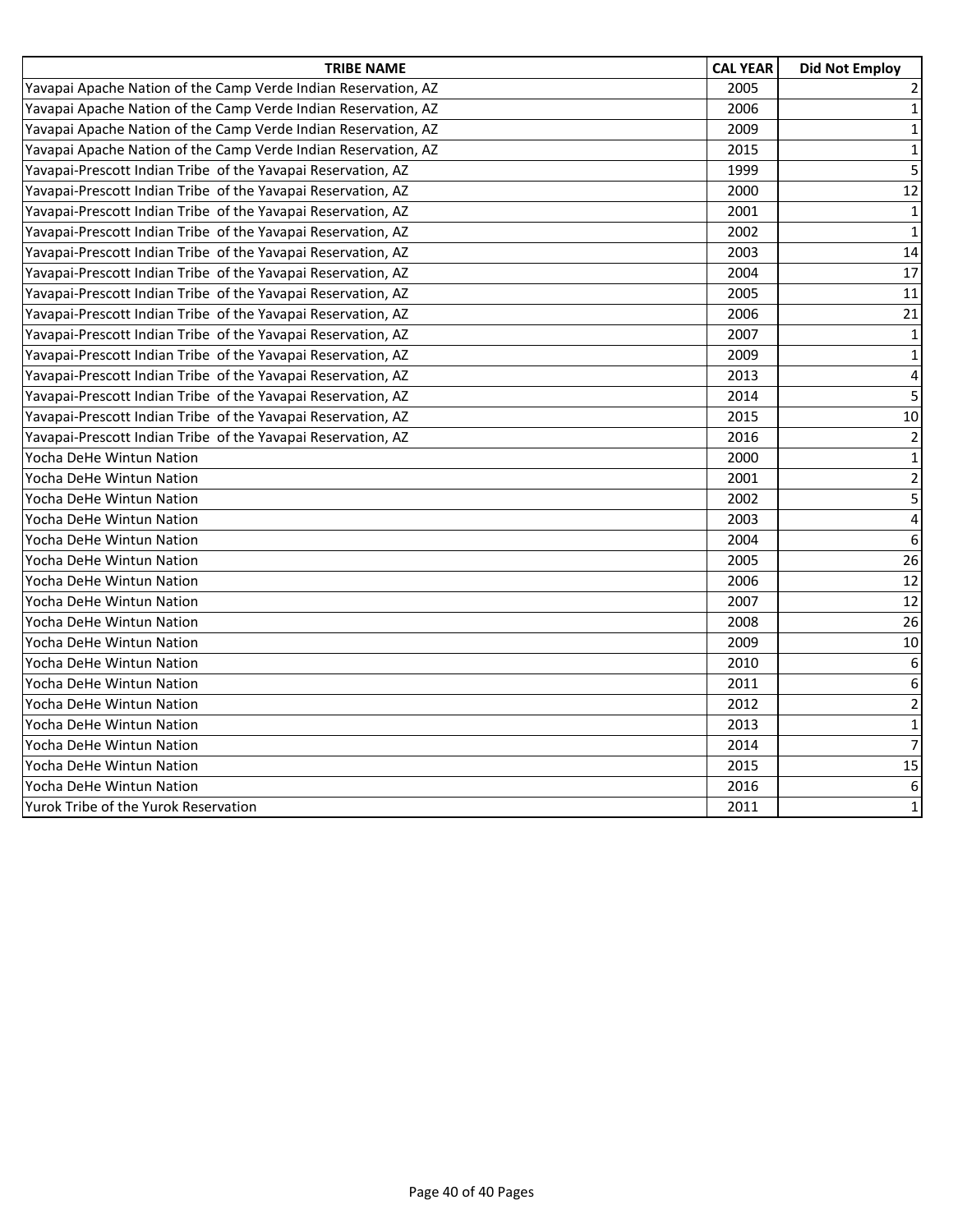| TRIBE NAME | CAL YEAR | Did Not Employ |
|---|---|---|
| Yavapai Apache Nation of the Camp Verde Indian Reservation, AZ | 2005 | 2 |
| Yavapai Apache Nation of the Camp Verde Indian Reservation, AZ | 2006 | 1 |
| Yavapai Apache Nation of the Camp Verde Indian Reservation, AZ | 2009 | 1 |
| Yavapai Apache Nation of the Camp Verde Indian Reservation, AZ | 2015 | 1 |
| Yavapai-Prescott Indian Tribe of the Yavapai Reservation, AZ | 1999 | 5 |
| Yavapai-Prescott Indian Tribe of the Yavapai Reservation, AZ | 2000 | 12 |
| Yavapai-Prescott Indian Tribe of the Yavapai Reservation, AZ | 2001 | 1 |
| Yavapai-Prescott Indian Tribe of the Yavapai Reservation, AZ | 2002 | 1 |
| Yavapai-Prescott Indian Tribe of the Yavapai Reservation, AZ | 2003 | 14 |
| Yavapai-Prescott Indian Tribe of the Yavapai Reservation, AZ | 2004 | 17 |
| Yavapai-Prescott Indian Tribe of the Yavapai Reservation, AZ | 2005 | 11 |
| Yavapai-Prescott Indian Tribe of the Yavapai Reservation, AZ | 2006 | 21 |
| Yavapai-Prescott Indian Tribe of the Yavapai Reservation, AZ | 2007 | 1 |
| Yavapai-Prescott Indian Tribe of the Yavapai Reservation, AZ | 2009 | 1 |
| Yavapai-Prescott Indian Tribe of the Yavapai Reservation, AZ | 2013 | 4 |
| Yavapai-Prescott Indian Tribe of the Yavapai Reservation, AZ | 2014 | 5 |
| Yavapai-Prescott Indian Tribe of the Yavapai Reservation, AZ | 2015 | 10 |
| Yavapai-Prescott Indian Tribe of the Yavapai Reservation, AZ | 2016 | 2 |
| Yocha DeHe Wintun Nation | 2000 | 1 |
| Yocha DeHe Wintun Nation | 2001 | 2 |
| Yocha DeHe Wintun Nation | 2002 | 5 |
| Yocha DeHe Wintun Nation | 2003 | 4 |
| Yocha DeHe Wintun Nation | 2004 | 6 |
| Yocha DeHe Wintun Nation | 2005 | 26 |
| Yocha DeHe Wintun Nation | 2006 | 12 |
| Yocha DeHe Wintun Nation | 2007 | 12 |
| Yocha DeHe Wintun Nation | 2008 | 26 |
| Yocha DeHe Wintun Nation | 2009 | 10 |
| Yocha DeHe Wintun Nation | 2010 | 6 |
| Yocha DeHe Wintun Nation | 2011 | 6 |
| Yocha DeHe Wintun Nation | 2012 | 2 |
| Yocha DeHe Wintun Nation | 2013 | 1 |
| Yocha DeHe Wintun Nation | 2014 | 7 |
| Yocha DeHe Wintun Nation | 2015 | 15 |
| Yocha DeHe Wintun Nation | 2016 | 6 |
| Yurok Tribe of the Yurok Reservation | 2011 | 1 |